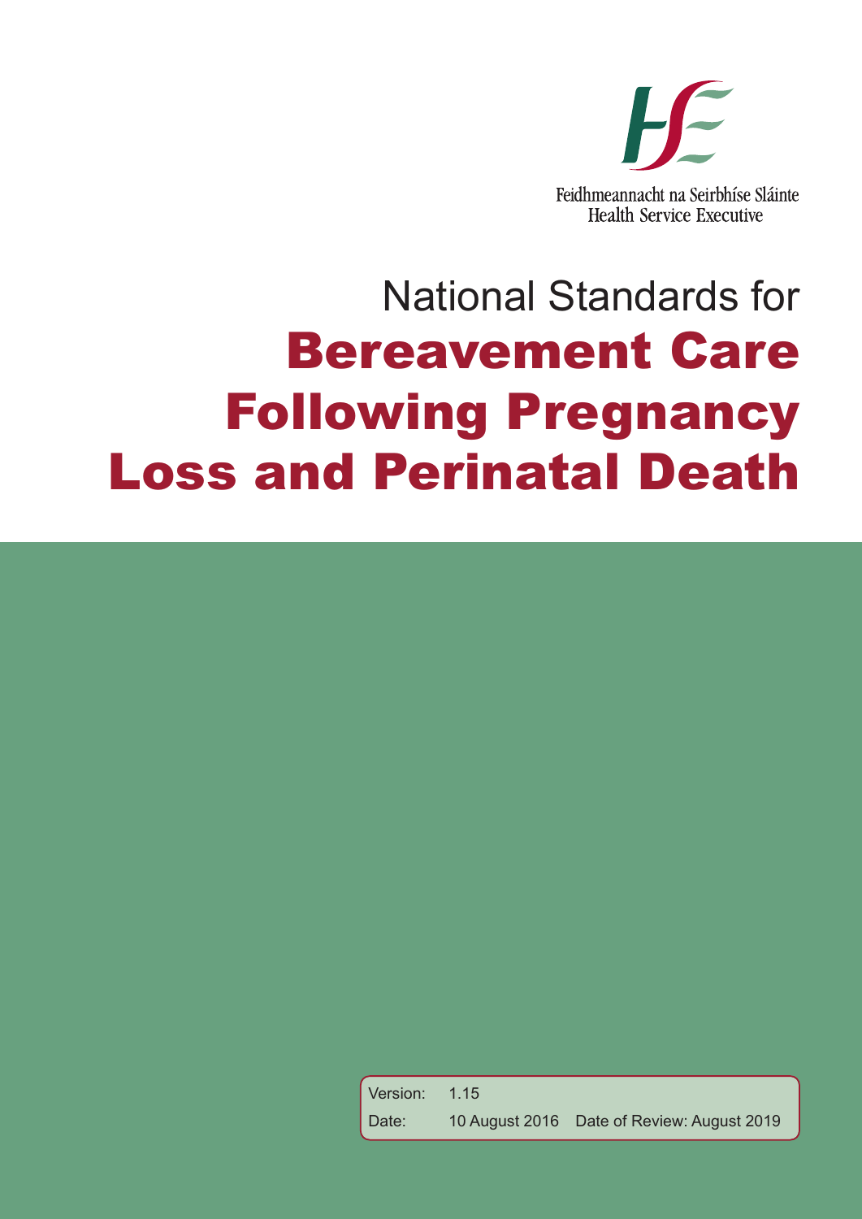Feidhmeannacht na Seirbhíse Sláinte
Health Service Executive

# National Standards for Bereavement Care Following Pregnancy Loss and Perinatal Death

| | | |
|---|---|---|
| Version: | 1.15 | |
| Date: | 10 August 2016 | Date of Review: August 2019 |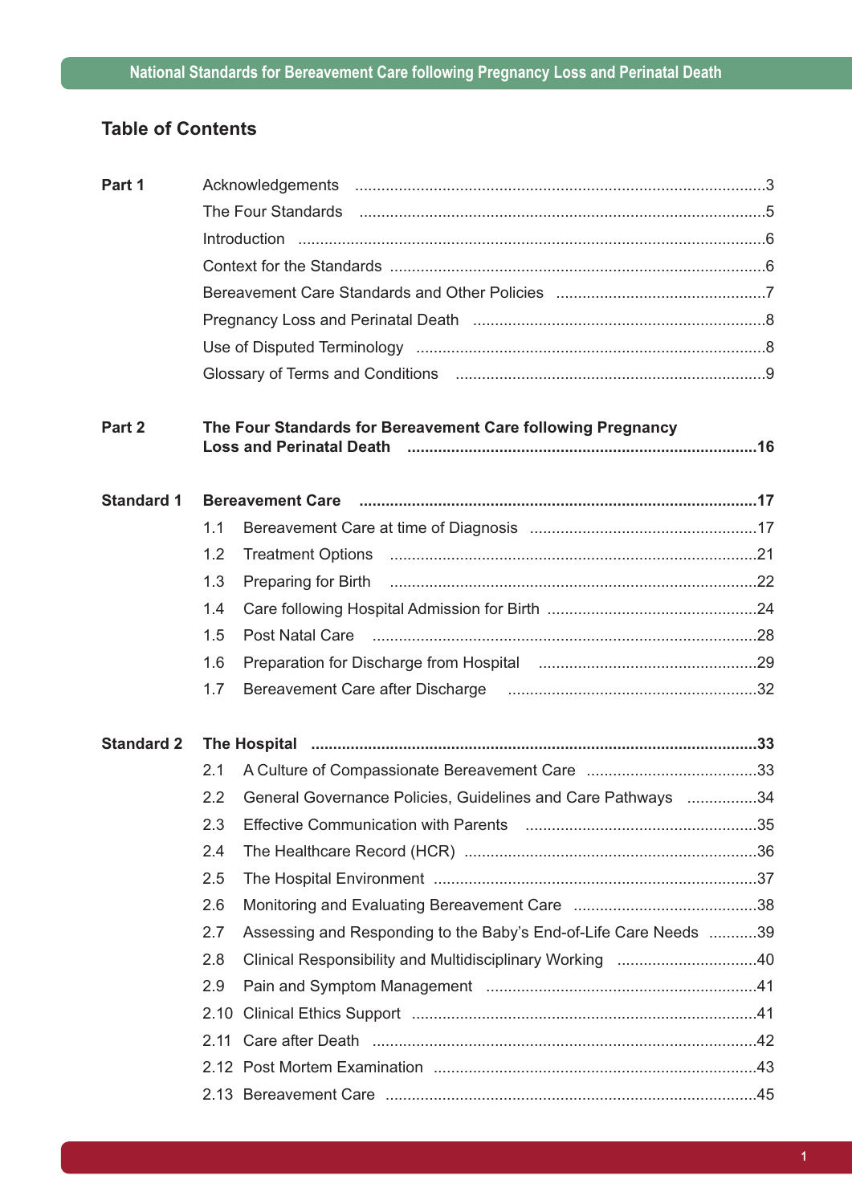## Table of Contents

| | | |
|---|---|---|
| **Part 1** | Acknowledgements | 3 |
| | The Four Standards | 5 |
| | Introduction | 6 |
| | Context for the Standards | 6 |
| | Bereavement Care Standards and Other Policies | 7 |
| | Pregnancy Loss and Perinatal Death | 8 |
| | Use of Disputed Terminology | 8 |
| | Glossary of Terms and Conditions | 9 |
| **Part 2** | **The Four Standards for Bereavement Care following Pregnancy Loss and Perinatal Death** | **16** |
| **Standard 1** | **Bereavement Care** | **17** |
| | 1.1 Bereavement Care at time of Diagnosis | 17 |
| | 1.2 Treatment Options | 21 |
| | 1.3 Preparing for Birth | 22 |
| | 1.4 Care following Hospital Admission for Birth | 24 |
| | 1.5 Post Natal Care | 28 |
| | 1.6 Preparation for Discharge from Hospital | 29 |
| | 1.7 Bereavement Care after Discharge | 32 |
| **Standard 2** | **The Hospital** | **33** |
| | 2.1 A Culture of Compassionate Bereavement Care | 33 |
| | 2.2 General Governance Policies, Guidelines and Care Pathways | 34 |
| | 2.3 Effective Communication with Parents | 35 |
| | 2.4 The Healthcare Record (HCR) | 36 |
| | 2.5 The Hospital Environment | 37 |
| | 2.6 Monitoring and Evaluating Bereavement Care | 38 |
| | 2.7 Assessing and Responding to the Baby's End-of-Life Care Needs | 39 |
| | 2.8 Clinical Responsibility and Multidisciplinary Working | 40 |
| | 2.9 Pain and Symptom Management | 41 |
| | 2.10 Clinical Ethics Support | 41 |
| | 2.11 Care after Death | 42 |
| | 2.12 Post Mortem Examination | 43 |
| | 2.13 Bereavement Care | 45 |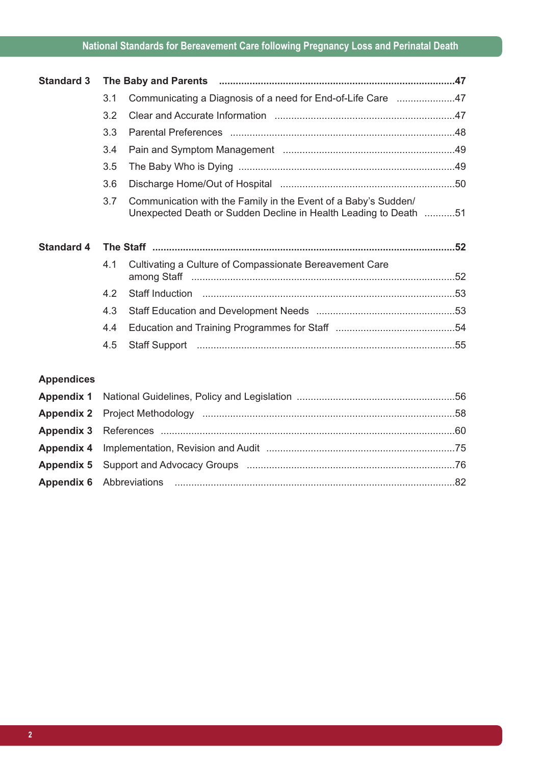**Standard 3 The Baby and Parents** .....47

3.1 Communicating a Diagnosis of a need for End-of-Life Care .....47

3.2 Clear and Accurate Information .....47

3.3 Parental Preferences .....48

3.4 Pain and Symptom Management .....49

3.5 The Baby Who is Dying .....49

3.6 Discharge Home/Out of Hospital .....50

3.7 Communication with the Family in the Event of a Baby's Sudden/Unexpected Death or Sudden Decline in Health Leading to Death .....51

**Standard 4 The Staff** .....52

4.1 Cultivating a Culture of Compassionate Bereavement Care among Staff .....52

4.2 Staff Induction .....53

4.3 Staff Education and Development Needs .....53

4.4 Education and Training Programmes for Staff .....54

4.5 Staff Support .....55

**Appendices**

**Appendix 1** National Guidelines, Policy and Legislation .....56

**Appendix 2** Project Methodology .....58

**Appendix 3** References .....60

**Appendix 4** Implementation, Revision and Audit .....75

**Appendix 5** Support and Advocacy Groups .....76

**Appendix 6** Abbreviations .....82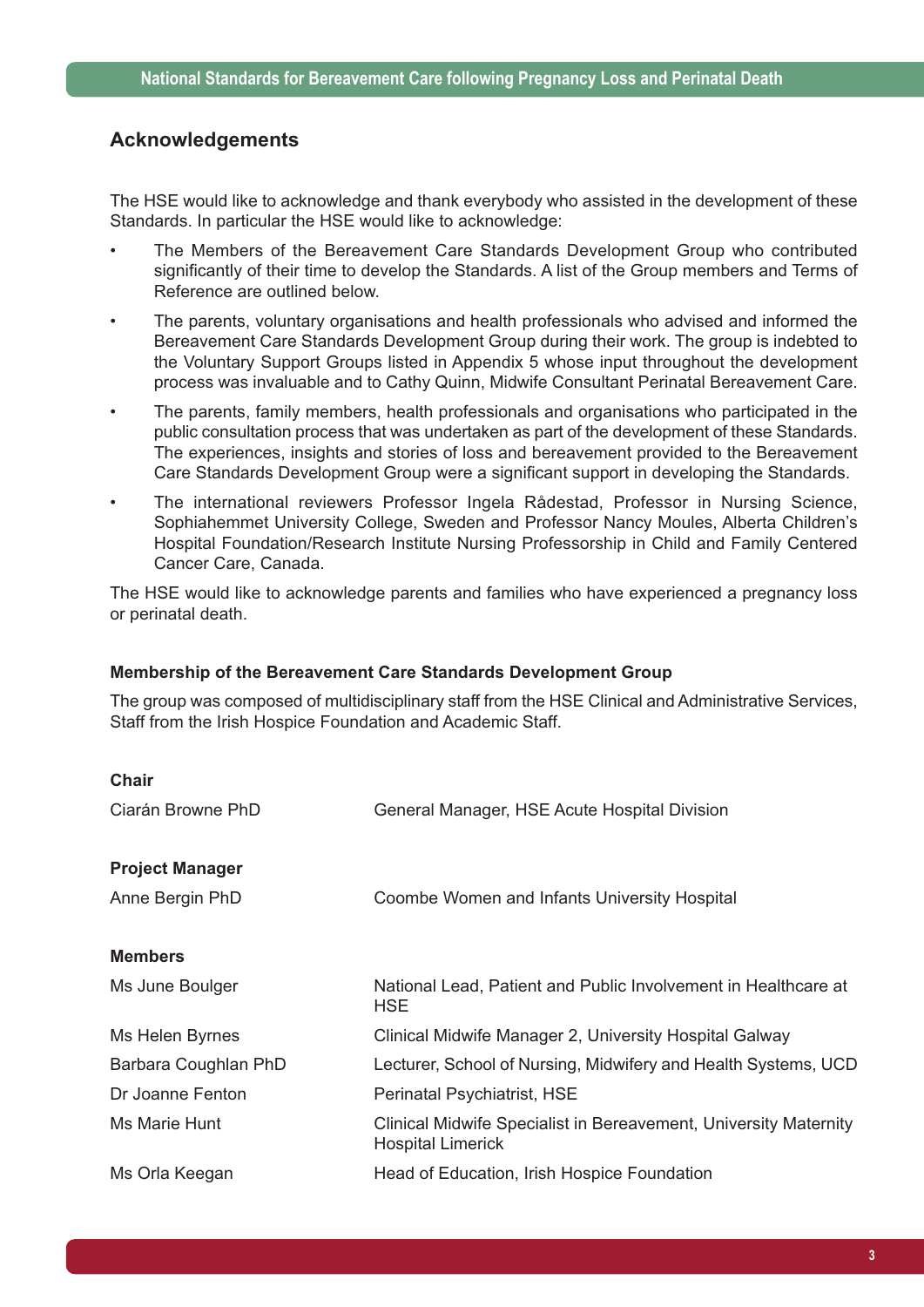## Acknowledgements

The HSE would like to acknowledge and thank everybody who assisted in the development of these Standards. In particular the HSE would like to acknowledge:

- The Members of the Bereavement Care Standards Development Group who contributed significantly of their time to develop the Standards. A list of the Group members and Terms of Reference are outlined below.
- The parents, voluntary organisations and health professionals who advised and informed the Bereavement Care Standards Development Group during their work. The group is indebted to the Voluntary Support Groups listed in Appendix 5 whose input throughout the development process was invaluable and to Cathy Quinn, Midwife Consultant Perinatal Bereavement Care.
- The parents, family members, health professionals and organisations who participated in the public consultation process that was undertaken as part of the development of these Standards. The experiences, insights and stories of loss and bereavement provided to the Bereavement Care Standards Development Group were a significant support in developing the Standards.
- The international reviewers Professor Ingela Rådestad, Professor in Nursing Science, Sophiahemmet University College, Sweden and Professor Nancy Moules, Alberta Children's Hospital Foundation/Research Institute Nursing Professorship in Child and Family Centered Cancer Care, Canada.

The HSE would like to acknowledge parents and families who have experienced a pregnancy loss or perinatal death.

### Membership of the Bereavement Care Standards Development Group

The group was composed of multidisciplinary staff from the HSE Clinical and Administrative Services, Staff from the Irish Hospice Foundation and Academic Staff.

**Chair**

| | |
|---|---|
| Ciarán Browne PhD | General Manager, HSE Acute Hospital Division |

**Project Manager**

| | |
|---|---|
| Anne Bergin PhD | Coombe Women and Infants University Hospital |

**Members**

| | |
|---|---|
| Ms June Boulger | National Lead, Patient and Public Involvement in Healthcare at HSE |
| Ms Helen Byrnes | Clinical Midwife Manager 2, University Hospital Galway |
| Barbara Coughlan PhD | Lecturer, School of Nursing, Midwifery and Health Systems, UCD |
| Dr Joanne Fenton | Perinatal Psychiatrist, HSE |
| Ms Marie Hunt | Clinical Midwife Specialist in Bereavement, University Maternity Hospital Limerick |
| Ms Orla Keegan | Head of Education, Irish Hospice Foundation |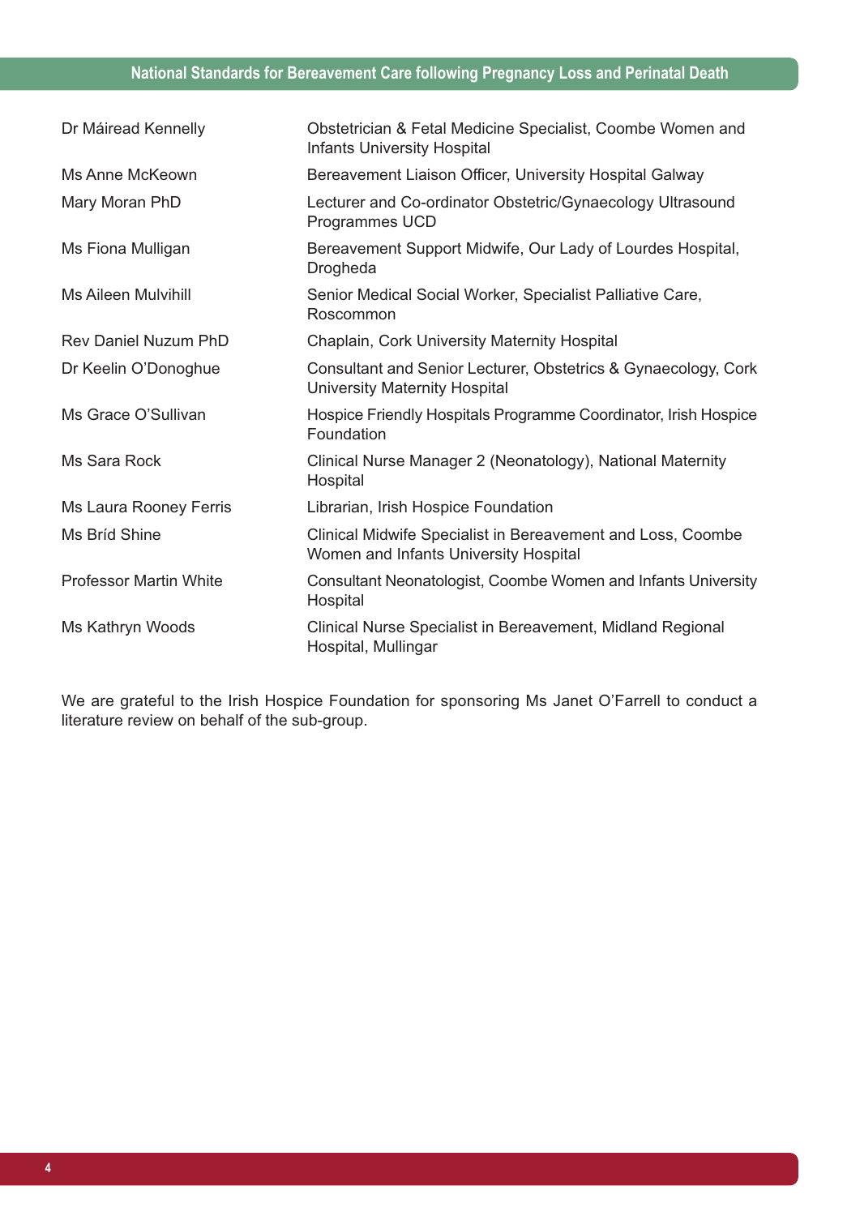| | |
|---|---|
| Dr Máiread Kennelly | Obstetrician & Fetal Medicine Specialist, Coombe Women and Infants University Hospital |
| Ms Anne McKeown | Bereavement Liaison Officer, University Hospital Galway |
| Mary Moran PhD | Lecturer and Co-ordinator Obstetric/Gynaecology Ultrasound Programmes UCD |
| Ms Fiona Mulligan | Bereavement Support Midwife, Our Lady of Lourdes Hospital, Drogheda |
| Ms Aileen Mulvihill | Senior Medical Social Worker, Specialist Palliative Care, Roscommon |
| Rev Daniel Nuzum PhD | Chaplain, Cork University Maternity Hospital |
| Dr Keelin O'Donoghue | Consultant and Senior Lecturer, Obstetrics & Gynaecology, Cork University Maternity Hospital |
| Ms Grace O'Sullivan | Hospice Friendly Hospitals Programme Coordinator, Irish Hospice Foundation |
| Ms Sara Rock | Clinical Nurse Manager 2 (Neonatology), National Maternity Hospital |
| Ms Laura Rooney Ferris | Librarian, Irish Hospice Foundation |
| Ms Bríd Shine | Clinical Midwife Specialist in Bereavement and Loss, Coombe Women and Infants University Hospital |
| Professor Martin White | Consultant Neonatologist, Coombe Women and Infants University Hospital |
| Ms Kathryn Woods | Clinical Nurse Specialist in Bereavement, Midland Regional Hospital, Mullingar |

We are grateful to the Irish Hospice Foundation for sponsoring Ms Janet O'Farrell to conduct a literature review on behalf of the sub-group.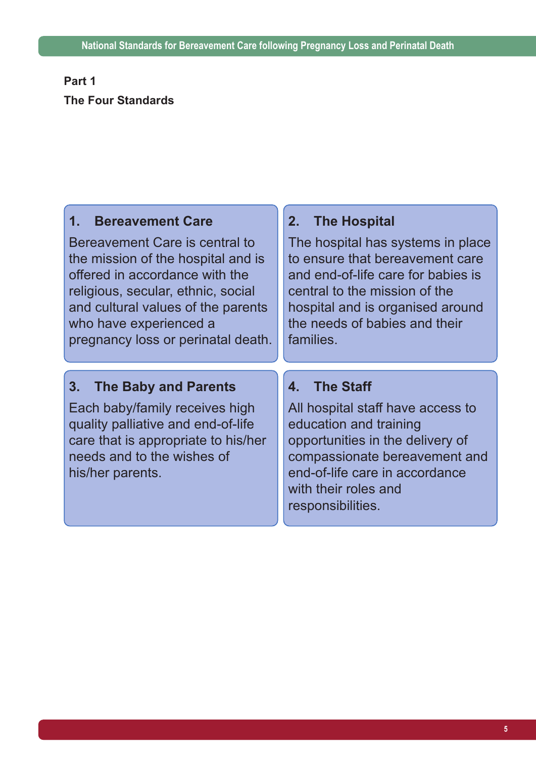## Part 1

## The Four Standards

### 1. Bereavement Care

Bereavement Care is central to the mission of the hospital and is offered in accordance with the religious, secular, ethnic, social and cultural values of the parents who have experienced a pregnancy loss or perinatal death.

### 2. The Hospital

The hospital has systems in place to ensure that bereavement care and end-of-life care for babies is central to the mission of the hospital and is organised around the needs of babies and their families.

### 3. The Baby and Parents

Each baby/family receives high quality palliative and end-of-life care that is appropriate to his/her needs and to the wishes of his/her parents.

### 4. The Staff

All hospital staff have access to education and training opportunities in the delivery of compassionate bereavement and end-of-life care in accordance with their roles and responsibilities.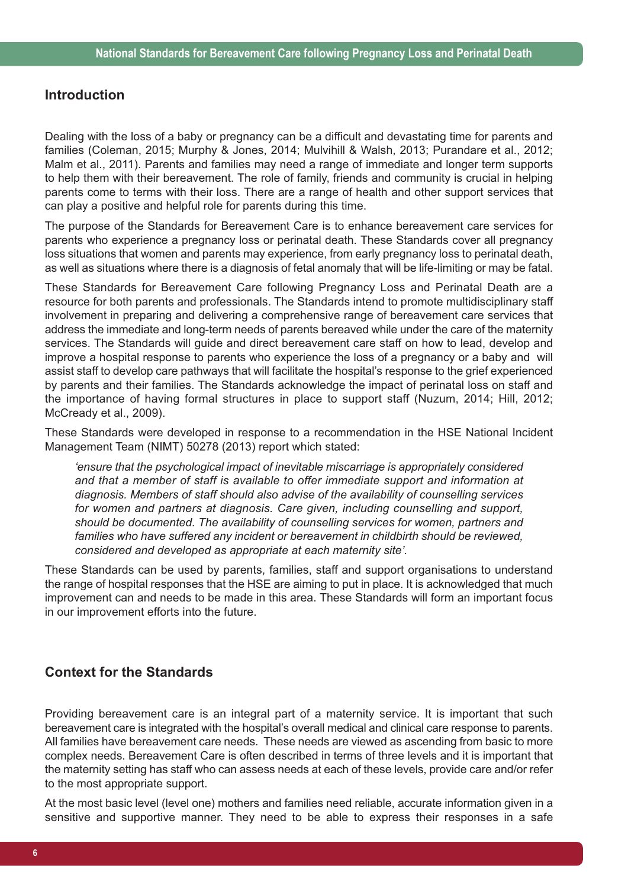## Introduction

Dealing with the loss of a baby or pregnancy can be a difficult and devastating time for parents and families (Coleman, 2015; Murphy & Jones, 2014; Mulvihill & Walsh, 2013; Purandare et al., 2012; Malm et al., 2011). Parents and families may need a range of immediate and longer term supports to help them with their bereavement. The role of family, friends and community is crucial in helping parents come to terms with their loss. There are a range of health and other support services that can play a positive and helpful role for parents during this time.

The purpose of the Standards for Bereavement Care is to enhance bereavement care services for parents who experience a pregnancy loss or perinatal death. These Standards cover all pregnancy loss situations that women and parents may experience, from early pregnancy loss to perinatal death, as well as situations where there is a diagnosis of fetal anomaly that will be life-limiting or may be fatal.

These Standards for Bereavement Care following Pregnancy Loss and Perinatal Death are a resource for both parents and professionals. The Standards intend to promote multidisciplinary staff involvement in preparing and delivering a comprehensive range of bereavement care services that address the immediate and long-term needs of parents bereaved while under the care of the maternity services. The Standards will guide and direct bereavement care staff on how to lead, develop and improve a hospital response to parents who experience the loss of a pregnancy or a baby and will assist staff to develop care pathways that will facilitate the hospital's response to the grief experienced by parents and their families. The Standards acknowledge the impact of perinatal loss on staff and the importance of having formal structures in place to support staff (Nuzum, 2014; Hill, 2012; McCready et al., 2009).

These Standards were developed in response to a recommendation in the HSE National Incident Management Team (NIMT) 50278 (2013) report which stated:

> *'ensure that the psychological impact of inevitable miscarriage is appropriately considered and that a member of staff is available to offer immediate support and information at diagnosis. Members of staff should also advise of the availability of counselling services for women and partners at diagnosis. Care given, including counselling and support, should be documented. The availability of counselling services for women, partners and families who have suffered any incident or bereavement in childbirth should be reviewed, considered and developed as appropriate at each maternity site'.*

These Standards can be used by parents, families, staff and support organisations to understand the range of hospital responses that the HSE are aiming to put in place. It is acknowledged that much improvement can and needs to be made in this area. These Standards will form an important focus in our improvement efforts into the future.

## Context for the Standards

Providing bereavement care is an integral part of a maternity service. It is important that such bereavement care is integrated with the hospital's overall medical and clinical care response to parents. All families have bereavement care needs. These needs are viewed as ascending from basic to more complex needs. Bereavement Care is often described in terms of three levels and it is important that the maternity setting has staff who can assess needs at each of these levels, provide care and/or refer to the most appropriate support.

At the most basic level (level one) mothers and families need reliable, accurate information given in a sensitive and supportive manner. They need to be able to express their responses in a safe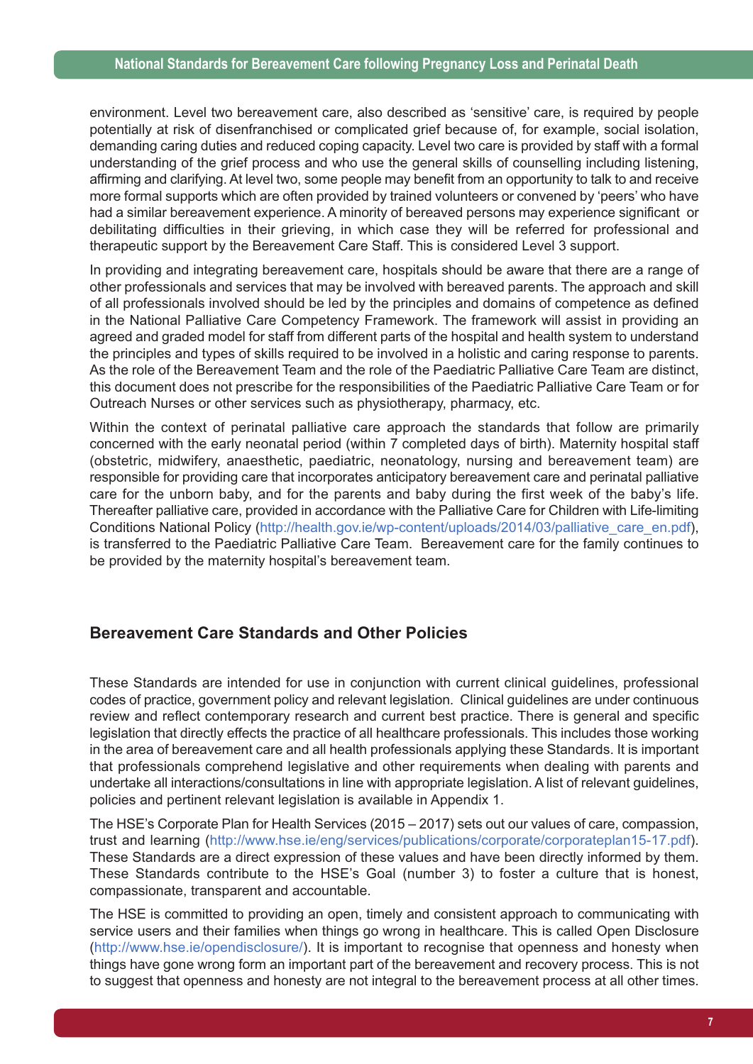environment. Level two bereavement care, also described as 'sensitive' care, is required by people potentially at risk of disenfranchised or complicated grief because of, for example, social isolation, demanding caring duties and reduced coping capacity. Level two care is provided by staff with a formal understanding of the grief process and who use the general skills of counselling including listening, affirming and clarifying. At level two, some people may benefit from an opportunity to talk to and receive more formal supports which are often provided by trained volunteers or convened by 'peers' who have had a similar bereavement experience. A minority of bereaved persons may experience significant or debilitating difficulties in their grieving, in which case they will be referred for professional and therapeutic support by the Bereavement Care Staff. This is considered Level 3 support.

In providing and integrating bereavement care, hospitals should be aware that there are a range of other professionals and services that may be involved with bereaved parents. The approach and skill of all professionals involved should be led by the principles and domains of competence as defined in the National Palliative Care Competency Framework. The framework will assist in providing an agreed and graded model for staff from different parts of the hospital and health system to understand the principles and types of skills required to be involved in a holistic and caring response to parents. As the role of the Bereavement Team and the role of the Paediatric Palliative Care Team are distinct, this document does not prescribe for the responsibilities of the Paediatric Palliative Care Team or for Outreach Nurses or other services such as physiotherapy, pharmacy, etc.

Within the context of perinatal palliative care approach the standards that follow are primarily concerned with the early neonatal period (within 7 completed days of birth). Maternity hospital staff (obstetric, midwifery, anaesthetic, paediatric, neonatology, nursing and bereavement team) are responsible for providing care that incorporates anticipatory bereavement care and perinatal palliative care for the unborn baby, and for the parents and baby during the first week of the baby's life. Thereafter palliative care, provided in accordance with the Palliative Care for Children with Life-limiting Conditions National Policy (http://health.gov.ie/wp-content/uploads/2014/03/palliative_care_en.pdf), is transferred to the Paediatric Palliative Care Team. Bereavement care for the family continues to be provided by the maternity hospital's bereavement team.

## Bereavement Care Standards and Other Policies

These Standards are intended for use in conjunction with current clinical guidelines, professional codes of practice, government policy and relevant legislation. Clinical guidelines are under continuous review and reflect contemporary research and current best practice. There is general and specific legislation that directly effects the practice of all healthcare professionals. This includes those working in the area of bereavement care and all health professionals applying these Standards. It is important that professionals comprehend legislative and other requirements when dealing with parents and undertake all interactions/consultations in line with appropriate legislation. A list of relevant guidelines, policies and pertinent relevant legislation is available in Appendix 1.

The HSE's Corporate Plan for Health Services (2015 – 2017) sets out our values of care, compassion, trust and learning (http://www.hse.ie/eng/services/publications/corporate/corporateplan15-17.pdf). These Standards are a direct expression of these values and have been directly informed by them. These Standards contribute to the HSE's Goal (number 3) to foster a culture that is honest, compassionate, transparent and accountable.

The HSE is committed to providing an open, timely and consistent approach to communicating with service users and their families when things go wrong in healthcare. This is called Open Disclosure (http://www.hse.ie/opendisclosure/). It is important to recognise that openness and honesty when things have gone wrong form an important part of the bereavement and recovery process. This is not to suggest that openness and honesty are not integral to the bereavement process at all other times.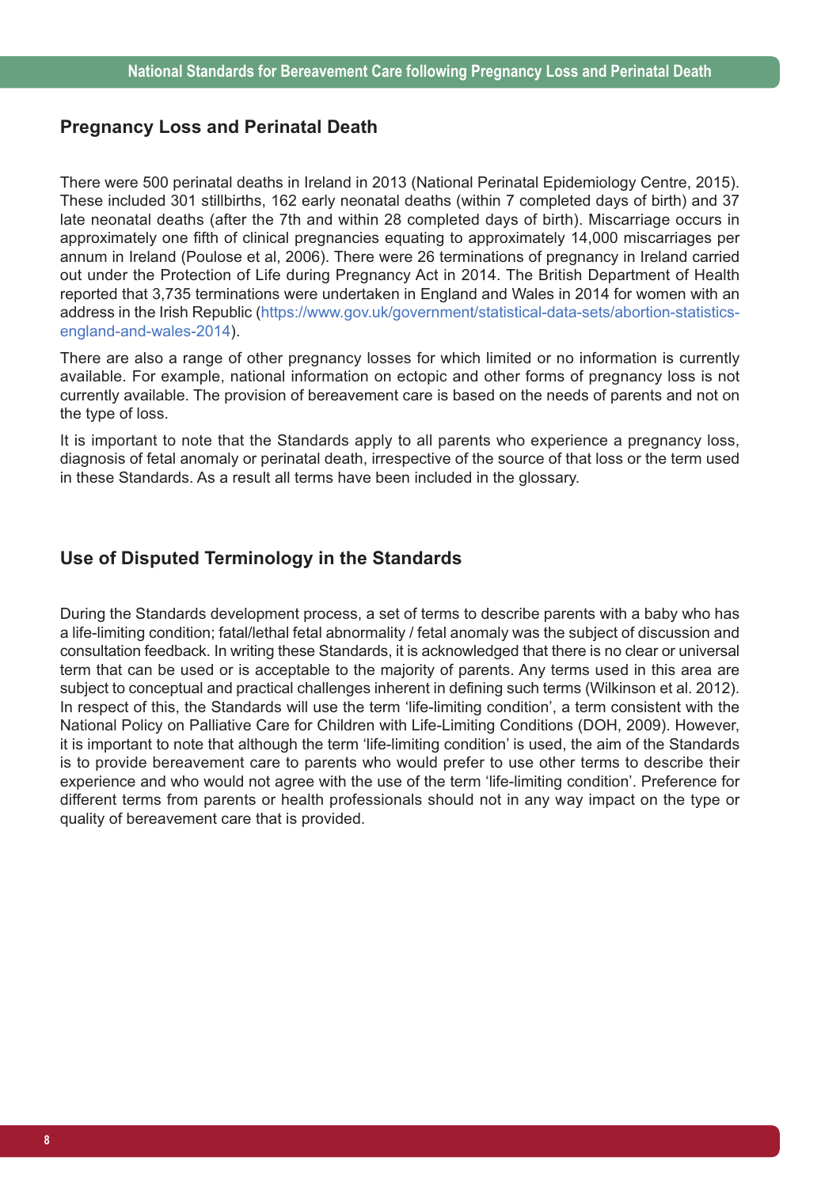## Pregnancy Loss and Perinatal Death

There were 500 perinatal deaths in Ireland in 2013 (National Perinatal Epidemiology Centre, 2015). These included 301 stillbirths, 162 early neonatal deaths (within 7 completed days of birth) and 37 late neonatal deaths (after the 7th and within 28 completed days of birth). Miscarriage occurs in approximately one fifth of clinical pregnancies equating to approximately 14,000 miscarriages per annum in Ireland (Poulose et al, 2006). There were 26 terminations of pregnancy in Ireland carried out under the Protection of Life during Pregnancy Act in 2014. The British Department of Health reported that 3,735 terminations were undertaken in England and Wales in 2014 for women with an address in the Irish Republic (https://www.gov.uk/government/statistical-data-sets/abortion-statistics-england-and-wales-2014).

There are also a range of other pregnancy losses for which limited or no information is currently available. For example, national information on ectopic and other forms of pregnancy loss is not currently available. The provision of bereavement care is based on the needs of parents and not on the type of loss.

It is important to note that the Standards apply to all parents who experience a pregnancy loss, diagnosis of fetal anomaly or perinatal death, irrespective of the source of that loss or the term used in these Standards. As a result all terms have been included in the glossary.

## Use of Disputed Terminology in the Standards

During the Standards development process, a set of terms to describe parents with a baby who has a life-limiting condition; fatal/lethal fetal abnormality / fetal anomaly was the subject of discussion and consultation feedback. In writing these Standards, it is acknowledged that there is no clear or universal term that can be used or is acceptable to the majority of parents. Any terms used in this area are subject to conceptual and practical challenges inherent in defining such terms (Wilkinson et al. 2012). In respect of this, the Standards will use the term 'life-limiting condition', a term consistent with the National Policy on Palliative Care for Children with Life-Limiting Conditions (DOH, 2009). However, it is important to note that although the term 'life-limiting condition' is used, the aim of the Standards is to provide bereavement care to parents who would prefer to use other terms to describe their experience and who would not agree with the use of the term 'life-limiting condition'. Preference for different terms from parents or health professionals should not in any way impact on the type or quality of bereavement care that is provided.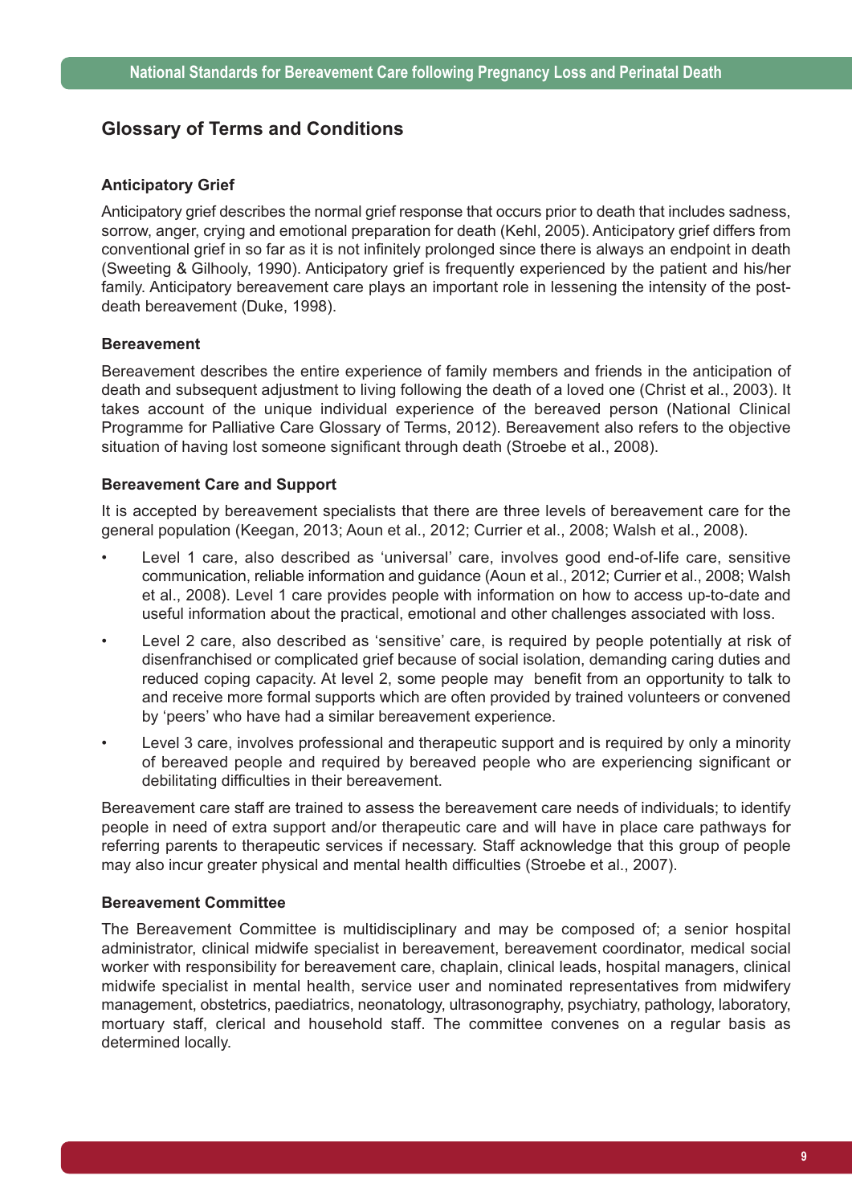## Glossary of Terms and Conditions

### Anticipatory Grief

Anticipatory grief describes the normal grief response that occurs prior to death that includes sadness, sorrow, anger, crying and emotional preparation for death (Kehl, 2005). Anticipatory grief differs from conventional grief in so far as it is not infinitely prolonged since there is always an endpoint in death (Sweeting & Gilhooly, 1990). Anticipatory grief is frequently experienced by the patient and his/her family. Anticipatory bereavement care plays an important role in lessening the intensity of the post-death bereavement (Duke, 1998).

### Bereavement

Bereavement describes the entire experience of family members and friends in the anticipation of death and subsequent adjustment to living following the death of a loved one (Christ et al., 2003). It takes account of the unique individual experience of the bereaved person (National Clinical Programme for Palliative Care Glossary of Terms, 2012). Bereavement also refers to the objective situation of having lost someone significant through death (Stroebe et al., 2008).

### Bereavement Care and Support

It is accepted by bereavement specialists that there are three levels of bereavement care for the general population (Keegan, 2013; Aoun et al., 2012; Currier et al., 2008; Walsh et al., 2008).

- Level 1 care, also described as 'universal' care, involves good end-of-life care, sensitive communication, reliable information and guidance (Aoun et al., 2012; Currier et al., 2008; Walsh et al., 2008). Level 1 care provides people with information on how to access up-to-date and useful information about the practical, emotional and other challenges associated with loss.
- Level 2 care, also described as 'sensitive' care, is required by people potentially at risk of disenfranchised or complicated grief because of social isolation, demanding caring duties and reduced coping capacity. At level 2, some people may benefit from an opportunity to talk to and receive more formal supports which are often provided by trained volunteers or convened by 'peers' who have had a similar bereavement experience.
- Level 3 care, involves professional and therapeutic support and is required by only a minority of bereaved people and required by bereaved people who are experiencing significant or debilitating difficulties in their bereavement.

Bereavement care staff are trained to assess the bereavement care needs of individuals; to identify people in need of extra support and/or therapeutic care and will have in place care pathways for referring parents to therapeutic services if necessary. Staff acknowledge that this group of people may also incur greater physical and mental health difficulties (Stroebe et al., 2007).

### Bereavement Committee

The Bereavement Committee is multidisciplinary and may be composed of; a senior hospital administrator, clinical midwife specialist in bereavement, bereavement coordinator, medical social worker with responsibility for bereavement care, chaplain, clinical leads, hospital managers, clinical midwife specialist in mental health, service user and nominated representatives from midwifery management, obstetrics, paediatrics, neonatology, ultrasonography, psychiatry, pathology, laboratory, mortuary staff, clerical and household staff. The committee convenes on a regular basis as determined locally.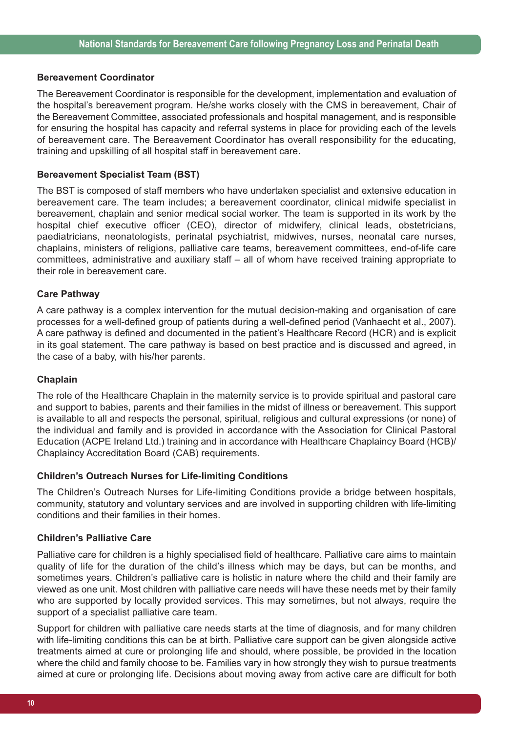### Bereavement Coordinator

The Bereavement Coordinator is responsible for the development, implementation and evaluation of the hospital's bereavement program. He/she works closely with the CMS in bereavement, Chair of the Bereavement Committee, associated professionals and hospital management, and is responsible for ensuring the hospital has capacity and referral systems in place for providing each of the levels of bereavement care. The Bereavement Coordinator has overall responsibility for the educating, training and upskilling of all hospital staff in bereavement care.

### Bereavement Specialist Team (BST)

The BST is composed of staff members who have undertaken specialist and extensive education in bereavement care. The team includes; a bereavement coordinator, clinical midwife specialist in bereavement, chaplain and senior medical social worker. The team is supported in its work by the hospital chief executive officer (CEO), director of midwifery, clinical leads, obstetricians, paediatricians, neonatologists, perinatal psychiatrist, midwives, nurses, neonatal care nurses, chaplains, ministers of religions, palliative care teams, bereavement committees, end-of-life care committees, administrative and auxiliary staff – all of whom have received training appropriate to their role in bereavement care.

### Care Pathway

A care pathway is a complex intervention for the mutual decision-making and organisation of care processes for a well-defined group of patients during a well-defined period (Vanhaecht et al., 2007). A care pathway is defined and documented in the patient's Healthcare Record (HCR) and is explicit in its goal statement. The care pathway is based on best practice and is discussed and agreed, in the case of a baby, with his/her parents.

### Chaplain

The role of the Healthcare Chaplain in the maternity service is to provide spiritual and pastoral care and support to babies, parents and their families in the midst of illness or bereavement. This support is available to all and respects the personal, spiritual, religious and cultural expressions (or none) of the individual and family and is provided in accordance with the Association for Clinical Pastoral Education (ACPE Ireland Ltd.) training and in accordance with Healthcare Chaplaincy Board (HCB)/ Chaplaincy Accreditation Board (CAB) requirements.

### Children's Outreach Nurses for Life-limiting Conditions

The Children's Outreach Nurses for Life-limiting Conditions provide a bridge between hospitals, community, statutory and voluntary services and are involved in supporting children with life-limiting conditions and their families in their homes.

### Children's Palliative Care

Palliative care for children is a highly specialised field of healthcare. Palliative care aims to maintain quality of life for the duration of the child's illness which may be days, but can be months, and sometimes years. Children's palliative care is holistic in nature where the child and their family are viewed as one unit. Most children with palliative care needs will have these needs met by their family who are supported by locally provided services. This may sometimes, but not always, require the support of a specialist palliative care team.

Support for children with palliative care needs starts at the time of diagnosis, and for many children with life-limiting conditions this can be at birth. Palliative care support can be given alongside active treatments aimed at cure or prolonging life and should, where possible, be provided in the location where the child and family choose to be. Families vary in how strongly they wish to pursue treatments aimed at cure or prolonging life. Decisions about moving away from active care are difficult for both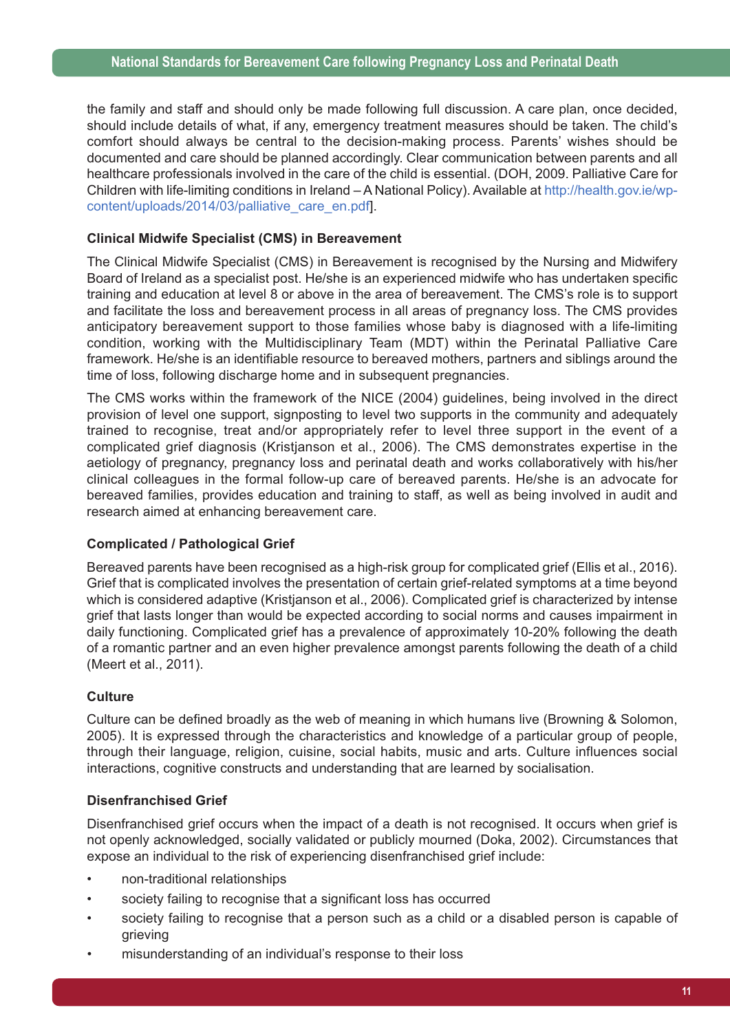the family and staff and should only be made following full discussion. A care plan, once decided, should include details of what, if any, emergency treatment measures should be taken. The child's comfort should always be central to the decision-making process. Parents' wishes should be documented and care should be planned accordingly. Clear communication between parents and all healthcare professionals involved in the care of the child is essential. (DOH, 2009. Palliative Care for Children with life-limiting conditions in Ireland – A National Policy). Available at http://health.gov.ie/wp-content/uploads/2014/03/palliative_care_en.pdf].

### Clinical Midwife Specialist (CMS) in Bereavement

The Clinical Midwife Specialist (CMS) in Bereavement is recognised by the Nursing and Midwifery Board of Ireland as a specialist post. He/she is an experienced midwife who has undertaken specific training and education at level 8 or above in the area of bereavement. The CMS's role is to support and facilitate the loss and bereavement process in all areas of pregnancy loss. The CMS provides anticipatory bereavement support to those families whose baby is diagnosed with a life-limiting condition, working with the Multidisciplinary Team (MDT) within the Perinatal Palliative Care framework. He/she is an identifiable resource to bereaved mothers, partners and siblings around the time of loss, following discharge home and in subsequent pregnancies.

The CMS works within the framework of the NICE (2004) guidelines, being involved in the direct provision of level one support, signposting to level two supports in the community and adequately trained to recognise, treat and/or appropriately refer to level three support in the event of a complicated grief diagnosis (Kristjanson et al., 2006). The CMS demonstrates expertise in the aetiology of pregnancy, pregnancy loss and perinatal death and works collaboratively with his/her clinical colleagues in the formal follow-up care of bereaved parents. He/she is an advocate for bereaved families, provides education and training to staff, as well as being involved in audit and research aimed at enhancing bereavement care.

### Complicated / Pathological Grief

Bereaved parents have been recognised as a high-risk group for complicated grief (Ellis et al., 2016). Grief that is complicated involves the presentation of certain grief-related symptoms at a time beyond which is considered adaptive (Kristjanson et al., 2006). Complicated grief is characterized by intense grief that lasts longer than would be expected according to social norms and causes impairment in daily functioning. Complicated grief has a prevalence of approximately 10-20% following the death of a romantic partner and an even higher prevalence amongst parents following the death of a child (Meert et al., 2011).

### Culture

Culture can be defined broadly as the web of meaning in which humans live (Browning & Solomon, 2005). It is expressed through the characteristics and knowledge of a particular group of people, through their language, religion, cuisine, social habits, music and arts. Culture influences social interactions, cognitive constructs and understanding that are learned by socialisation.

### Disenfranchised Grief

Disenfranchised grief occurs when the impact of a death is not recognised. It occurs when grief is not openly acknowledged, socially validated or publicly mourned (Doka, 2002). Circumstances that expose an individual to the risk of experiencing disenfranchised grief include:

- non-traditional relationships
- society failing to recognise that a significant loss has occurred
- society failing to recognise that a person such as a child or a disabled person is capable of grieving
- misunderstanding of an individual's response to their loss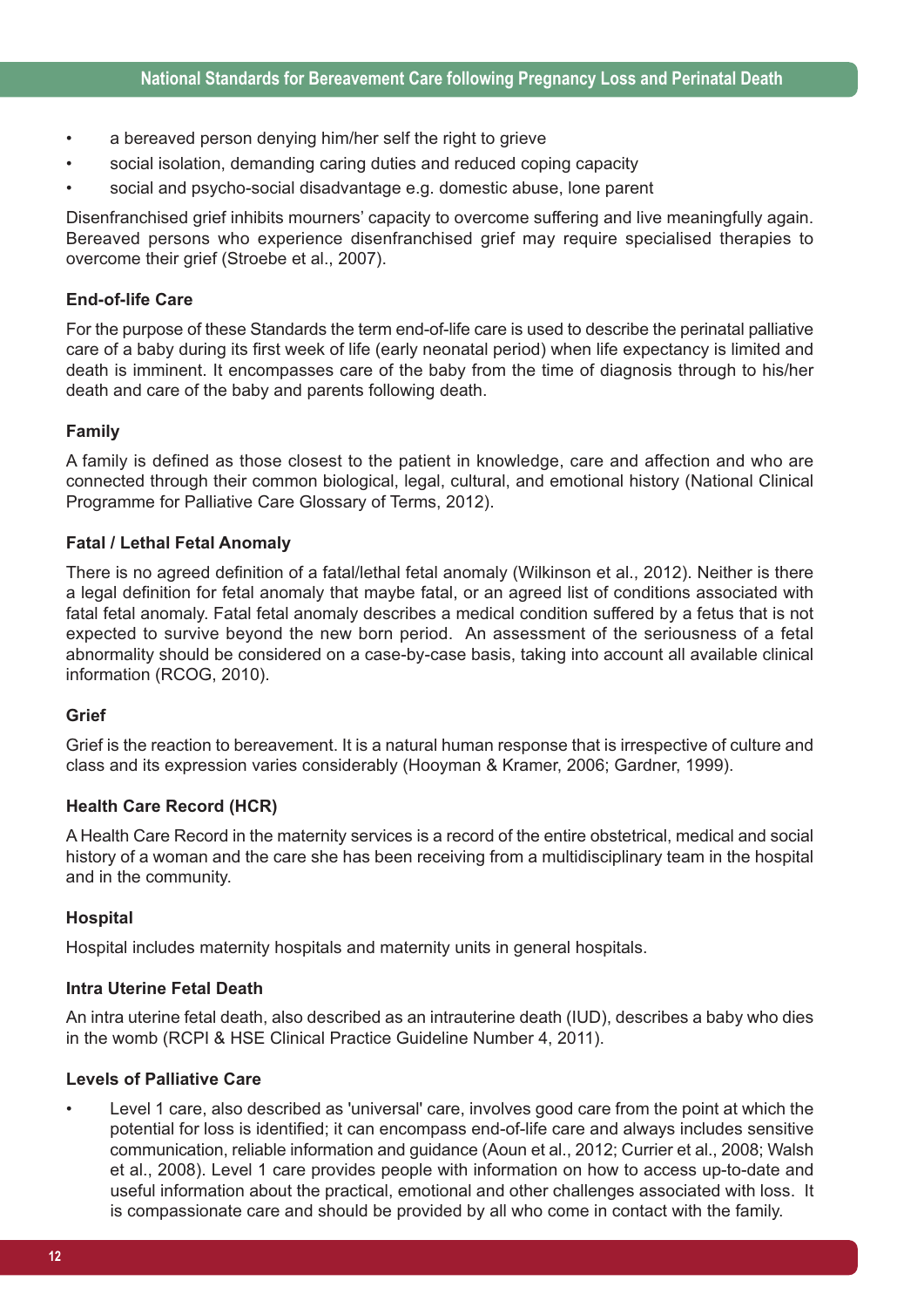- a bereaved person denying him/her self the right to grieve
- social isolation, demanding caring duties and reduced coping capacity
- social and psycho-social disadvantage e.g. domestic abuse, lone parent

Disenfranchised grief inhibits mourners' capacity to overcome suffering and live meaningfully again. Bereaved persons who experience disenfranchised grief may require specialised therapies to overcome their grief (Stroebe et al., 2007).

**End-of-life Care**

For the purpose of these Standards the term end-of-life care is used to describe the perinatal palliative care of a baby during its first week of life (early neonatal period) when life expectancy is limited and death is imminent. It encompasses care of the baby from the time of diagnosis through to his/her death and care of the baby and parents following death.

**Family**

A family is defined as those closest to the patient in knowledge, care and affection and who are connected through their common biological, legal, cultural, and emotional history (National Clinical Programme for Palliative Care Glossary of Terms, 2012).

**Fatal / Lethal Fetal Anomaly**

There is no agreed definition of a fatal/lethal fetal anomaly (Wilkinson et al., 2012). Neither is there a legal definition for fetal anomaly that maybe fatal, or an agreed list of conditions associated with fatal fetal anomaly. Fatal fetal anomaly describes a medical condition suffered by a fetus that is not expected to survive beyond the new born period. An assessment of the seriousness of a fetal abnormality should be considered on a case-by-case basis, taking into account all available clinical information (RCOG, 2010).

**Grief**

Grief is the reaction to bereavement. It is a natural human response that is irrespective of culture and class and its expression varies considerably (Hooyman & Kramer, 2006; Gardner, 1999).

**Health Care Record (HCR)**

A Health Care Record in the maternity services is a record of the entire obstetrical, medical and social history of a woman and the care she has been receiving from a multidisciplinary team in the hospital and in the community.

**Hospital**

Hospital includes maternity hospitals and maternity units in general hospitals.

**Intra Uterine Fetal Death**

An intra uterine fetal death, also described as an intrauterine death (IUD), describes a baby who dies in the womb (RCPI & HSE Clinical Practice Guideline Number 4, 2011).

**Levels of Palliative Care**

- Level 1 care, also described as 'universal' care, involves good care from the point at which the potential for loss is identified; it can encompass end-of-life care and always includes sensitive communication, reliable information and guidance (Aoun et al., 2012; Currier et al., 2008; Walsh et al., 2008). Level 1 care provides people with information on how to access up-to-date and useful information about the practical, emotional and other challenges associated with loss. It is compassionate care and should be provided by all who come in contact with the family.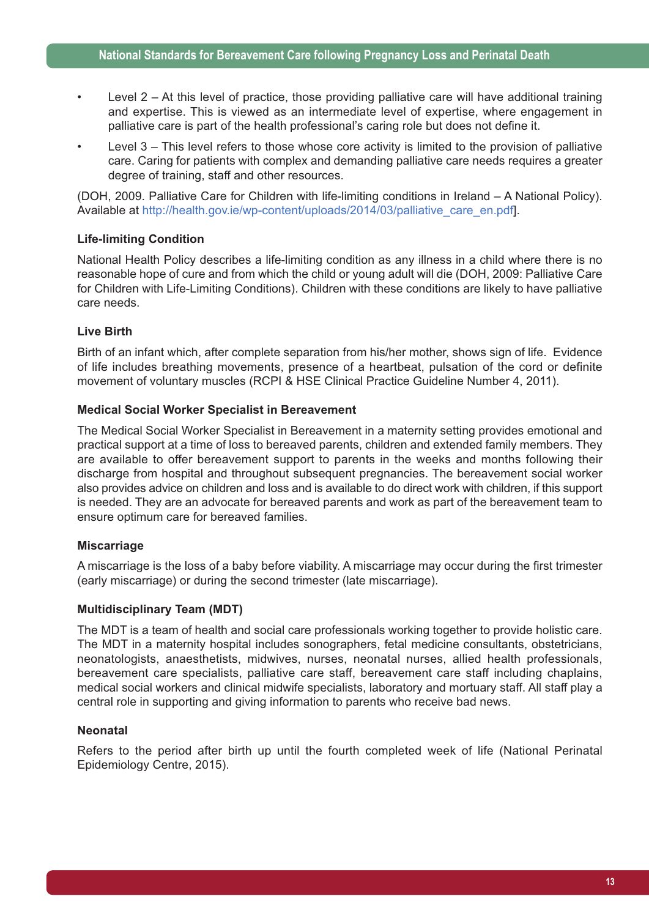- Level 2 – At this level of practice, those providing palliative care will have additional training and expertise. This is viewed as an intermediate level of expertise, where engagement in palliative care is part of the health professional's caring role but does not define it.
- Level 3 – This level refers to those whose core activity is limited to the provision of palliative care. Caring for patients with complex and demanding palliative care needs requires a greater degree of training, staff and other resources.

(DOH, 2009. Palliative Care for Children with life-limiting conditions in Ireland – A National Policy). Available at http://health.gov.ie/wp-content/uploads/2014/03/palliative_care_en.pdf].

**Life-limiting Condition**

National Health Policy describes a life-limiting condition as any illness in a child where there is no reasonable hope of cure and from which the child or young adult will die (DOH, 2009: Palliative Care for Children with Life-Limiting Conditions). Children with these conditions are likely to have palliative care needs.

**Live Birth**

Birth of an infant which, after complete separation from his/her mother, shows sign of life. Evidence of life includes breathing movements, presence of a heartbeat, pulsation of the cord or definite movement of voluntary muscles (RCPI & HSE Clinical Practice Guideline Number 4, 2011).

**Medical Social Worker Specialist in Bereavement**

The Medical Social Worker Specialist in Bereavement in a maternity setting provides emotional and practical support at a time of loss to bereaved parents, children and extended family members. They are available to offer bereavement support to parents in the weeks and months following their discharge from hospital and throughout subsequent pregnancies. The bereavement social worker also provides advice on children and loss and is available to do direct work with children, if this support is needed. They are an advocate for bereaved parents and work as part of the bereavement team to ensure optimum care for bereaved families.

**Miscarriage**

A miscarriage is the loss of a baby before viability. A miscarriage may occur during the first trimester (early miscarriage) or during the second trimester (late miscarriage).

**Multidisciplinary Team (MDT)**

The MDT is a team of health and social care professionals working together to provide holistic care. The MDT in a maternity hospital includes sonographers, fetal medicine consultants, obstetricians, neonatologists, anaesthetists, midwives, nurses, neonatal nurses, allied health professionals, bereavement care specialists, palliative care staff, bereavement care staff including chaplains, medical social workers and clinical midwife specialists, laboratory and mortuary staff. All staff play a central role in supporting and giving information to parents who receive bad news.

**Neonatal**

Refers to the period after birth up until the fourth completed week of life (National Perinatal Epidemiology Centre, 2015).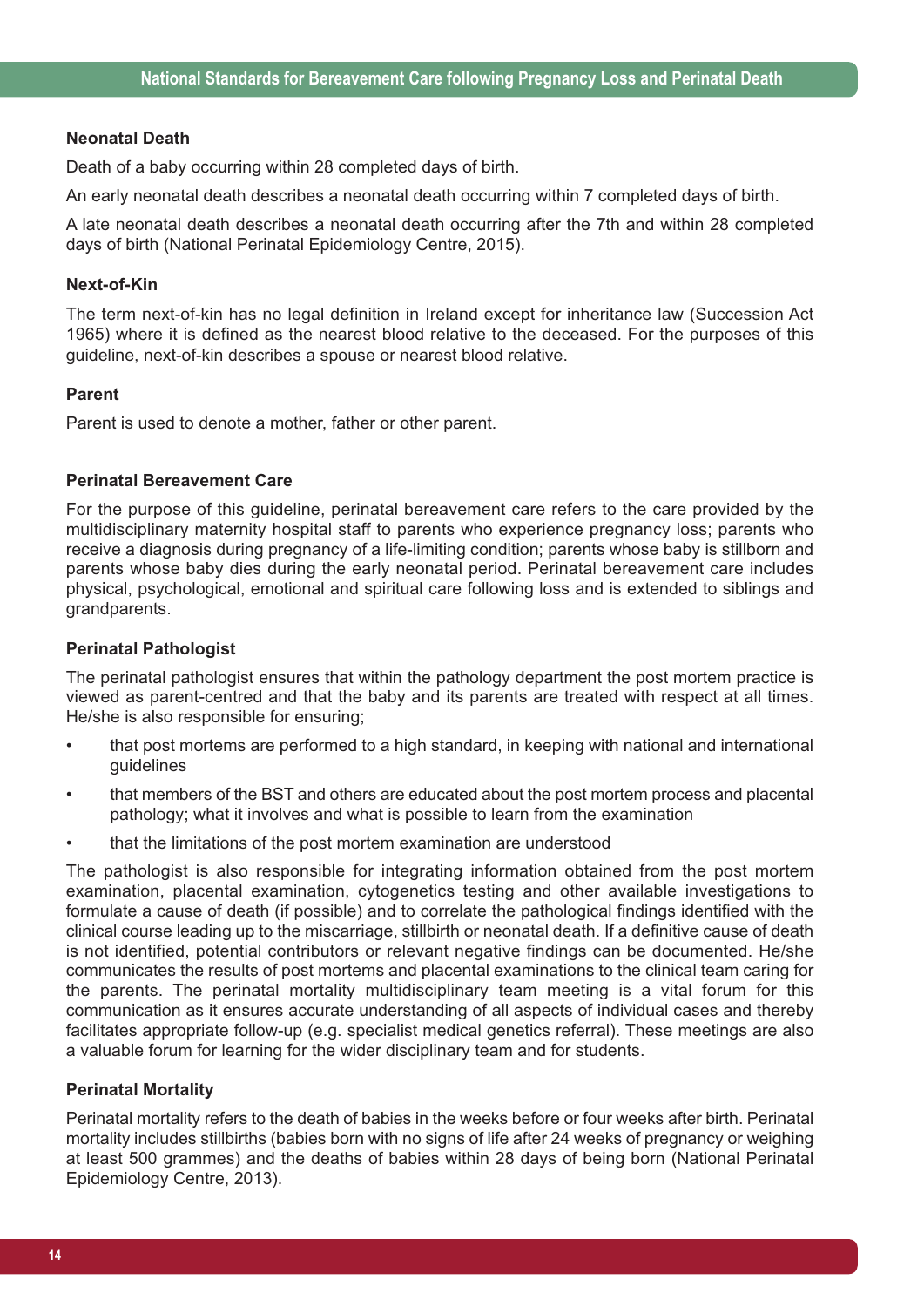### Neonatal Death

Death of a baby occurring within 28 completed days of birth.

An early neonatal death describes a neonatal death occurring within 7 completed days of birth.

A late neonatal death describes a neonatal death occurring after the 7th and within 28 completed days of birth (National Perinatal Epidemiology Centre, 2015).

### Next-of-Kin

The term next-of-kin has no legal definition in Ireland except for inheritance law (Succession Act 1965) where it is defined as the nearest blood relative to the deceased. For the purposes of this guideline, next-of-kin describes a spouse or nearest blood relative.

### Parent

Parent is used to denote a mother, father or other parent.

### Perinatal Bereavement Care

For the purpose of this guideline, perinatal bereavement care refers to the care provided by the multidisciplinary maternity hospital staff to parents who experience pregnancy loss; parents who receive a diagnosis during pregnancy of a life-limiting condition; parents whose baby is stillborn and parents whose baby dies during the early neonatal period. Perinatal bereavement care includes physical, psychological, emotional and spiritual care following loss and is extended to siblings and grandparents.

### Perinatal Pathologist

The perinatal pathologist ensures that within the pathology department the post mortem practice is viewed as parent-centred and that the baby and its parents are treated with respect at all times. He/she is also responsible for ensuring;

- that post mortems are performed to a high standard, in keeping with national and international guidelines
- that members of the BST and others are educated about the post mortem process and placental pathology; what it involves and what is possible to learn from the examination
- that the limitations of the post mortem examination are understood

The pathologist is also responsible for integrating information obtained from the post mortem examination, placental examination, cytogenetics testing and other available investigations to formulate a cause of death (if possible) and to correlate the pathological findings identified with the clinical course leading up to the miscarriage, stillbirth or neonatal death. If a definitive cause of death is not identified, potential contributors or relevant negative findings can be documented. He/she communicates the results of post mortems and placental examinations to the clinical team caring for the parents. The perinatal mortality multidisciplinary team meeting is a vital forum for this communication as it ensures accurate understanding of all aspects of individual cases and thereby facilitates appropriate follow-up (e.g. specialist medical genetics referral). These meetings are also a valuable forum for learning for the wider disciplinary team and for students.

### Perinatal Mortality

Perinatal mortality refers to the death of babies in the weeks before or four weeks after birth. Perinatal mortality includes stillbirths (babies born with no signs of life after 24 weeks of pregnancy or weighing at least 500 grammes) and the deaths of babies within 28 days of being born (National Perinatal Epidemiology Centre, 2013).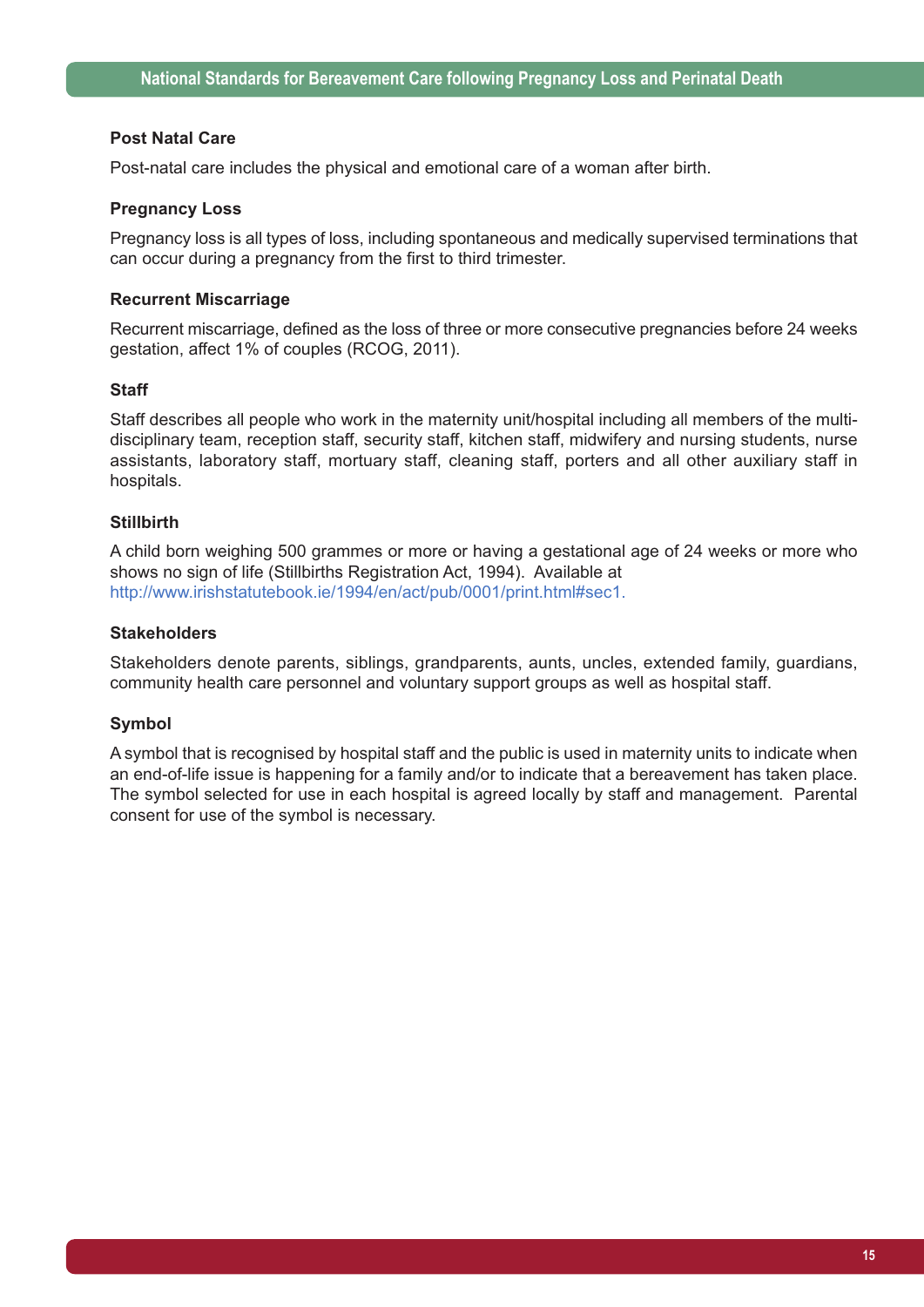**Post Natal Care**

Post-natal care includes the physical and emotional care of a woman after birth.

**Pregnancy Loss**

Pregnancy loss is all types of loss, including spontaneous and medically supervised terminations that can occur during a pregnancy from the first to third trimester.

**Recurrent Miscarriage**

Recurrent miscarriage, defined as the loss of three or more consecutive pregnancies before 24 weeks gestation, affect 1% of couples (RCOG, 2011).

**Staff**

Staff describes all people who work in the maternity unit/hospital including all members of the multi-disciplinary team, reception staff, security staff, kitchen staff, midwifery and nursing students, nurse assistants, laboratory staff, mortuary staff, cleaning staff, porters and all other auxiliary staff in hospitals.

**Stillbirth**

A child born weighing 500 grammes or more or having a gestational age of 24 weeks or more who shows no sign of life (Stillbirths Registration Act, 1994). Available at http://www.irishstatutebook.ie/1994/en/act/pub/0001/print.html#sec1.

**Stakeholders**

Stakeholders denote parents, siblings, grandparents, aunts, uncles, extended family, guardians, community health care personnel and voluntary support groups as well as hospital staff.

**Symbol**

A symbol that is recognised by hospital staff and the public is used in maternity units to indicate when an end-of-life issue is happening for a family and/or to indicate that a bereavement has taken place. The symbol selected for use in each hospital is agreed locally by staff and management. Parental consent for use of the symbol is necessary.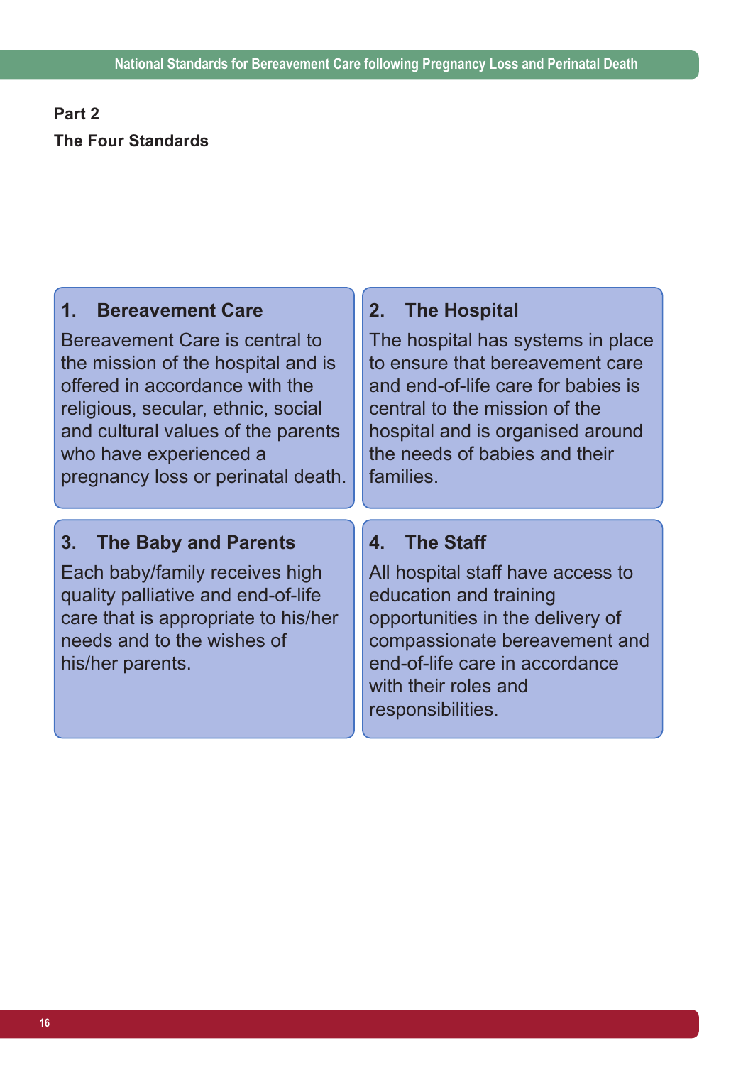**Part 2**

**The Four Standards**

### 1. Bereavement Care

Bereavement Care is central to the mission of the hospital and is offered in accordance with the religious, secular, ethnic, social and cultural values of the parents who have experienced a pregnancy loss or perinatal death.

### 2. The Hospital

The hospital has systems in place to ensure that bereavement care and end-of-life care for babies is central to the mission of the hospital and is organised around the needs of babies and their families.

### 3. The Baby and Parents

Each baby/family receives high quality palliative and end-of-life care that is appropriate to his/her needs and to the wishes of his/her parents.

### 4. The Staff

All hospital staff have access to education and training opportunities in the delivery of compassionate bereavement and end-of-life care in accordance with their roles and responsibilities.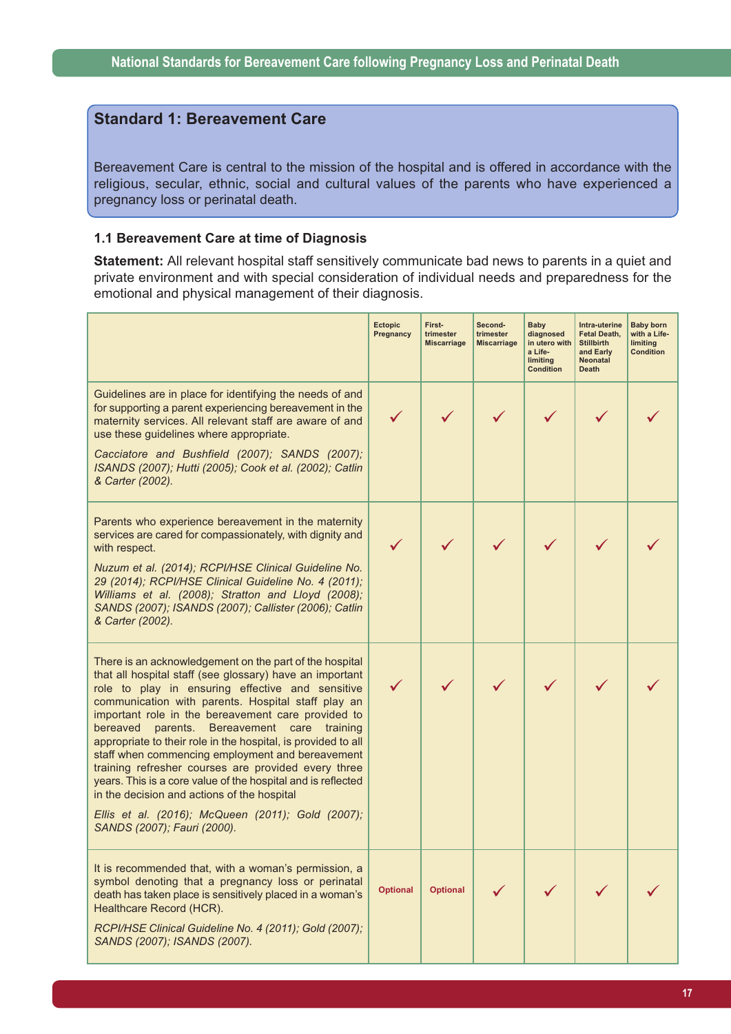## Standard 1: Bereavement Care

Bereavement Care is central to the mission of the hospital and is offered in accordance with the religious, secular, ethnic, social and cultural values of the parents who have experienced a pregnancy loss or perinatal death.

### 1.1 Bereavement Care at time of Diagnosis

**Statement:** All relevant hospital staff sensitively communicate bad news to parents in a quiet and private environment and with special consideration of individual needs and preparedness for the emotional and physical management of their diagnosis.

| | Ectopic Pregnancy | First-trimester Miscarriage | Second-trimester Miscarriage | Baby diagnosed in utero with a Life-limiting Condition | Intra-uterine Fetal Death, Stillbirth and Early Neonatal Death | Baby born with a Life-limiting Condition |
|---|---|---|---|---|---|---|
| Guidelines are in place for identifying the needs of and for supporting a parent experiencing bereavement in the maternity services. All relevant staff are aware of and use these guidelines where appropriate. *Cacciatore and Bushfield (2007); SANDS (2007); ISANDS (2007); Hutti (2005); Cook et al. (2002); Catlin & Carter (2002).* | ✓ | ✓ | ✓ | ✓ | ✓ | ✓ |
| Parents who experience bereavement in the maternity services are cared for compassionately, with dignity and with respect. *Nuzum et al. (2014); RCPI/HSE Clinical Guideline No. 29 (2014); RCPI/HSE Clinical Guideline No. 4 (2011); Williams et al. (2008); Stratton and Lloyd (2008); SANDS (2007); ISANDS (2007); Callister (2006); Catlin & Carter (2002).* | ✓ | ✓ | ✓ | ✓ | ✓ | ✓ |
| There is an acknowledgement on the part of the hospital that all hospital staff (see glossary) have an important role to play in ensuring effective and sensitive communication with parents. Hospital staff play an important role in the bereavement care provided to bereaved parents. Bereavement care training appropriate to their role in the hospital, is provided to all staff when commencing employment and bereavement training refresher courses are provided every three years. This is a core value of the hospital and is reflected in the decision and actions of the hospital *Ellis et al. (2016); McQueen (2011); Gold (2007); SANDS (2007); Fauri (2000).* | ✓ | ✓ | ✓ | ✓ | ✓ | ✓ |
| It is recommended that, with a woman's permission, a symbol denoting that a pregnancy loss or perinatal death has taken place is sensitively placed in a woman's Healthcare Record (HCR). *RCPI/HSE Clinical Guideline No. 4 (2011); Gold (2007); SANDS (2007); ISANDS (2007).* | Optional | Optional | ✓ | ✓ | ✓ | ✓ |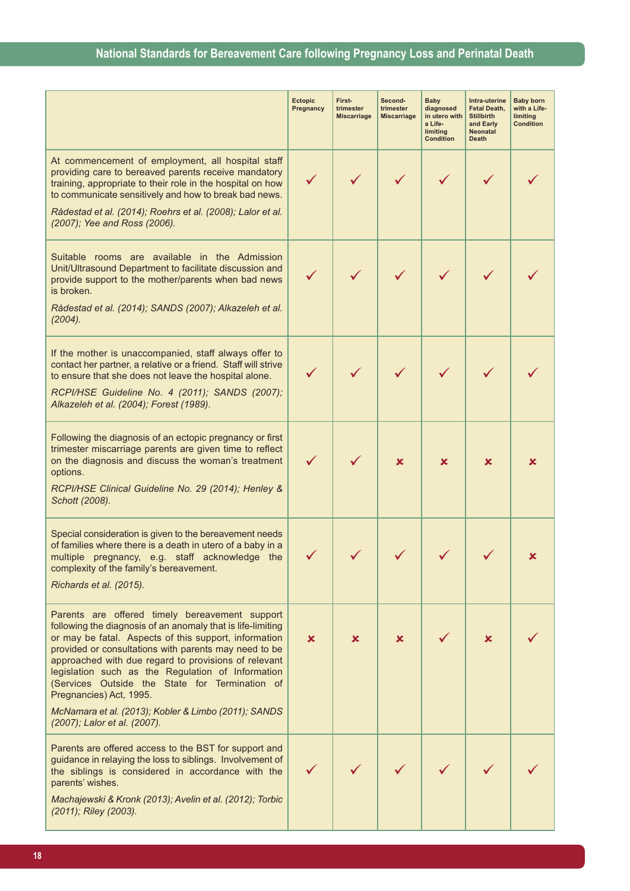| | Ectopic Pregnancy | First-trimester Miscarriage | Second-trimester Miscarriage | Baby diagnosed in utero with a Life-limiting Condition | Intra-uterine Fetal Death, Stillbirth and Early Neonatal Death | Baby born with a Life-limiting Condition |
|---|---|---|---|---|---|---|
| At commencement of employment, all hospital staff providing care to bereaved parents receive mandatory training, appropriate to their role in the hospital on how to communicate sensitively and how to break bad news.<br>*Rådestad et al. (2014); Roehrs et al. (2008); Lalor et al. (2007); Yee and Ross (2006).* | ✓ | ✓ | ✓ | ✓ | ✓ | ✓ |
| Suitable rooms are available in the Admission Unit/Ultrasound Department to facilitate discussion and provide support to the mother/parents when bad news is broken.<br>*Rådestad et al. (2014); SANDS (2007); Alkazeleh et al. (2004).* | ✓ | ✓ | ✓ | ✓ | ✓ | ✓ |
| If the mother is unaccompanied, staff always offer to contact her partner, a relative or a friend. Staff will strive to ensure that she does not leave the hospital alone.<br>*RCPI/HSE Guideline No. 4 (2011); SANDS (2007); Alkazeleh et al. (2004); Forest (1989).* | ✓ | ✓ | ✓ | ✓ | ✓ | ✓ |
| Following the diagnosis of an ectopic pregnancy or first trimester miscarriage parents are given time to reflect on the diagnosis and discuss the woman's treatment options.<br>*RCPI/HSE Clinical Guideline No. 29 (2014); Henley & Schott (2008).* | ✓ | ✓ | ✗ | ✗ | ✗ | ✗ |
| Special consideration is given to the bereavement needs of families where there is a death in utero of a baby in a multiple pregnancy, e.g. staff acknowledge the complexity of the family's bereavement.<br>*Richards et al. (2015).* | ✓ | ✓ | ✓ | ✓ | ✓ | ✗ |
| Parents are offered timely bereavement support following the diagnosis of an anomaly that is life-limiting or may be fatal. Aspects of this support, information provided or consultations with parents may need to be approached with due regard to provisions of relevant legislation such as the Regulation of Information (Services Outside the State for Termination of Pregnancies) Act, 1995.<br>*McNamara et al. (2013); Kobler & Limbo (2011); SANDS (2007); Lalor et al. (2007).* | ✗ | ✗ | ✗ | ✓ | ✗ | ✓ |
| Parents are offered access to the BST for support and guidance in relaying the loss to siblings. Involvement of the siblings is considered in accordance with the parents' wishes.<br>*Machajewski & Kronk (2013); Avelin et al. (2012); Torbic (2011); Riley (2003).* | ✓ | ✓ | ✓ | ✓ | ✓ | ✓ |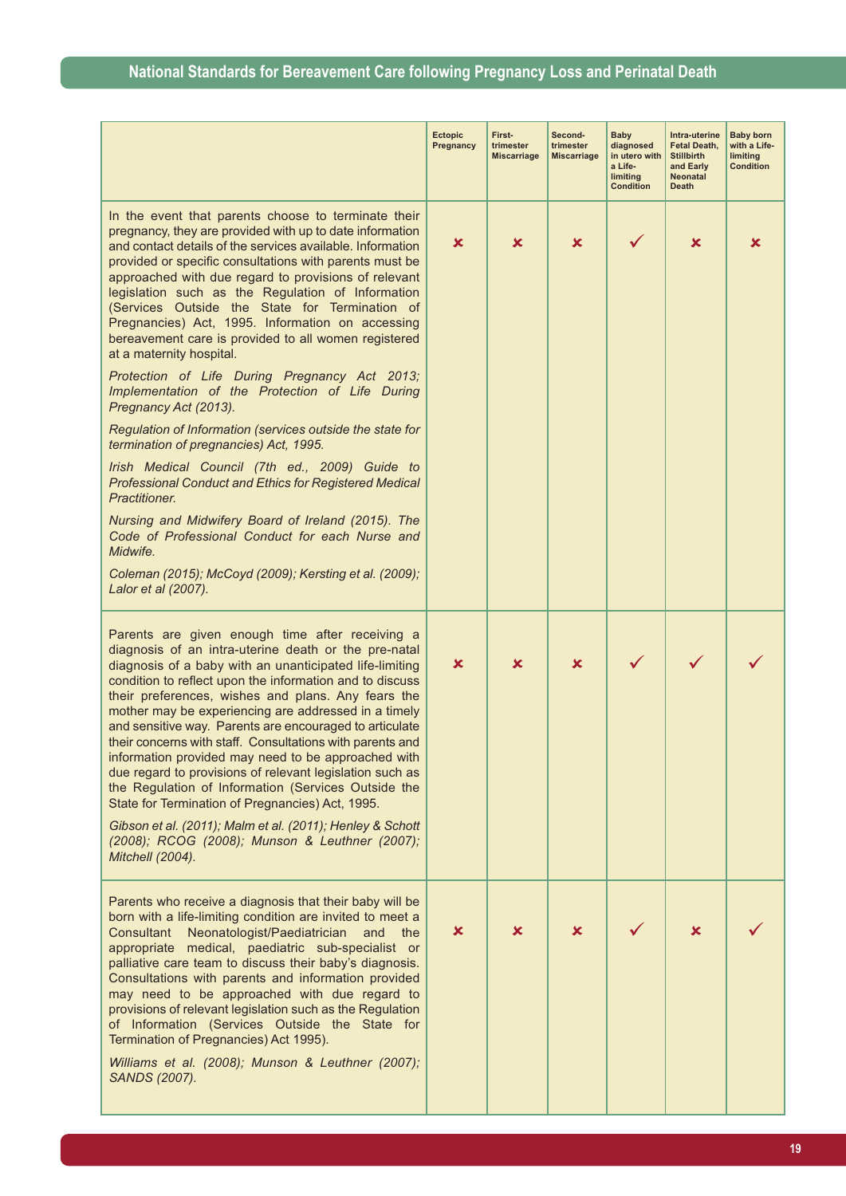| | Ectopic Pregnancy | First-trimester Miscarriage | Second-trimester Miscarriage | Baby diagnosed in utero with a Life-limiting Condition | Intra-uterine Fetal Death, Stillbirth and Early Neonatal Death | Baby born with a Life-limiting Condition |
|---|---|---|---|---|---|---|
| In the event that parents choose to terminate their pregnancy, they are provided with up to date information and contact details of the services available. Information provided or specific consultations with parents must be approached with due regard to provisions of relevant legislation such as the Regulation of Information (Services Outside the State for Termination of Pregnancies) Act, 1995. Information on accessing bereavement care is provided to all women registered at a maternity hospital.<br><br>*Protection of Life During Pregnancy Act 2013; Implementation of the Protection of Life During Pregnancy Act (2013).*<br><br>*Regulation of Information (services outside the state for termination of pregnancies) Act, 1995.*<br><br>*Irish Medical Council (7th ed., 2009) Guide to Professional Conduct and Ethics for Registered Medical Practitioner.*<br><br>*Nursing and Midwifery Board of Ireland (2015). The Code of Professional Conduct for each Nurse and Midwife.*<br><br>*Coleman (2015); McCoyd (2009); Kersting et al. (2009); Lalor et al (2007).* | ✘ | ✘ | ✘ | ✓ | ✘ | ✘ |
| Parents are given enough time after receiving a diagnosis of an intra-uterine death or the pre-natal diagnosis of a baby with an unanticipated life-limiting condition to reflect upon the information and to discuss their preferences, wishes and plans. Any fears the mother may be experiencing are addressed in a timely and sensitive way. Parents are encouraged to articulate their concerns with staff. Consultations with parents and information provided may need to be approached with due regard to provisions of relevant legislation such as the Regulation of Information (Services Outside the State for Termination of Pregnancies) Act, 1995.<br><br>*Gibson et al. (2011); Malm et al. (2011); Henley & Schott (2008); RCOG (2008); Munson & Leuthner (2007); Mitchell (2004).* | ✘ | ✘ | ✘ | ✓ | ✓ | ✓ |
| Parents who receive a diagnosis that their baby will be born with a life-limiting condition are invited to meet a Consultant Neonatologist/Paediatrician and the appropriate medical, paediatric sub-specialist or palliative care team to discuss their baby's diagnosis. Consultations with parents and information provided may need to be approached with due regard to provisions of relevant legislation such as the Regulation of Information (Services Outside the State for Termination of Pregnancies) Act 1995).<br><br>*Williams et al. (2008); Munson & Leuthner (2007); SANDS (2007).* | ✘ | ✘ | ✘ | ✓ | ✘ | ✓ |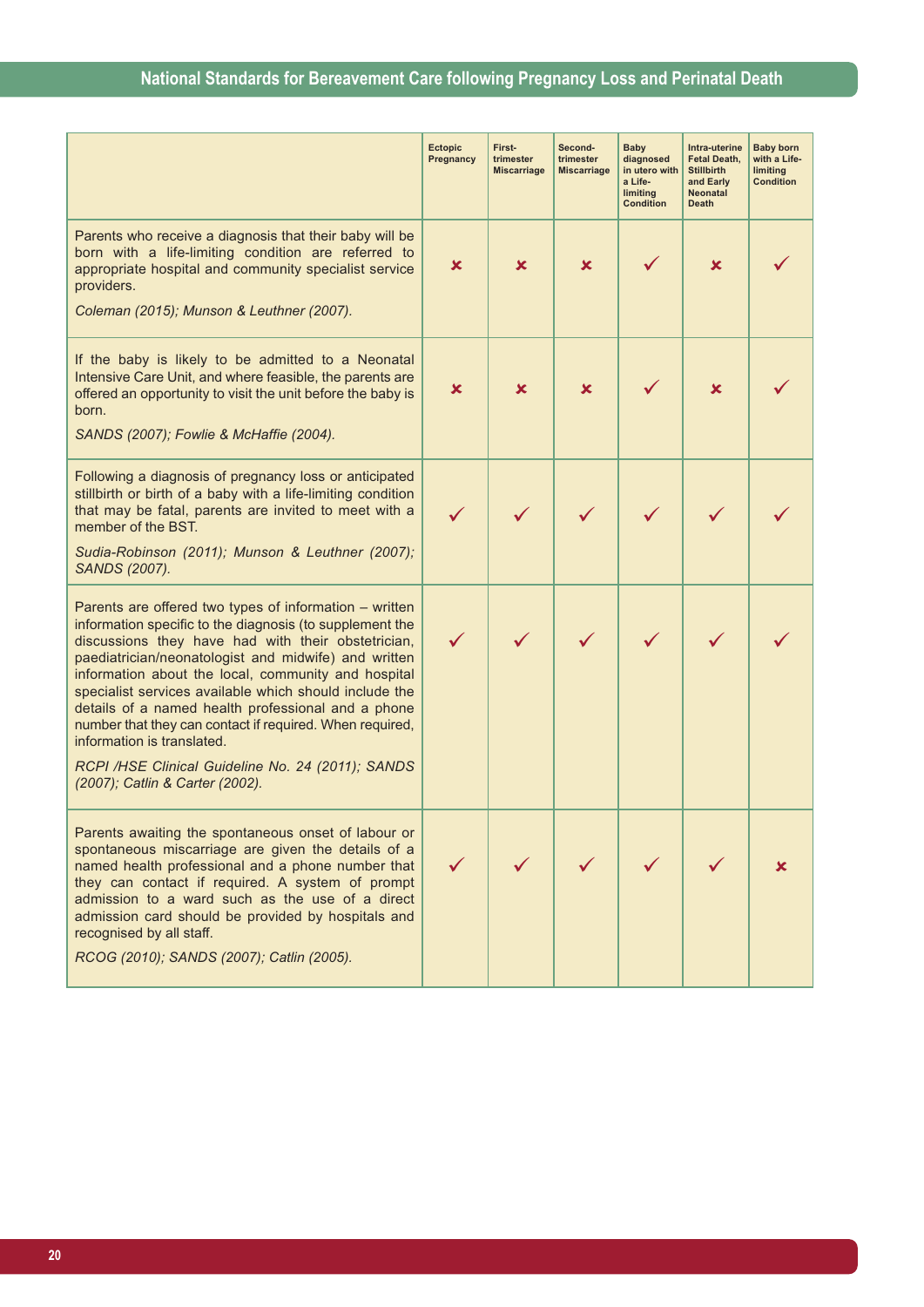| | Ectopic Pregnancy | First-trimester Miscarriage | Second-trimester Miscarriage | Baby diagnosed in utero with a Life-limiting Condition | Intra-uterine Fetal Death, Stillbirth and Early Neonatal Death | Baby born with a Life-limiting Condition |
|---|---|---|---|---|---|---|
| Parents who receive a diagnosis that their baby will be born with a life-limiting condition are referred to appropriate hospital and community specialist service providers.<br><br>*Coleman (2015); Munson & Leuthner (2007).* | ✗ | ✗ | ✗ | ✓ | ✗ | ✓ |
| If the baby is likely to be admitted to a Neonatal Intensive Care Unit, and where feasible, the parents are offered an opportunity to visit the unit before the baby is born.<br><br>*SANDS (2007); Fowlie & McHaffie (2004).* | ✗ | ✗ | ✗ | ✓ | ✗ | ✓ |
| Following a diagnosis of pregnancy loss or anticipated stillbirth or birth of a baby with a life-limiting condition that may be fatal, parents are invited to meet with a member of the BST.<br><br>*Sudia-Robinson (2011); Munson & Leuthner (2007); SANDS (2007).* | ✓ | ✓ | ✓ | ✓ | ✓ | ✓ |
| Parents are offered two types of information – written information specific to the diagnosis (to supplement the discussions they have had with their obstetrician, paediatrician/neonatologist and midwife) and written information about the local, community and hospital specialist services available which should include the details of a named health professional and a phone number that they can contact if required. When required, information is translated.<br><br>*RCPI /HSE Clinical Guideline No. 24 (2011); SANDS (2007); Catlin & Carter (2002).* | ✓ | ✓ | ✓ | ✓ | ✓ | ✓ |
| Parents awaiting the spontaneous onset of labour or spontaneous miscarriage are given the details of a named health professional and a phone number that they can contact if required. A system of prompt admission to a ward such as the use of a direct admission card should be provided by hospitals and recognised by all staff.<br><br>*RCOG (2010); SANDS (2007); Catlin (2005).* | ✓ | ✓ | ✓ | ✓ | ✓ | ✗ |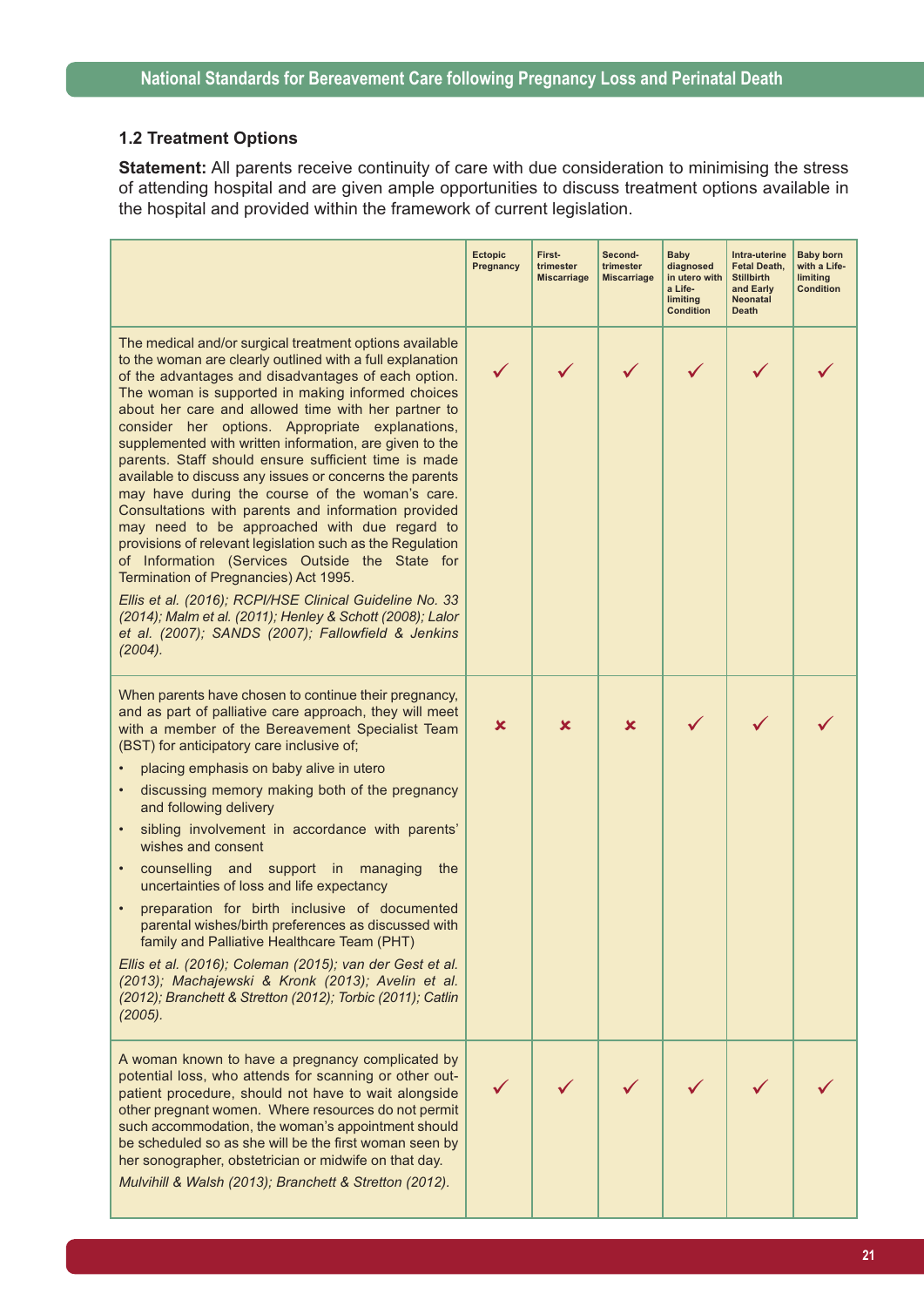### 1.2 Treatment Options

**Statement:** All parents receive continuity of care with due consideration to minimising the stress of attending hospital and are given ample opportunities to discuss treatment options available in the hospital and provided within the framework of current legislation.

| | Ectopic Pregnancy | First-trimester Miscarriage | Second-trimester Miscarriage | Baby diagnosed in utero with a Life-limiting Condition | Intra-uterine Fetal Death, Stillbirth and Early Neonatal Death | Baby born with a Life-limiting Condition |
|---|---|---|---|---|---|---|
| The medical and/or surgical treatment options available to the woman are clearly outlined with a full explanation of the advantages and disadvantages of each option. The woman is supported in making informed choices about her care and allowed time with her partner to consider her options. Appropriate explanations, supplemented with written information, are given to the parents. Staff should ensure sufficient time is made available to discuss any issues or concerns the parents may have during the course of the woman's care. Consultations with parents and information provided may need to be approached with due regard to provisions of relevant legislation such as the Regulation of Information (Services Outside the State for Termination of Pregnancies) Act 1995. *Ellis et al. (2016); RCPI/HSE Clinical Guideline No. 33 (2014); Malm et al. (2011); Henley & Schott (2008); Lalor et al. (2007); SANDS (2007); Fallowfield & Jenkins (2004).* | ✓ | ✓ | ✓ | ✓ | ✓ | ✓ |
| When parents have chosen to continue their pregnancy, and as part of palliative care approach, they will meet with a member of the Bereavement Specialist Team (BST) for anticipatory care inclusive of; • placing emphasis on baby alive in utero • discussing memory making both of the pregnancy and following delivery • sibling involvement in accordance with parents' wishes and consent • counselling and support in managing the uncertainties of loss and life expectancy • preparation for birth inclusive of documented parental wishes/birth preferences as discussed with family and Palliative Healthcare Team (PHT) *Ellis et al. (2016); Coleman (2015); van der Gest et al. (2013); Machajewski & Kronk (2013); Avelin et al. (2012); Branchett & Stretton (2012); Torbic (2011); Catlin (2005).* | ✗ | ✗ | ✗ | ✓ | ✓ | ✓ |
| A woman known to have a pregnancy complicated by potential loss, who attends for scanning or other out-patient procedure, should not have to wait alongside other pregnant women. Where resources do not permit such accommodation, the woman's appointment should be scheduled so as she will be the first woman seen by her sonographer, obstetrician or midwife on that day. *Mulvihill & Walsh (2013); Branchett & Stretton (2012).* | ✓ | ✓ | ✓ | ✓ | ✓ | ✓ |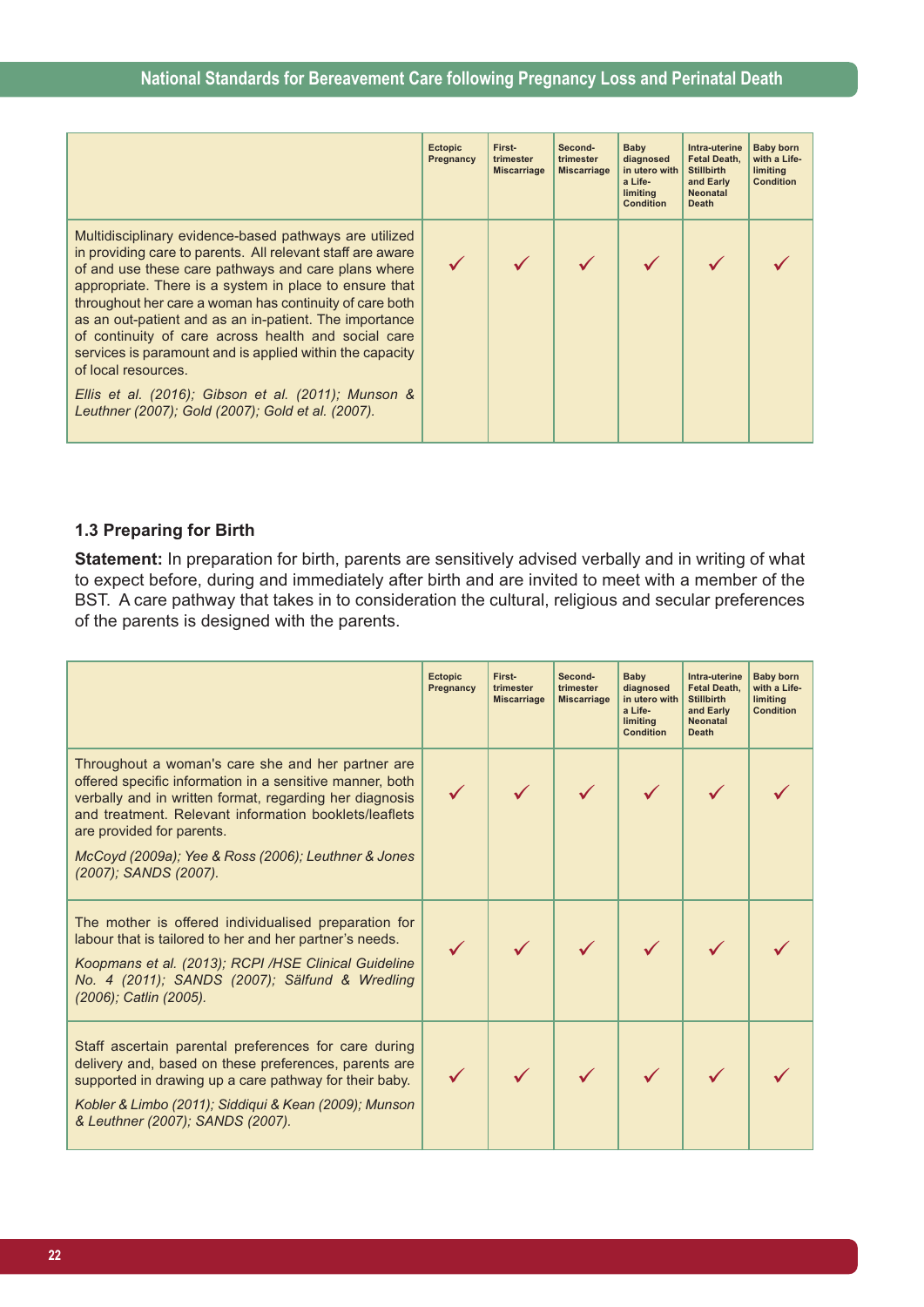| | Ectopic Pregnancy | First-trimester Miscarriage | Second-trimester Miscarriage | Baby diagnosed in utero with a Life-limiting Condition | Intra-uterine Fetal Death, Stillbirth and Early Neonatal Death | Baby born with a Life-limiting Condition |
|---|---|---|---|---|---|---|
| Multidisciplinary evidence-based pathways are utilized in providing care to parents. All relevant staff are aware of and use these care pathways and care plans where appropriate. There is a system in place to ensure that throughout her care a woman has continuity of care both as an out-patient and as an in-patient. The importance of continuity of care across health and social care services is paramount and is applied within the capacity of local resources. *Ellis et al. (2016); Gibson et al. (2011); Munson & Leuthner (2007); Gold (2007); Gold et al. (2007).* | ✓ | ✓ | ✓ | ✓ | ✓ | ✓ |

### 1.3 Preparing for Birth

**Statement:** In preparation for birth, parents are sensitively advised verbally and in writing of what to expect before, during and immediately after birth and are invited to meet with a member of the BST. A care pathway that takes in to consideration the cultural, religious and secular preferences of the parents is designed with the parents.

| | Ectopic Pregnancy | First-trimester Miscarriage | Second-trimester Miscarriage | Baby diagnosed in utero with a Life-limiting Condition | Intra-uterine Fetal Death, Stillbirth and Early Neonatal Death | Baby born with a Life-limiting Condition |
|---|---|---|---|---|---|---|
| Throughout a woman's care she and her partner are offered specific information in a sensitive manner, both verbally and in written format, regarding her diagnosis and treatment. Relevant information booklets/leaflets are provided for parents. *McCoyd (2009a); Yee & Ross (2006); Leuthner & Jones (2007); SANDS (2007).* | ✓ | ✓ | ✓ | ✓ | ✓ | ✓ |
| The mother is offered individualised preparation for labour that is tailored to her and her partner's needs. *Koopmans et al. (2013); RCPI /HSE Clinical Guideline No. 4 (2011); SANDS (2007); Sälfund & Wredling (2006); Catlin (2005).* | ✓ | ✓ | ✓ | ✓ | ✓ | ✓ |
| Staff ascertain parental preferences for care during delivery and, based on these preferences, parents are supported in drawing up a care pathway for their baby. *Kobler & Limbo (2011); Siddiqui & Kean (2009); Munson & Leuthner (2007); SANDS (2007).* | ✓ | ✓ | ✓ | ✓ | ✓ | ✓ |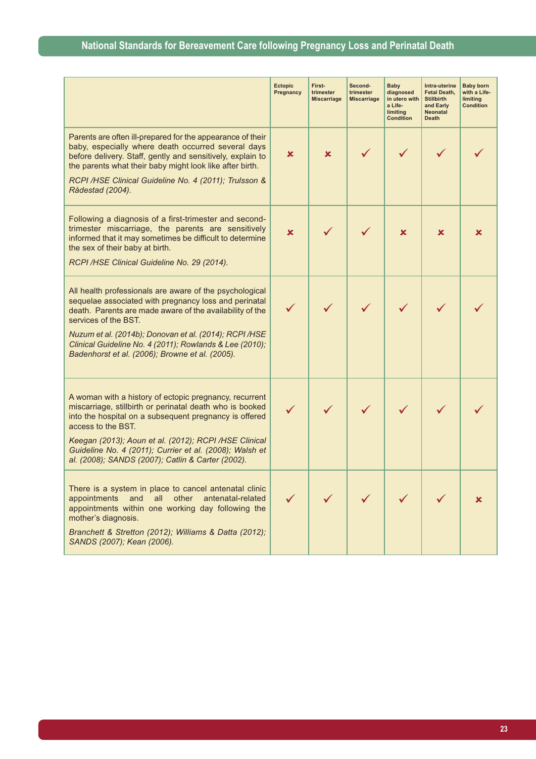| | Ectopic Pregnancy | First-trimester Miscarriage | Second-trimester Miscarriage | Baby diagnosed in utero with a Life-limiting Condition | Intra-uterine Fetal Death, Stillbirth and Early Neonatal Death | Baby born with a Life-limiting Condition |
|---|---|---|---|---|---|---|
| Parents are often ill-prepared for the appearance of their baby, especially where death occurred several days before delivery. Staff, gently and sensitively, explain to the parents what their baby might look like after birth.<br>*RCPI /HSE Clinical Guideline No. 4 (2011); Trulsson & Rådestad (2004).* | ✘ | ✘ | ✓ | ✓ | ✓ | ✓ |
| Following a diagnosis of a first-trimester and second-trimester miscarriage, the parents are sensitively informed that it may sometimes be difficult to determine the sex of their baby at birth.<br>*RCPI /HSE Clinical Guideline No. 29 (2014).* | ✘ | ✓ | ✓ | ✘ | ✘ | ✘ |
| All health professionals are aware of the psychological sequelae associated with pregnancy loss and perinatal death. Parents are made aware of the availability of the services of the BST.<br>*Nuzum et al. (2014b); Donovan et al. (2014); RCPI /HSE Clinical Guideline No. 4 (2011); Rowlands & Lee (2010); Badenhorst et al. (2006); Browne et al. (2005).* | ✓ | ✓ | ✓ | ✓ | ✓ | ✓ |
| A woman with a history of ectopic pregnancy, recurrent miscarriage, stillbirth or perinatal death who is booked into the hospital on a subsequent pregnancy is offered access to the BST.<br>*Keegan (2013); Aoun et al. (2012); RCPI /HSE Clinical Guideline No. 4 (2011); Currier et al. (2008); Walsh et al. (2008); SANDS (2007); Catlin & Carter (2002).* | ✓ | ✓ | ✓ | ✓ | ✓ | ✓ |
| There is a system in place to cancel antenatal clinic appointments and all other antenatal-related appointments within one working day following the mother's diagnosis.<br>*Branchett & Stretton (2012); Williams & Datta (2012); SANDS (2007); Kean (2006).* | ✓ | ✓ | ✓ | ✓ | ✓ | ✘ |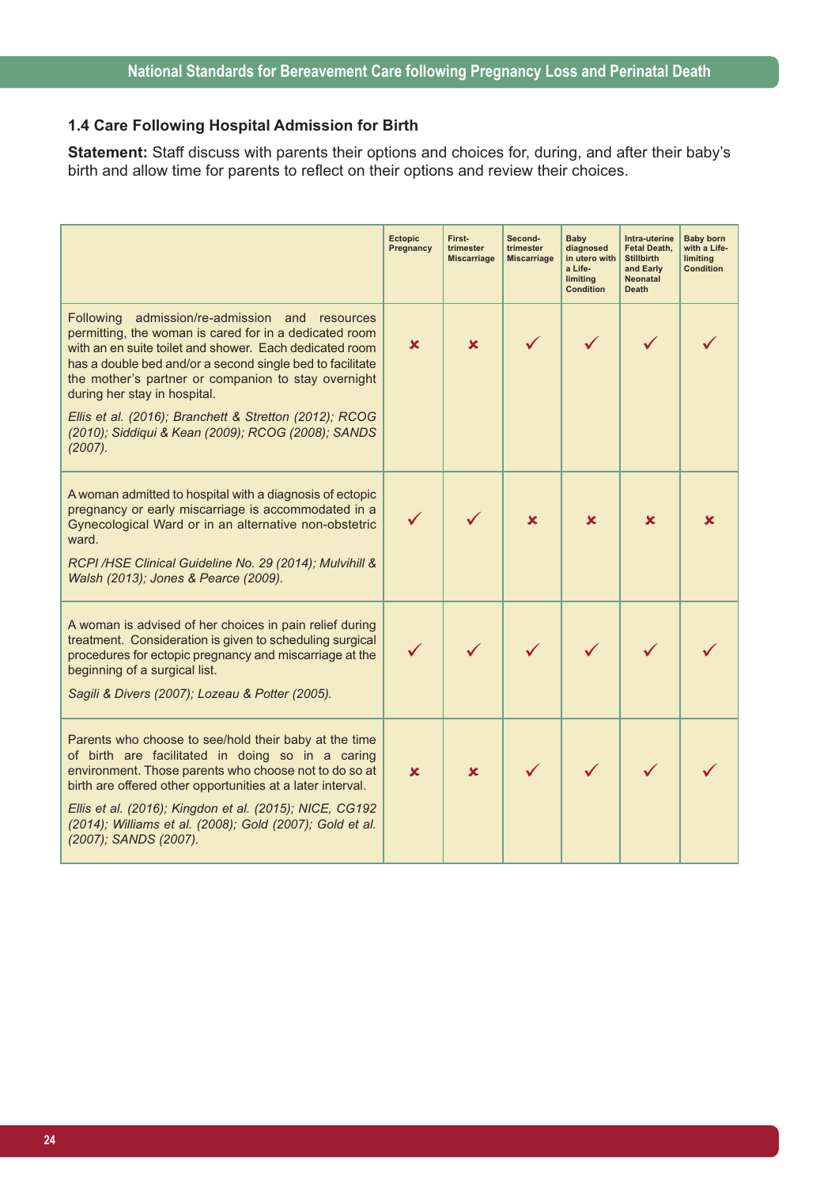### 1.4 Care Following Hospital Admission for Birth

**Statement:** Staff discuss with parents their options and choices for, during, and after their baby's birth and allow time for parents to reflect on their options and review their choices.

| | Ectopic Pregnancy | First-trimester Miscarriage | Second-trimester Miscarriage | Baby diagnosed in utero with a Life-limiting Condition | Intra-uterine Fetal Death, Stillbirth and Early Neonatal Death | Baby born with a Life-limiting Condition |
|---|---|---|---|---|---|---|
| Following admission/re-admission and resources permitting, the woman is cared for in a dedicated room with an en suite toilet and shower. Each dedicated room has a double bed and/or a second single bed to facilitate the mother's partner or companion to stay overnight during her stay in hospital.<br>*Ellis et al. (2016); Branchett & Stretton (2012); RCOG (2010); Siddiqui & Kean (2009); RCOG (2008); SANDS (2007).* | ✗ | ✗ | ✓ | ✓ | ✓ | ✓ |
| A woman admitted to hospital with a diagnosis of ectopic pregnancy or early miscarriage is accommodated in a Gynecological Ward or in an alternative non-obstetric ward.<br>*RCPI /HSE Clinical Guideline No. 29 (2014); Mulvihill & Walsh (2013); Jones & Pearce (2009).* | ✓ | ✓ | ✗ | ✗ | ✗ | ✗ |
| A woman is advised of her choices in pain relief during treatment. Consideration is given to scheduling surgical procedures for ectopic pregnancy and miscarriage at the beginning of a surgical list.<br>*Sagili & Divers (2007); Lozeau & Potter (2005).* | ✓ | ✓ | ✓ | ✓ | ✓ | ✓ |
| Parents who choose to see/hold their baby at the time of birth are facilitated in doing so in a caring environment. Those parents who choose not to do so at birth are offered other opportunities at a later interval.<br>*Ellis et al. (2016); Kingdon et al. (2015); NICE, CG192 (2014); Williams et al. (2008); Gold (2007); Gold et al. (2007); SANDS (2007).* | ✗ | ✗ | ✓ | ✓ | ✓ | ✓ |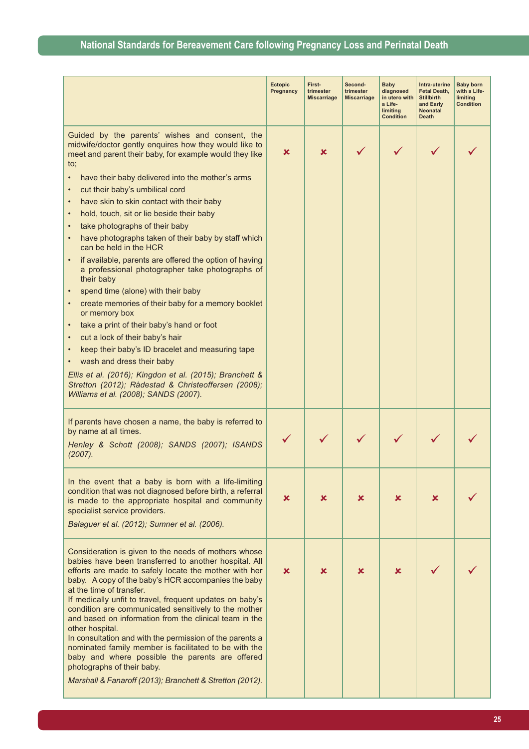| | Ectopic Pregnancy | First-trimester Miscarriage | Second-trimester Miscarriage | Baby diagnosed in utero with a Life-limiting Condition | Intra-uterine Fetal Death, Stillbirth and Early Neonatal Death | Baby born with a Life-limiting Condition |
|---|---|---|---|---|---|---|
| Guided by the parents' wishes and consent, the midwife/doctor gently enquires how they would like to meet and parent their baby, for example would they like to;<br>• have their baby delivered into the mother's arms<br>• cut their baby's umbilical cord<br>• have skin to skin contact with their baby<br>• hold, touch, sit or lie beside their baby<br>• take photographs of their baby<br>• have photographs taken of their baby by staff which can be held in the HCR<br>• if available, parents are offered the option of having a professional photographer take photographs of their baby<br>• spend time (alone) with their baby<br>• create memories of their baby for a memory booklet or memory box<br>• take a print of their baby's hand or foot<br>• cut a lock of their baby's hair<br>• keep their baby's ID bracelet and measuring tape<br>• wash and dress their baby<br>*Ellis et al. (2016); Kingdon et al. (2015); Branchett & Stretton (2012); Rådestad & Christeoffersen (2008); Williams et al. (2008); SANDS (2007).* | ✘ | ✘ | ✓ | ✓ | ✓ | ✓ |
| If parents have chosen a name, the baby is referred to by name at all times.<br>*Henley & Schott (2008); SANDS (2007); ISANDS (2007).* | ✓ | ✓ | ✓ | ✓ | ✓ | ✓ |
| In the event that a baby is born with a life-limiting condition that was not diagnosed before birth, a referral is made to the appropriate hospital and community specialist service providers.<br>*Balaguer et al. (2012); Sumner et al. (2006).* | ✘ | ✘ | ✘ | ✘ | ✘ | ✓ |
| Consideration is given to the needs of mothers whose babies have been transferred to another hospital. All efforts are made to safely locate the mother with her baby. A copy of the baby's HCR accompanies the baby at the time of transfer.<br>If medically unfit to travel, frequent updates on baby's condition are communicated sensitively to the mother and based on information from the clinical team in the other hospital.<br>In consultation and with the permission of the parents a nominated family member is facilitated to be with the baby and where possible the parents are offered photographs of their baby.<br>*Marshall & Fanaroff (2013); Branchett & Stretton (2012).* | ✘ | ✘ | ✘ | ✘ | ✓ | ✓ |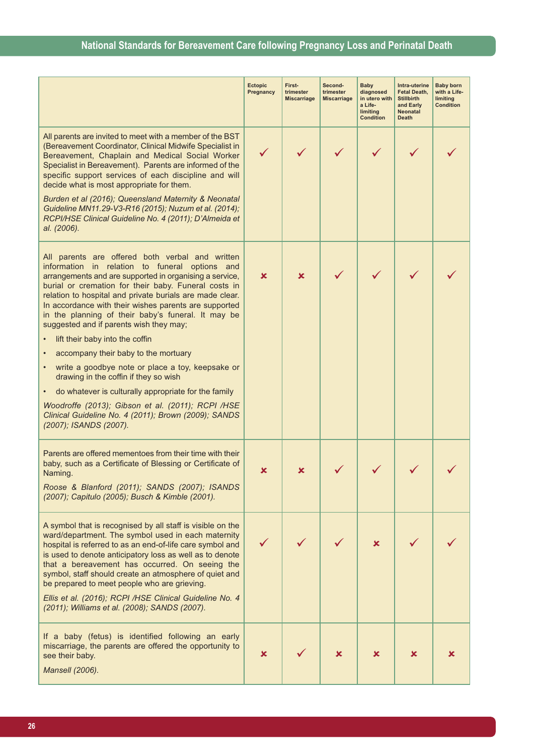| | Ectopic Pregnancy | First-trimester Miscarriage | Second-trimester Miscarriage | Baby diagnosed in utero with a Life-limiting Condition | Intra-uterine Fetal Death, Stillbirth and Early Neonatal Death | Baby born with a Life-limiting Condition |
|---|---|---|---|---|---|---|
| All parents are invited to meet with a member of the BST (Bereavement Coordinator, Clinical Midwife Specialist in Bereavement, Chaplain and Medical Social Worker Specialist in Bereavement). Parents are informed of the specific support services of each discipline and will decide what is most appropriate for them. *Burden et al (2016); Queensland Maternity & Neonatal Guideline MN11.29-V3-R16 (2015); Nuzum et al. (2014); RCPI/HSE Clinical Guideline No. 4 (2011); D'Almeida et al. (2006).* | ✓ | ✓ | ✓ | ✓ | ✓ | ✓ |
| All parents are offered both verbal and written information in relation to funeral options and arrangements and are supported in organising a service, burial or cremation for their baby. Funeral costs in relation to hospital and private burials are made clear. In accordance with their wishes parents are supported in the planning of their baby's funeral. It may be suggested and if parents wish they may; <br>• lift their baby into the coffin <br>• accompany their baby to the mortuary <br>• write a goodbye note or place a toy, keepsake or drawing in the coffin if they so wish <br>• do whatever is culturally appropriate for the family <br>*Woodroffe (2013); Gibson et al. (2011); RCPI /HSE Clinical Guideline No. 4 (2011); Brown (2009); SANDS (2007); ISANDS (2007).* | ✗ | ✗ | ✓ | ✓ | ✓ | ✓ |
| Parents are offered mementoes from their time with their baby, such as a Certificate of Blessing or Certificate of Naming. *Roose & Blanford (2011); SANDS (2007); ISANDS (2007); Capitulo (2005); Busch & Kimble (2001).* | ✗ | ✗ | ✓ | ✓ | ✓ | ✓ |
| A symbol that is recognised by all staff is visible on the ward/department. The symbol used in each maternity hospital is referred to as an end-of-life care symbol and is used to denote anticipatory loss as well as to denote that a bereavement has occurred. On seeing the symbol, staff should create an atmosphere of quiet and be prepared to meet people who are grieving. *Ellis et al. (2016); RCPI /HSE Clinical Guideline No. 4 (2011); Williams et al. (2008); SANDS (2007).* | ✓ | ✓ | ✓ | ✗ | ✓ | ✓ |
| If a baby (fetus) is identified following an early miscarriage, the parents are offered the opportunity to see their baby. *Mansell (2006).* | ✗ | ✓ | ✗ | ✗ | ✗ | ✗ |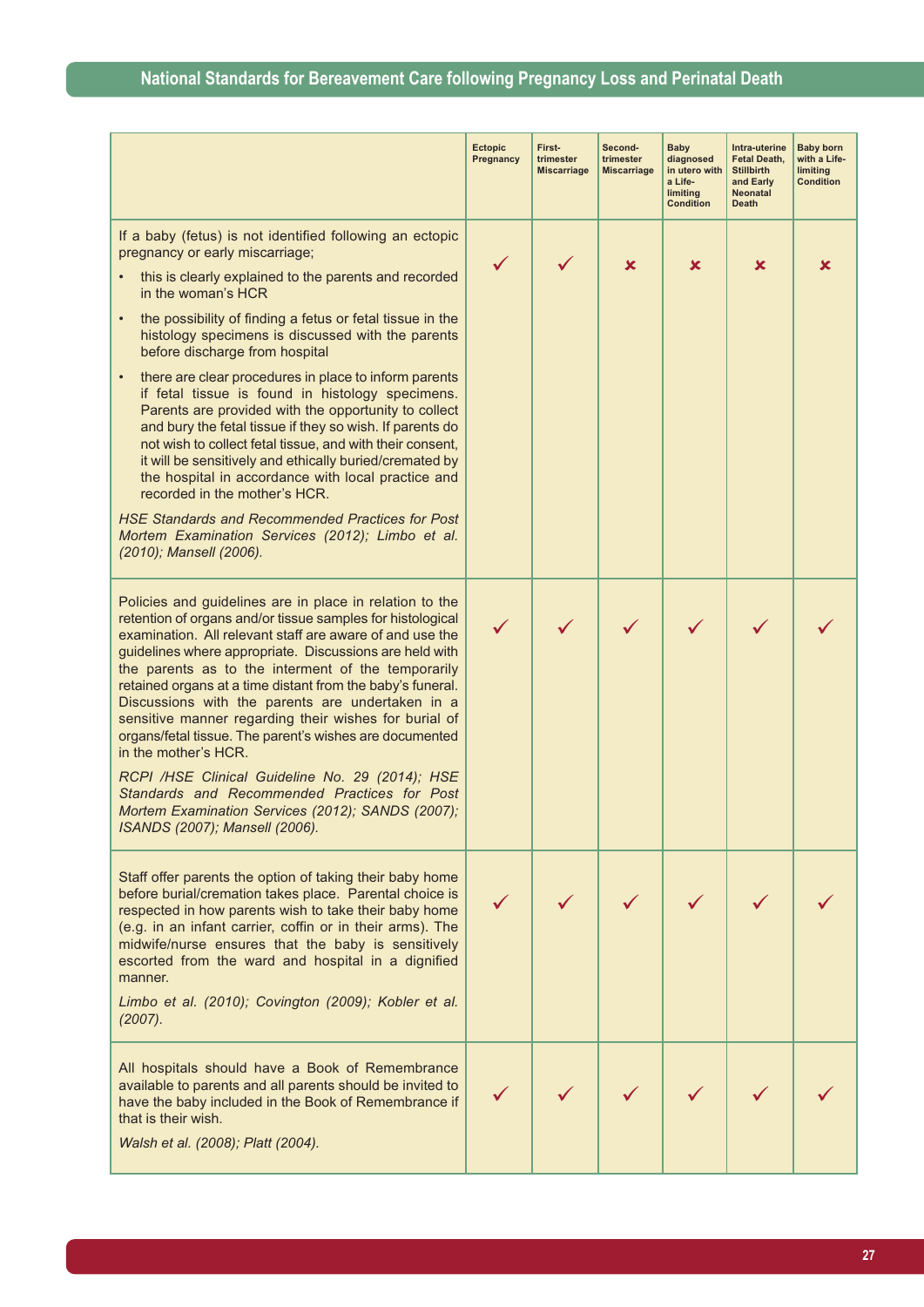| | Ectopic Pregnancy | First-trimester Miscarriage | Second-trimester Miscarriage | Baby diagnosed in utero with a Life-limiting Condition | Intra-uterine Fetal Death, Stillbirth and Early Neonatal Death | Baby born with a Life-limiting Condition |
|---|---|---|---|---|---|---|
| If a baby (fetus) is not identified following an ectopic pregnancy or early miscarriage;<br>• this is clearly explained to the parents and recorded in the woman's HCR<br>• the possibility of finding a fetus or fetal tissue in the histology specimens is discussed with the parents before discharge from hospital<br>• there are clear procedures in place to inform parents if fetal tissue is found in histology specimens. Parents are provided with the opportunity to collect and bury the fetal tissue if they so wish. If parents do not wish to collect fetal tissue, and with their consent, it will be sensitively and ethically buried/cremated by the hospital in accordance with local practice and recorded in the mother's HCR.<br>*HSE Standards and Recommended Practices for Post Mortem Examination Services (2012); Limbo et al. (2010); Mansell (2006).* | ✓ | ✓ | ✗ | ✗ | ✗ | ✗ |
| Policies and guidelines are in place in relation to the retention of organs and/or tissue samples for histological examination. All relevant staff are aware of and use the guidelines where appropriate. Discussions are held with the parents as to the interment of the temporarily retained organs at a time distant from the baby's funeral. Discussions with the parents are undertaken in a sensitive manner regarding their wishes for burial of organs/fetal tissue. The parent's wishes are documented in the mother's HCR.<br>*RCPI /HSE Clinical Guideline No. 29 (2014); HSE Standards and Recommended Practices for Post Mortem Examination Services (2012); SANDS (2007); ISANDS (2007); Mansell (2006).* | ✓ | ✓ | ✓ | ✓ | ✓ | ✓ |
| Staff offer parents the option of taking their baby home before burial/cremation takes place. Parental choice is respected in how parents wish to take their baby home (e.g. in an infant carrier, coffin or in their arms). The midwife/nurse ensures that the baby is sensitively escorted from the ward and hospital in a dignified manner.<br>*Limbo et al. (2010); Covington (2009); Kobler et al. (2007).* | ✓ | ✓ | ✓ | ✓ | ✓ | ✓ |
| All hospitals should have a Book of Remembrance available to parents and all parents should be invited to have the baby included in the Book of Remembrance if that is their wish.<br>*Walsh et al. (2008); Platt (2004).* | ✓ | ✓ | ✓ | ✓ | ✓ | ✓ |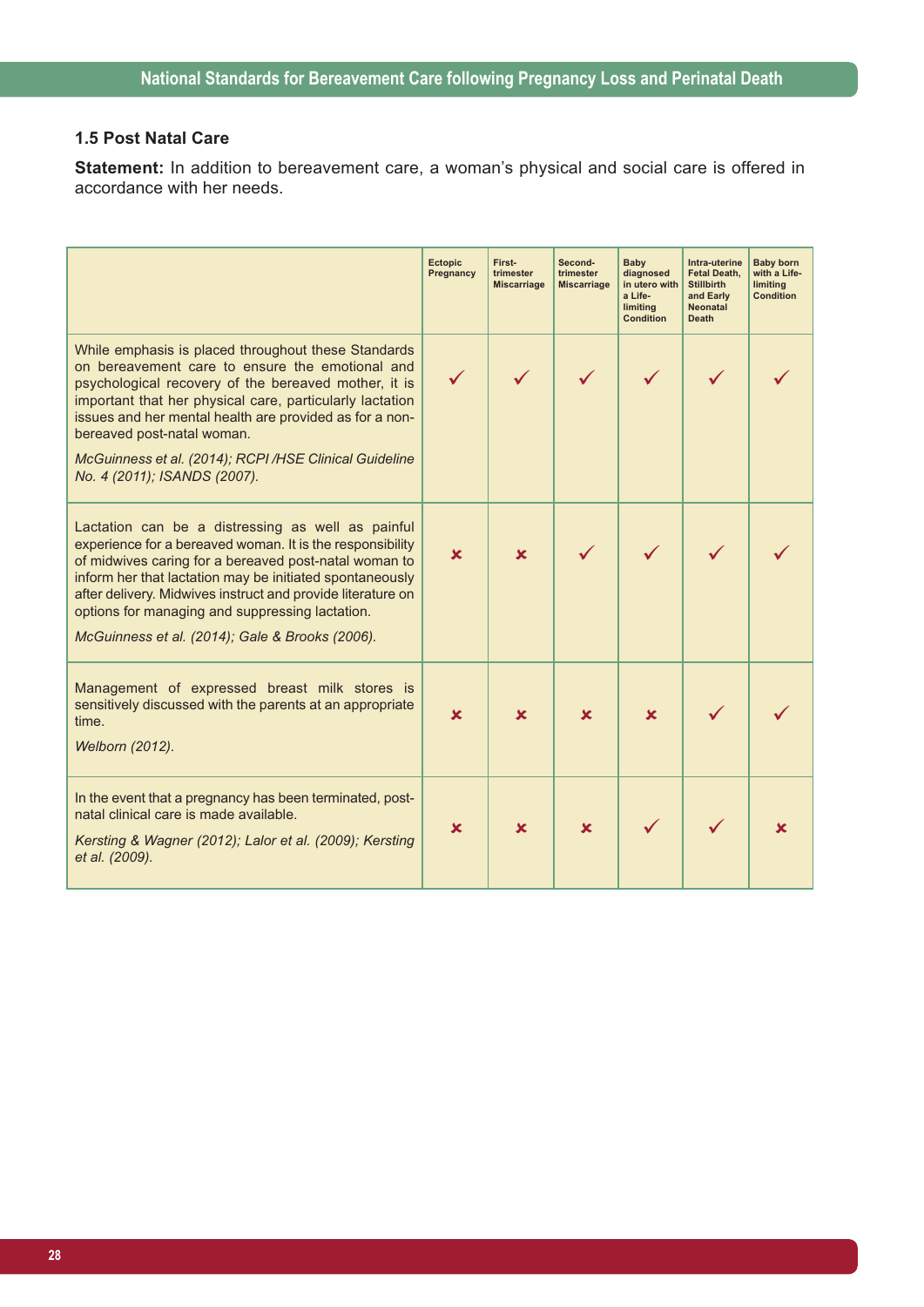### 1.5 Post Natal Care

**Statement:** In addition to bereavement care, a woman's physical and social care is offered in accordance with her needs.

| | Ectopic Pregnancy | First-trimester Miscarriage | Second-trimester Miscarriage | Baby diagnosed in utero with a Life-limiting Condition | Intra-uterine Fetal Death, Stillbirth and Early Neonatal Death | Baby born with a Life-limiting Condition |
|---|---|---|---|---|---|---|
| While emphasis is placed throughout these Standards on bereavement care to ensure the emotional and psychological recovery of the bereaved mother, it is important that her physical care, particularly lactation issues and her mental health are provided as for a non-bereaved post-natal woman. *McGuinness et al. (2014); RCPI /HSE Clinical Guideline No. 4 (2011); ISANDS (2007).* | ✓ | ✓ | ✓ | ✓ | ✓ | ✓ |
| Lactation can be a distressing as well as painful experience for a bereaved woman. It is the responsibility of midwives caring for a bereaved post-natal woman to inform her that lactation may be initiated spontaneously after delivery. Midwives instruct and provide literature on options for managing and suppressing lactation. *McGuinness et al. (2014); Gale & Brooks (2006).* | ✗ | ✗ | ✓ | ✓ | ✓ | ✓ |
| Management of expressed breast milk stores is sensitively discussed with the parents at an appropriate time. *Welborn (2012).* | ✗ | ✗ | ✗ | ✗ | ✓ | ✓ |
| In the event that a pregnancy has been terminated, post-natal clinical care is made available. *Kersting & Wagner (2012); Lalor et al. (2009); Kersting et al. (2009).* | ✗ | ✗ | ✗ | ✓ | ✓ | ✗ |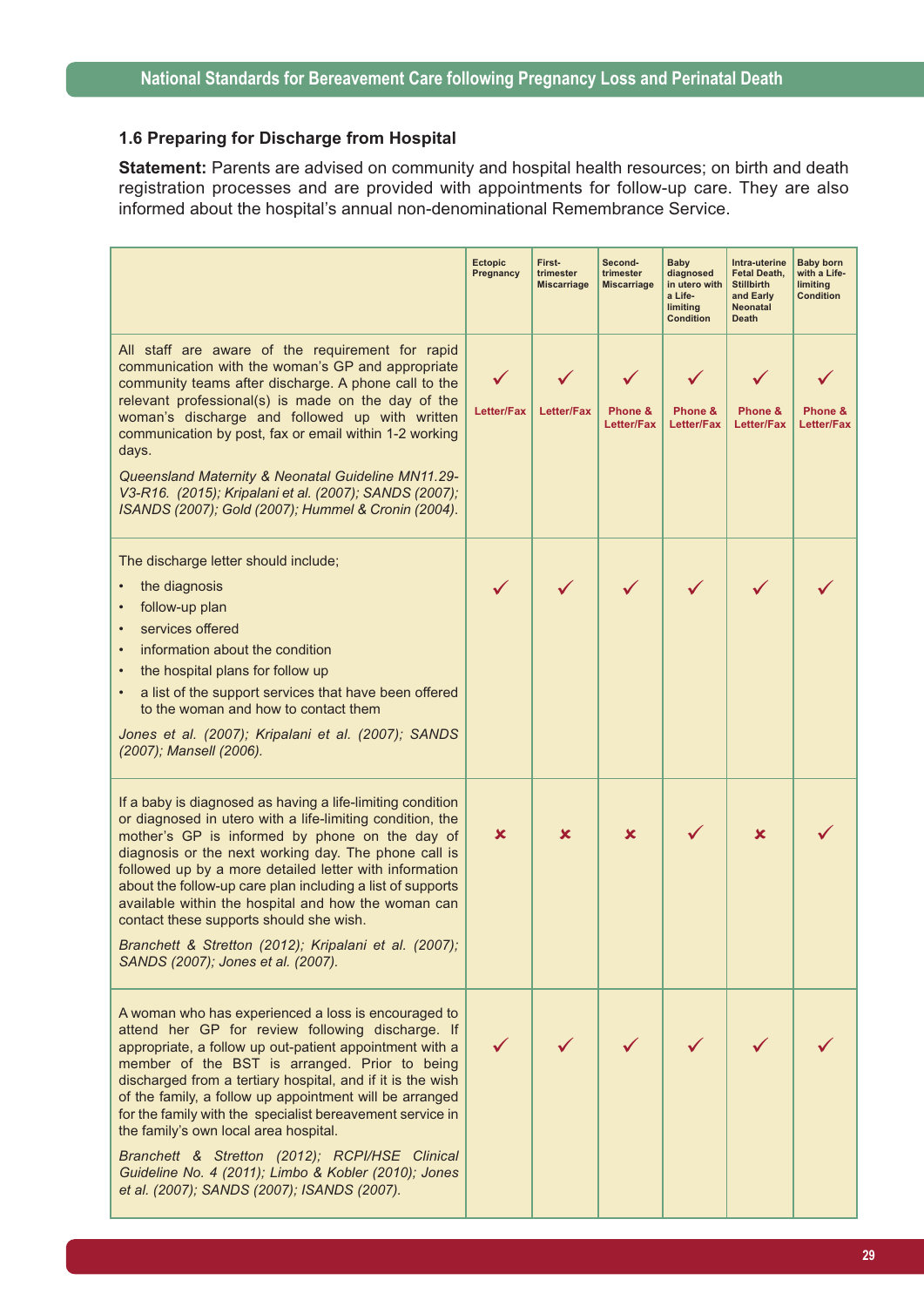## 1.6 Preparing for Discharge from Hospital

**Statement:** Parents are advised on community and hospital health resources; on birth and death registration processes and are provided with appointments for follow-up care. They are also informed about the hospital's annual non-denominational Remembrance Service.

| | Ectopic Pregnancy | First-trimester Miscarriage | Second-trimester Miscarriage | Baby diagnosed in utero with a Life-limiting Condition | Intra-uterine Fetal Death, Stillbirth and Early Neonatal Death | Baby born with a Life-limiting Condition |
|---|---|---|---|---|---|---|
| All staff are aware of the requirement for rapid communication with the woman's GP and appropriate community teams after discharge. A phone call to the relevant professional(s) is made on the day of the woman's discharge and followed up with written communication by post, fax or email within 1-2 working days.<br><br>*Queensland Maternity & Neonatal Guideline MN11.29-V3-R16. (2015); Kripalani et al. (2007); SANDS (2007); ISANDS (2007); Gold (2007); Hummel & Cronin (2004).* | ✓ Letter/Fax | ✓ Letter/Fax | ✓ Phone & Letter/Fax | ✓ Phone & Letter/Fax | ✓ Phone & Letter/Fax | ✓ Phone & Letter/Fax |
| The discharge letter should include;<br>• the diagnosis<br>• follow-up plan<br>• services offered<br>• information about the condition<br>• the hospital plans for follow up<br>• a list of the support services that have been offered to the woman and how to contact them<br><br>*Jones et al. (2007); Kripalani et al. (2007); SANDS (2007); Mansell (2006).* | ✓ | ✓ | ✓ | ✓ | ✓ | ✓ |
| If a baby is diagnosed as having a life-limiting condition or diagnosed in utero with a life-limiting condition, the mother's GP is informed by phone on the day of diagnosis or the next working day. The phone call is followed up by a more detailed letter with information about the follow-up care plan including a list of supports available within the hospital and how the woman can contact these supports should she wish.<br><br>*Branchett & Stretton (2012); Kripalani et al. (2007); SANDS (2007); Jones et al. (2007).* | ✗ | ✗ | ✗ | ✓ | ✗ | ✓ |
| A woman who has experienced a loss is encouraged to attend her GP for review following discharge. If appropriate, a follow up out-patient appointment with a member of the BST is arranged. Prior to being discharged from a tertiary hospital, and if it is the wish of the family, a follow up appointment will be arranged for the family with the specialist bereavement service in the family's own local area hospital.<br><br>*Branchett & Stretton (2012); RCPI/HSE Clinical Guideline No. 4 (2011); Limbo & Kobler (2010); Jones et al. (2007); SANDS (2007); ISANDS (2007).* | ✓ | ✓ | ✓ | ✓ | ✓ | ✓ |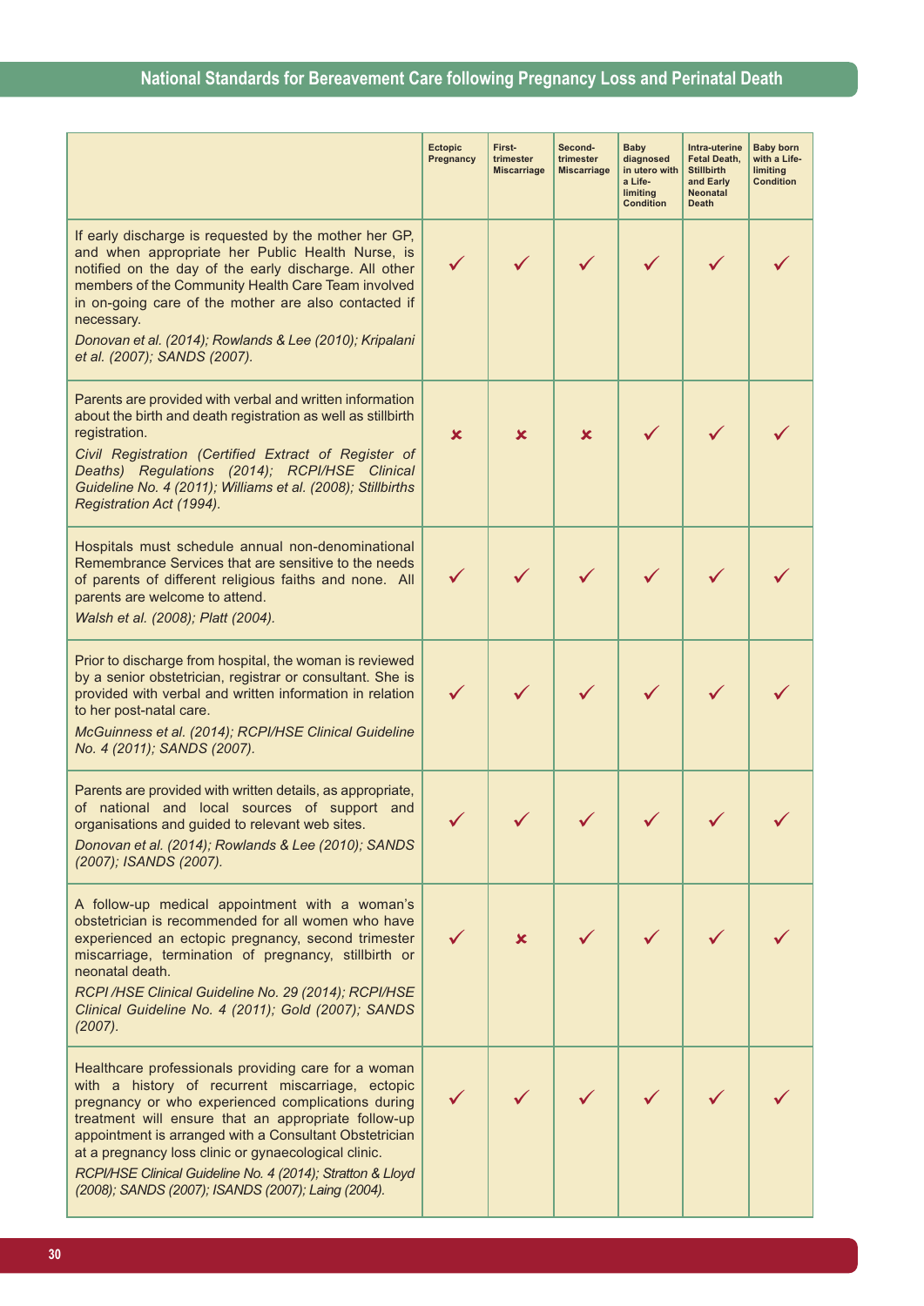| | Ectopic Pregnancy | First-trimester Miscarriage | Second-trimester Miscarriage | Baby diagnosed in utero with a Life-limiting Condition | Intra-uterine Fetal Death, Stillbirth and Early Neonatal Death | Baby born with a Life-limiting Condition |
|---|---|---|---|---|---|---|
| If early discharge is requested by the mother her GP, and when appropriate her Public Health Nurse, is notified on the day of the early discharge. All other members of the Community Health Care Team involved in on-going care of the mother are also contacted if necessary. *Donovan et al. (2014); Rowlands & Lee (2010); Kripalani et al. (2007); SANDS (2007).* | ✓ | ✓ | ✓ | ✓ | ✓ | ✓ |
| Parents are provided with verbal and written information about the birth and death registration as well as stillbirth registration. *Civil Registration (Certified Extract of Register of Deaths) Regulations (2014); RCPI/HSE Clinical Guideline No. 4 (2011); Williams et al. (2008); Stillbirths Registration Act (1994).* | ✗ | ✗ | ✗ | ✓ | ✓ | ✓ |
| Hospitals must schedule annual non-denominational Remembrance Services that are sensitive to the needs of parents of different religious faiths and none. All parents are welcome to attend. *Walsh et al. (2008); Platt (2004).* | ✓ | ✓ | ✓ | ✓ | ✓ | ✓ |
| Prior to discharge from hospital, the woman is reviewed by a senior obstetrician, registrar or consultant. She is provided with verbal and written information in relation to her post-natal care. *McGuinness et al. (2014); RCPI/HSE Clinical Guideline No. 4 (2011); SANDS (2007).* | ✓ | ✓ | ✓ | ✓ | ✓ | ✓ |
| Parents are provided with written details, as appropriate, of national and local sources of support and organisations and guided to relevant web sites. *Donovan et al. (2014); Rowlands & Lee (2010); SANDS (2007); ISANDS (2007).* | ✓ | ✓ | ✓ | ✓ | ✓ | ✓ |
| A follow-up medical appointment with a woman's obstetrician is recommended for all women who have experienced an ectopic pregnancy, second trimester miscarriage, termination of pregnancy, stillbirth or neonatal death. *RCPI /HSE Clinical Guideline No. 29 (2014); RCPI/HSE Clinical Guideline No. 4 (2011); Gold (2007); SANDS (2007).* | ✓ | ✗ | ✓ | ✓ | ✓ | ✓ |
| Healthcare professionals providing care for a woman with a history of recurrent miscarriage, ectopic pregnancy or who experienced complications during treatment will ensure that an appropriate follow-up appointment is arranged with a Consultant Obstetrician at a pregnancy loss clinic or gynaecological clinic. *RCPI/HSE Clinical Guideline No. 4 (2014); Stratton & Lloyd (2008); SANDS (2007); ISANDS (2007); Laing (2004).* | ✓ | ✓ | ✓ | ✓ | ✓ | ✓ |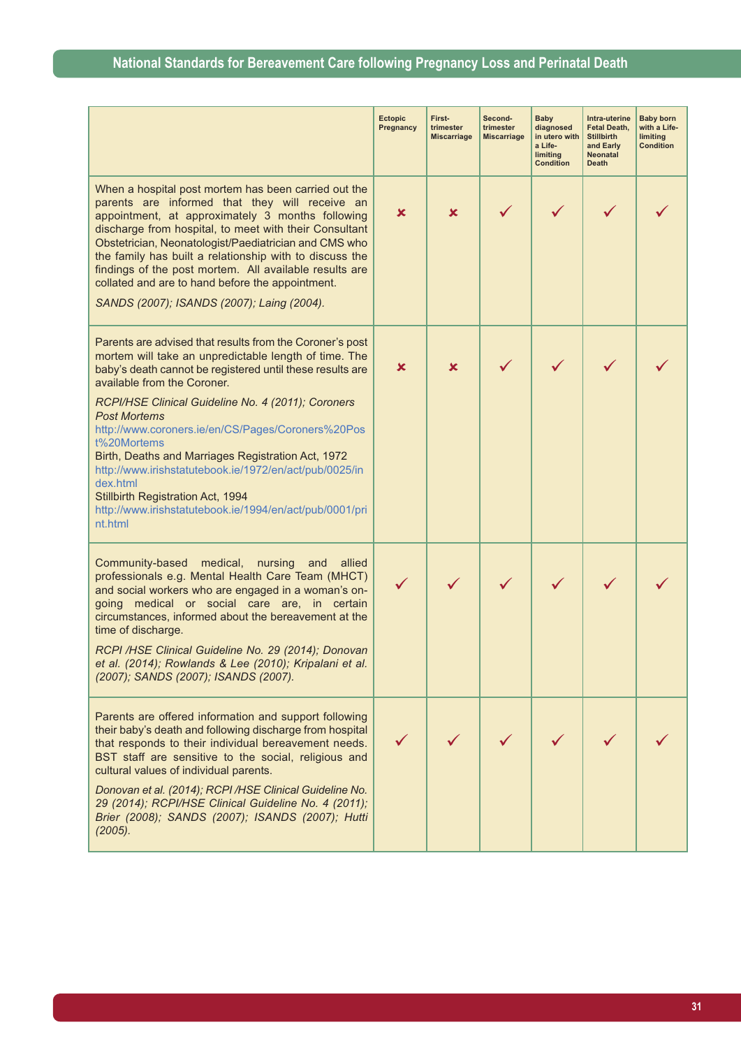| | Ectopic Pregnancy | First-trimester Miscarriage | Second-trimester Miscarriage | Baby diagnosed in utero with a Life-limiting Condition | Intra-uterine Fetal Death, Stillbirth and Early Neonatal Death | Baby born with a Life-limiting Condition |
|---|---|---|---|---|---|---|
| When a hospital post mortem has been carried out the parents are informed that they will receive an appointment, at approximately 3 months following discharge from hospital, to meet with their Consultant Obstetrician, Neonatologist/Paediatrician and CMS who the family has built a relationship with to discuss the findings of the post mortem. All available results are collated and are to hand before the appointment.<br><br>*SANDS (2007); ISANDS (2007); Laing (2004).* | ✘ | ✘ | ✓ | ✓ | ✓ | ✓ |
| Parents are advised that results from the Coroner's post mortem will take an unpredictable length of time. The baby's death cannot be registered until these results are available from the Coroner.<br><br>*RCPI/HSE Clinical Guideline No. 4 (2011); Coroners Post Mortems*<br>http://www.coroners.ie/en/CS/Pages/Coroners%20Post%20Mortems<br>Birth, Deaths and Marriages Registration Act, 1972<br>http://www.irishstatutebook.ie/1972/en/act/pub/0025/index.html<br>Stillbirth Registration Act, 1994<br>http://www.irishstatutebook.ie/1994/en/act/pub/0001/print.html | ✘ | ✘ | ✓ | ✓ | ✓ | ✓ |
| Community-based medical, nursing and allied professionals e.g. Mental Health Care Team (MHCT) and social workers who are engaged in a woman's on-going medical or social care are, in certain circumstances, informed about the bereavement at the time of discharge.<br><br>*RCPI /HSE Clinical Guideline No. 29 (2014); Donovan et al. (2014); Rowlands & Lee (2010); Kripalani et al. (2007); SANDS (2007); ISANDS (2007).* | ✓ | ✓ | ✓ | ✓ | ✓ | ✓ |
| Parents are offered information and support following their baby's death and following discharge from hospital that responds to their individual bereavement needs. BST staff are sensitive to the social, religious and cultural values of individual parents.<br><br>*Donovan et al. (2014); RCPI /HSE Clinical Guideline No. 29 (2014); RCPI/HSE Clinical Guideline No. 4 (2011); Brier (2008); SANDS (2007); ISANDS (2007); Hutti (2005).* | ✓ | ✓ | ✓ | ✓ | ✓ | ✓ |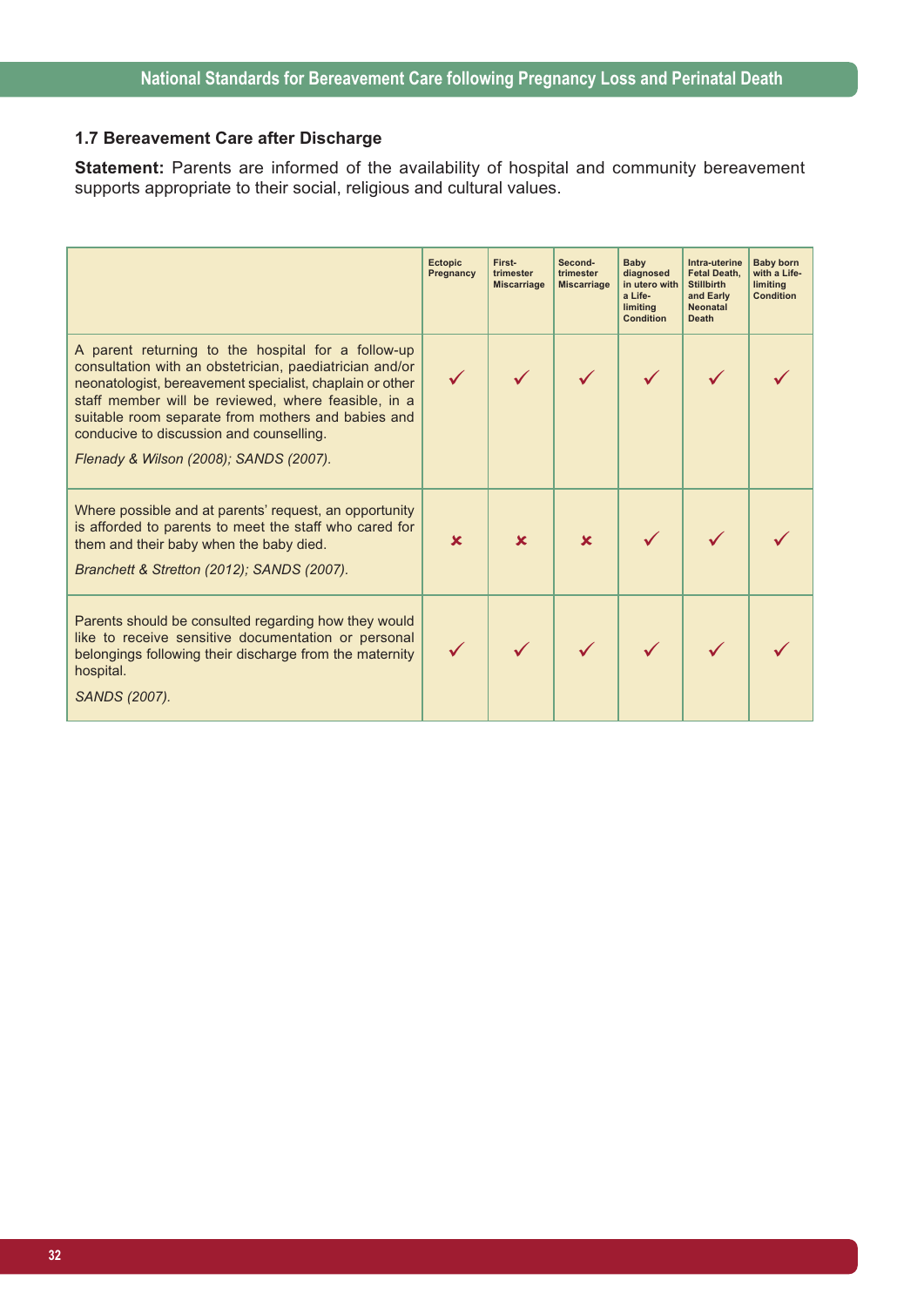### 1.7 Bereavement Care after Discharge

**Statement:** Parents are informed of the availability of hospital and community bereavement supports appropriate to their social, religious and cultural values.

| | Ectopic Pregnancy | First-trimester Miscarriage | Second-trimester Miscarriage | Baby diagnosed in utero with a Life-limiting Condition | Intra-uterine Fetal Death, Stillbirth and Early Neonatal Death | Baby born with a Life-limiting Condition |
|---|---|---|---|---|---|---|
| A parent returning to the hospital for a follow-up consultation with an obstetrician, paediatrician and/or neonatologist, bereavement specialist, chaplain or other staff member will be reviewed, where feasible, in a suitable room separate from mothers and babies and conducive to discussion and counselling. *Flenady & Wilson (2008); SANDS (2007).* | ✓ | ✓ | ✓ | ✓ | ✓ | ✓ |
| Where possible and at parents' request, an opportunity is afforded to parents to meet the staff who cared for them and their baby when the baby died. *Branchett & Stretton (2012); SANDS (2007).* | ✗ | ✗ | ✗ | ✓ | ✓ | ✓ |
| Parents should be consulted regarding how they would like to receive sensitive documentation or personal belongings following their discharge from the maternity hospital. *SANDS (2007).* | ✓ | ✓ | ✓ | ✓ | ✓ | ✓ |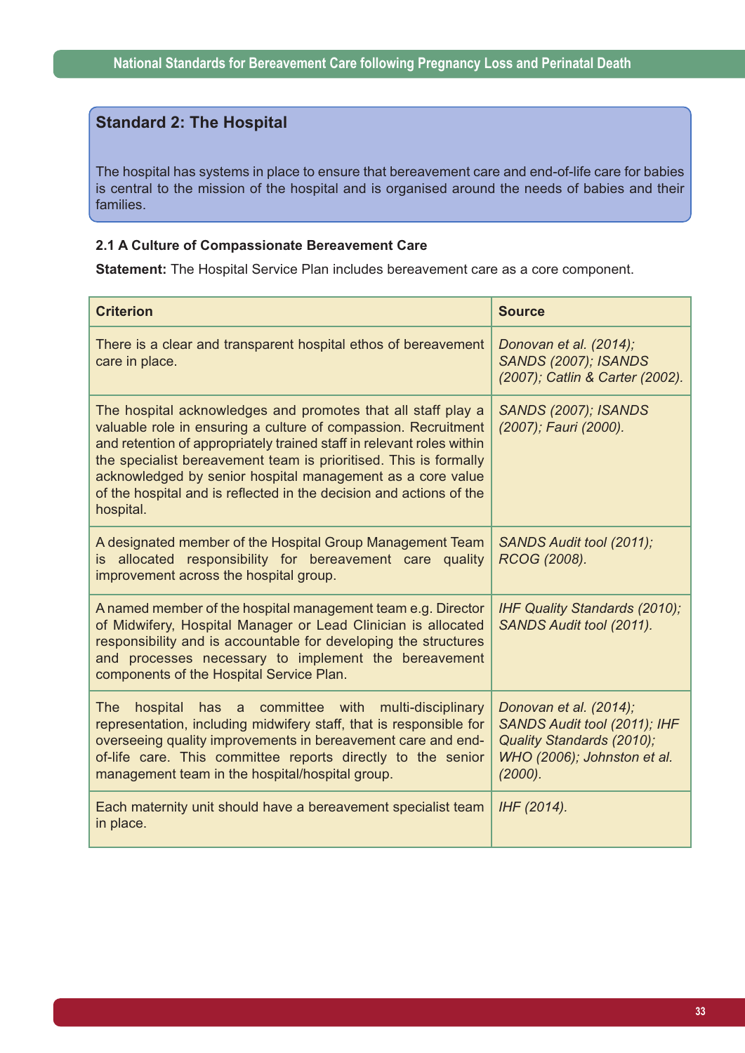## Standard 2: The Hospital

The hospital has systems in place to ensure that bereavement care and end-of-life care for babies is central to the mission of the hospital and is organised around the needs of babies and their families.

### 2.1 A Culture of Compassionate Bereavement Care

**Statement:** The Hospital Service Plan includes bereavement care as a core component.

| Criterion | Source |
|---|---|
| There is a clear and transparent hospital ethos of bereavement care in place. | *Donovan et al. (2014); SANDS (2007); ISANDS (2007); Catlin & Carter (2002).* |
| The hospital acknowledges and promotes that all staff play a valuable role in ensuring a culture of compassion. Recruitment and retention of appropriately trained staff in relevant roles within the specialist bereavement team is prioritised. This is formally acknowledged by senior hospital management as a core value of the hospital and is reflected in the decision and actions of the hospital. | *SANDS (2007); ISANDS (2007); Fauri (2000).* |
| A designated member of the Hospital Group Management Team is allocated responsibility for bereavement care quality improvement across the hospital group. | *SANDS Audit tool (2011); RCOG (2008).* |
| A named member of the hospital management team e.g. Director of Midwifery, Hospital Manager or Lead Clinician is allocated responsibility and is accountable for developing the structures and processes necessary to implement the bereavement components of the Hospital Service Plan. | *IHF Quality Standards (2010); SANDS Audit tool (2011).* |
| The hospital has a committee with multi-disciplinary representation, including midwifery staff, that is responsible for overseeing quality improvements in bereavement care and end-of-life care. This committee reports directly to the senior management team in the hospital/hospital group. | *Donovan et al. (2014); SANDS Audit tool (2011); IHF Quality Standards (2010); WHO (2006); Johnston et al. (2000).* |
| Each maternity unit should have a bereavement specialist team in place. | *IHF (2014).* |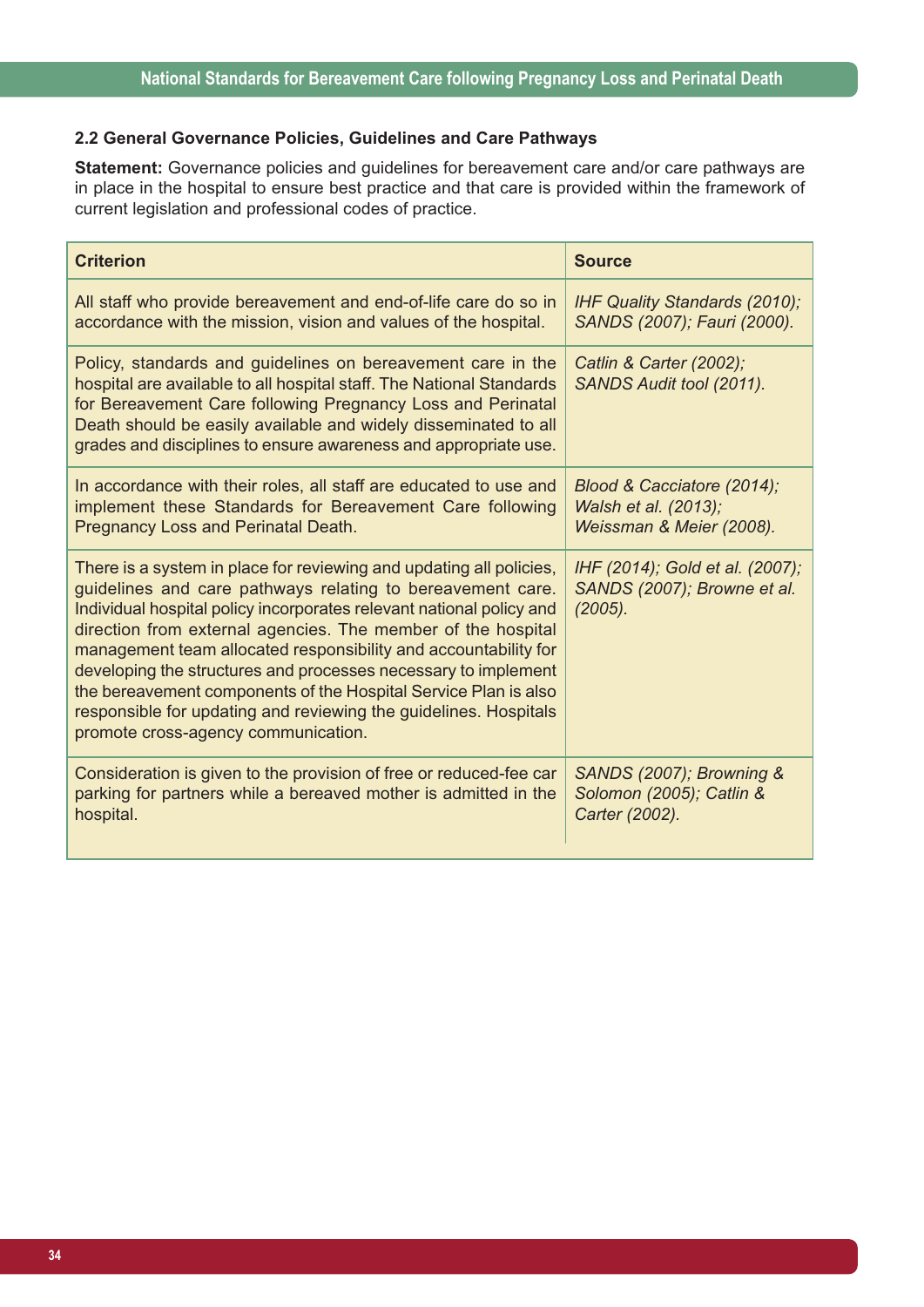### 2.2 General Governance Policies, Guidelines and Care Pathways

**Statement:** Governance policies and guidelines for bereavement care and/or care pathways are in place in the hospital to ensure best practice and that care is provided within the framework of current legislation and professional codes of practice.

| Criterion | Source |
|---|---|
| All staff who provide bereavement and end-of-life care do so in accordance with the mission, vision and values of the hospital. | *IHF Quality Standards (2010); SANDS (2007); Fauri (2000).* |
| Policy, standards and guidelines on bereavement care in the hospital are available to all hospital staff. The National Standards for Bereavement Care following Pregnancy Loss and Perinatal Death should be easily available and widely disseminated to all grades and disciplines to ensure awareness and appropriate use. | *Catlin & Carter (2002); SANDS Audit tool (2011).* |
| In accordance with their roles, all staff are educated to use and implement these Standards for Bereavement Care following Pregnancy Loss and Perinatal Death. | *Blood & Cacciatore (2014); Walsh et al. (2013); Weissman & Meier (2008).* |
| There is a system in place for reviewing and updating all policies, guidelines and care pathways relating to bereavement care. Individual hospital policy incorporates relevant national policy and direction from external agencies. The member of the hospital management team allocated responsibility and accountability for developing the structures and processes necessary to implement the bereavement components of the Hospital Service Plan is also responsible for updating and reviewing the guidelines. Hospitals promote cross-agency communication. | *IHF (2014); Gold et al. (2007); SANDS (2007); Browne et al. (2005).* |
| Consideration is given to the provision of free or reduced-fee car parking for partners while a bereaved mother is admitted in the hospital. | *SANDS (2007); Browning & Solomon (2005); Catlin & Carter (2002).* |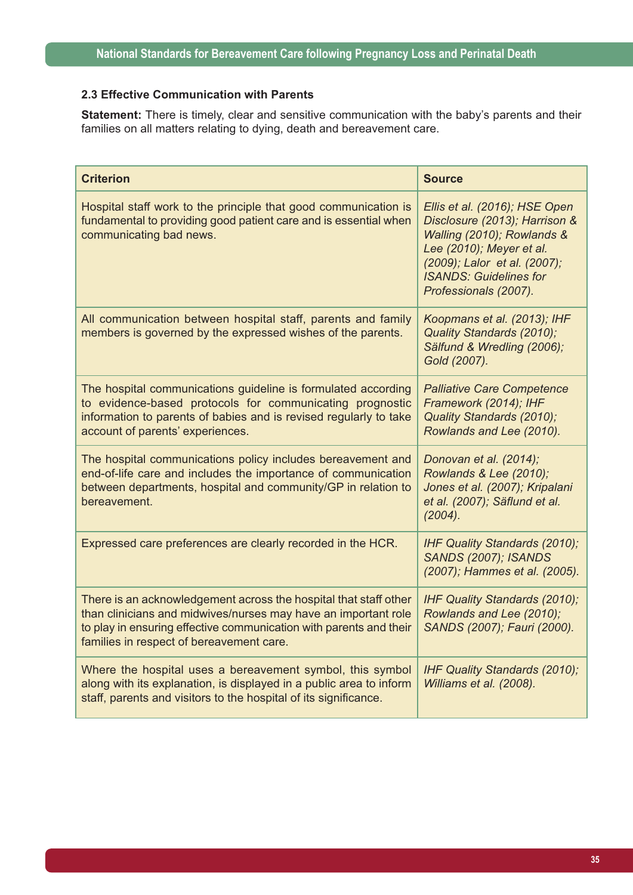### 2.3 Effective Communication with Parents

**Statement:** There is timely, clear and sensitive communication with the baby's parents and their families on all matters relating to dying, death and bereavement care.

| Criterion | Source |
| --- | --- |
| Hospital staff work to the principle that good communication is fundamental to providing good patient care and is essential when communicating bad news. | *Ellis et al. (2016); HSE Open Disclosure (2013); Harrison & Walling (2010); Rowlands & Lee (2010); Meyer et al. (2009); Lalor et al. (2007); ISANDS: Guidelines for Professionals (2007).* |
| All communication between hospital staff, parents and family members is governed by the expressed wishes of the parents. | *Koopmans et al. (2013); IHF Quality Standards (2010); Sälfund & Wredling (2006); Gold (2007).* |
| The hospital communications guideline is formulated according to evidence-based protocols for communicating prognostic information to parents of babies and is revised regularly to take account of parents' experiences. | *Palliative Care Competence Framework (2014); IHF Quality Standards (2010); Rowlands and Lee (2010).* |
| The hospital communications policy includes bereavement and end-of-life care and includes the importance of communication between departments, hospital and community/GP in relation to bereavement. | *Donovan et al. (2014); Rowlands & Lee (2010); Jones et al. (2007); Kripalani et al. (2007); Säflund et al. (2004).* |
| Expressed care preferences are clearly recorded in the HCR. | *IHF Quality Standards (2010); SANDS (2007); ISANDS (2007); Hammes et al. (2005).* |
| There is an acknowledgement across the hospital that staff other than clinicians and midwives/nurses may have an important role to play in ensuring effective communication with parents and their families in respect of bereavement care. | *IHF Quality Standards (2010); Rowlands and Lee (2010); SANDS (2007); Fauri (2000).* |
| Where the hospital uses a bereavement symbol, this symbol along with its explanation, is displayed in a public area to inform staff, parents and visitors to the hospital of its significance. | *IHF Quality Standards (2010); Williams et al. (2008).* |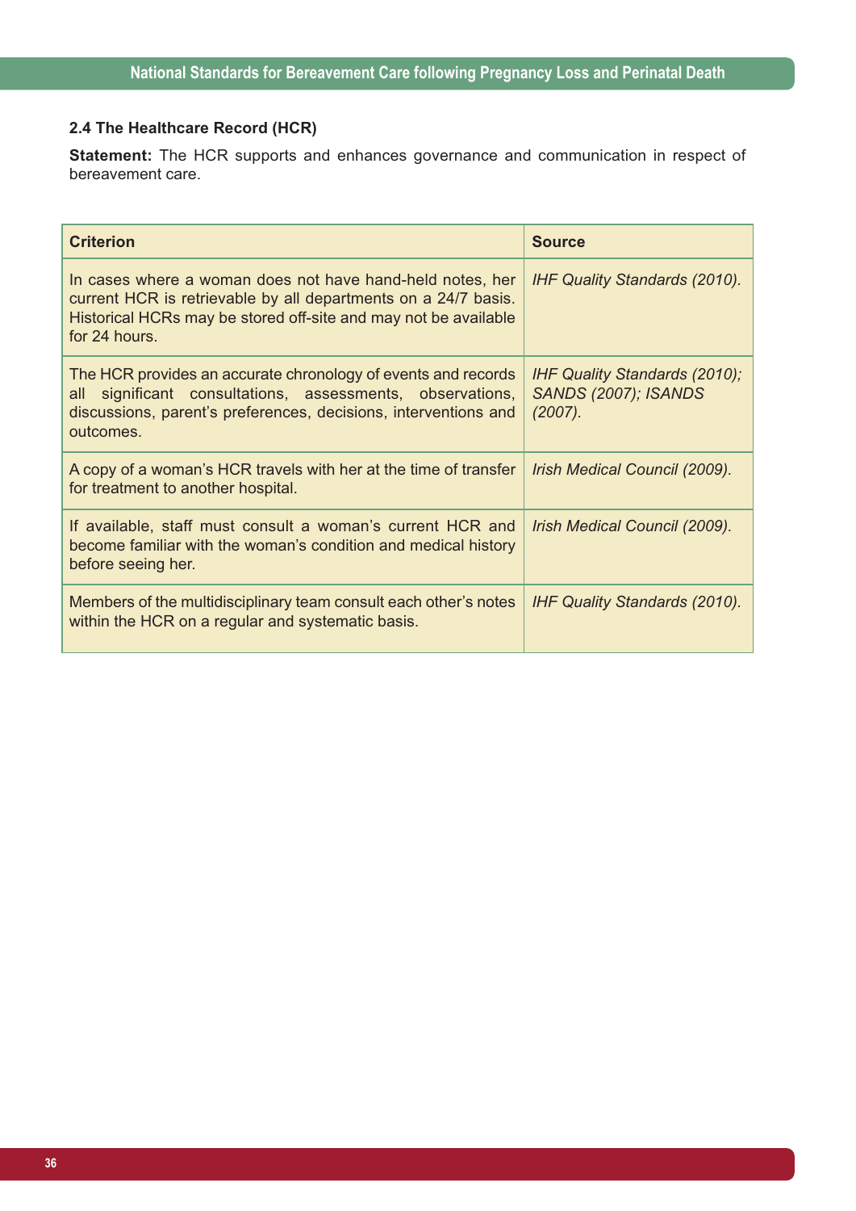### 2.4 The Healthcare Record (HCR)

**Statement:** The HCR supports and enhances governance and communication in respect of bereavement care.

| Criterion | Source |
| --- | --- |
| In cases where a woman does not have hand-held notes, her current HCR is retrievable by all departments on a 24/7 basis. Historical HCRs may be stored off-site and may not be available for 24 hours. | *IHF Quality Standards (2010).* |
| The HCR provides an accurate chronology of events and records all significant consultations, assessments, observations, discussions, parent's preferences, decisions, interventions and outcomes. | *IHF Quality Standards (2010); SANDS (2007); ISANDS (2007).* |
| A copy of a woman's HCR travels with her at the time of transfer for treatment to another hospital. | *Irish Medical Council (2009).* |
| If available, staff must consult a woman's current HCR and become familiar with the woman's condition and medical history before seeing her. | *Irish Medical Council (2009).* |
| Members of the multidisciplinary team consult each other's notes within the HCR on a regular and systematic basis. | *IHF Quality Standards (2010).* |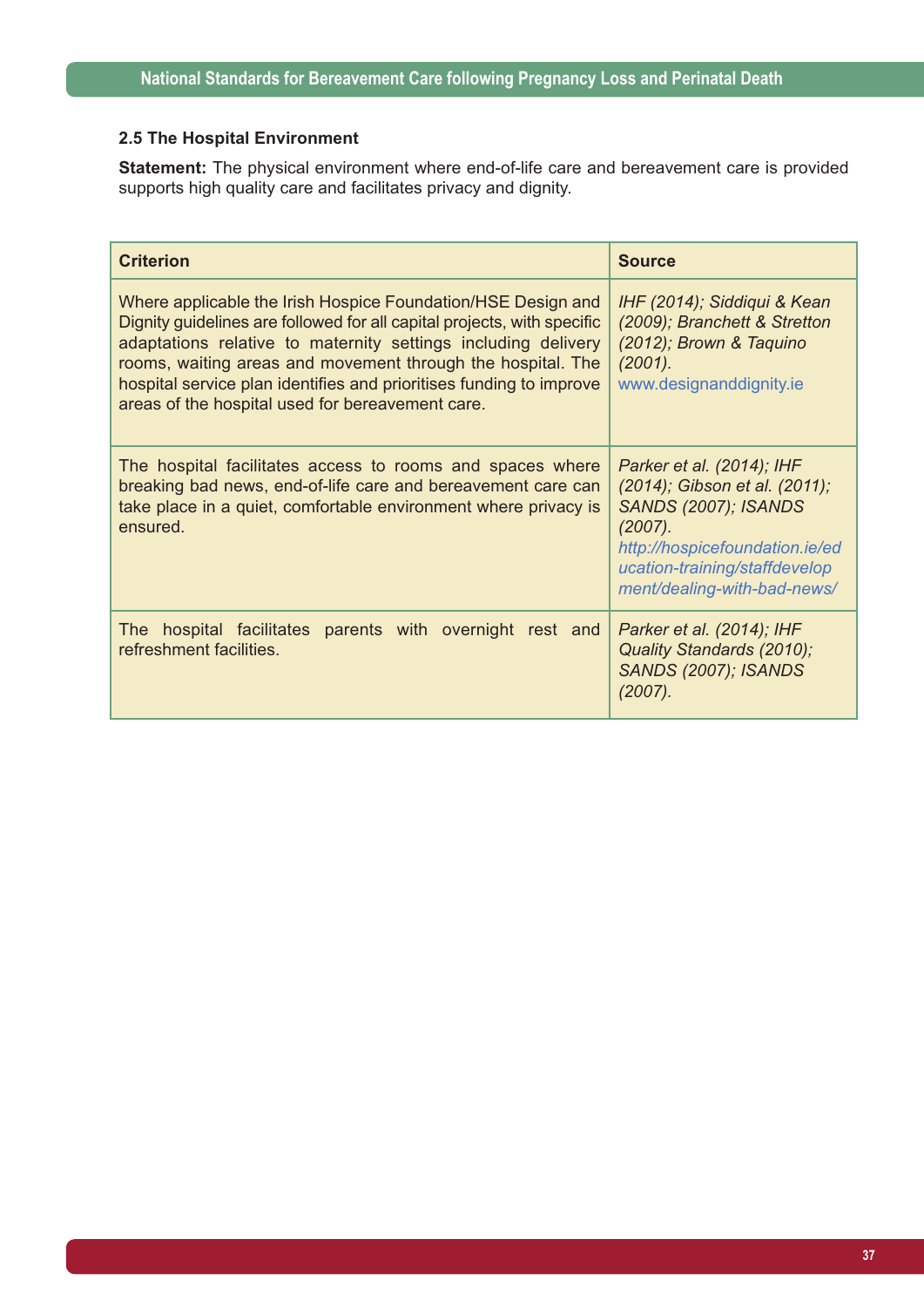### 2.5 The Hospital Environment

**Statement:** The physical environment where end-of-life care and bereavement care is provided supports high quality care and facilitates privacy and dignity.

| Criterion | Source |
|---|---|
| Where applicable the Irish Hospice Foundation/HSE Design and Dignity guidelines are followed for all capital projects, with specific adaptations relative to maternity settings including delivery rooms, waiting areas and movement through the hospital. The hospital service plan identifies and prioritises funding to improve areas of the hospital used for bereavement care. | *IHF (2014); Siddiqui & Kean (2009); Branchett & Stretton (2012); Brown & Taquino (2001).* www.designanddignity.ie |
| The hospital facilitates access to rooms and spaces where breaking bad news, end-of-life care and bereavement care can take place in a quiet, comfortable environment where privacy is ensured. | *Parker et al. (2014); IHF (2014); Gibson et al. (2011); SANDS (2007); ISANDS (2007). http://hospicefoundation.ie/education-training/staffdevelopment/dealing-with-bad-news/* |
| The hospital facilitates parents with overnight rest and refreshment facilities. | *Parker et al. (2014); IHF Quality Standards (2010); SANDS (2007); ISANDS (2007).* |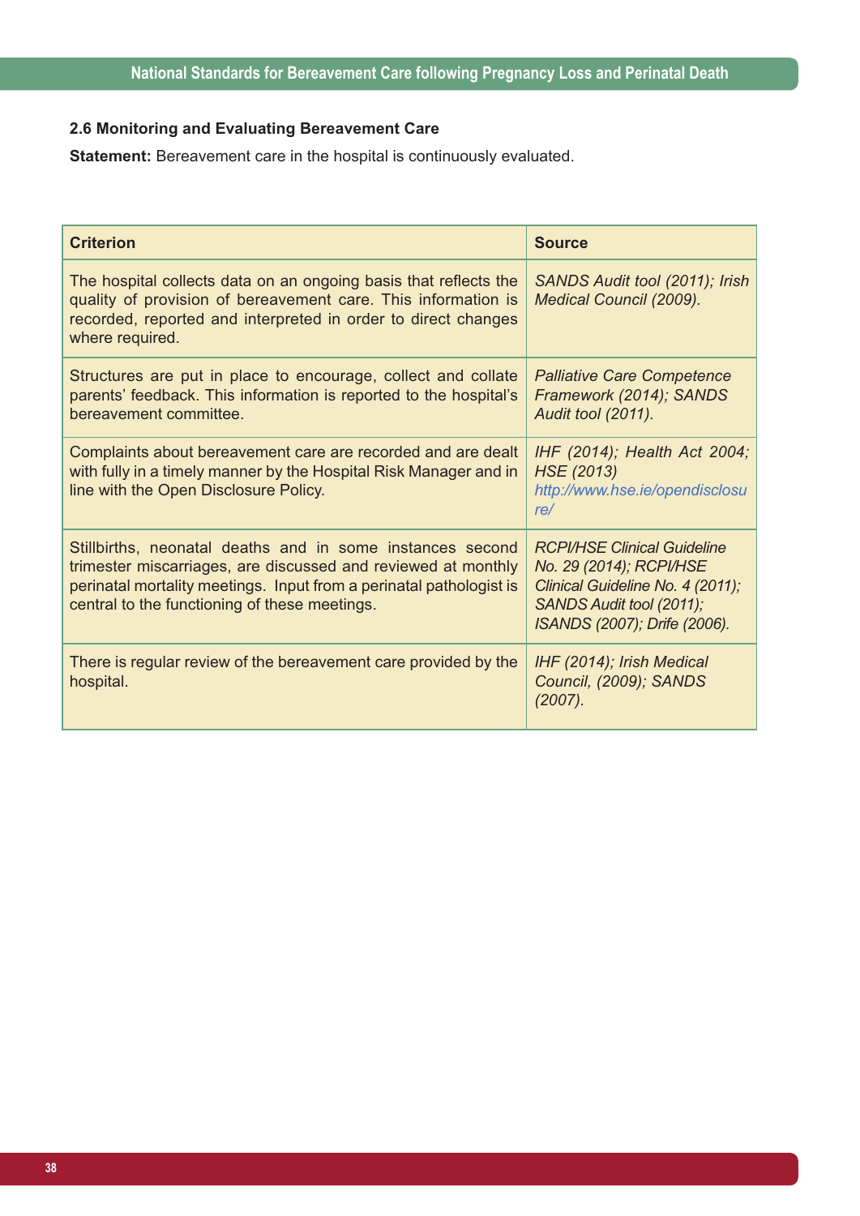### 2.6 Monitoring and Evaluating Bereavement Care

**Statement:** Bereavement care in the hospital is continuously evaluated.

| Criterion | Source |
|---|---|
| The hospital collects data on an ongoing basis that reflects the quality of provision of bereavement care. This information is recorded, reported and interpreted in order to direct changes where required. | *SANDS Audit tool (2011); Irish Medical Council (2009).* |
| Structures are put in place to encourage, collect and collate parents' feedback. This information is reported to the hospital's bereavement committee. | *Palliative Care Competence Framework (2014); SANDS Audit tool (2011).* |
| Complaints about bereavement care are recorded and are dealt with fully in a timely manner by the Hospital Risk Manager and in line with the Open Disclosure Policy. | *IHF (2014); Health Act 2004; HSE (2013) http://www.hse.ie/opendisclosure/* |
| Stillbirths, neonatal deaths and in some instances second trimester miscarriages, are discussed and reviewed at monthly perinatal mortality meetings. Input from a perinatal pathologist is central to the functioning of these meetings. | *RCPI/HSE Clinical Guideline No. 29 (2014); RCPI/HSE Clinical Guideline No. 4 (2011); SANDS Audit tool (2011); ISANDS (2007); Drife (2006).* |
| There is regular review of the bereavement care provided by the hospital. | *IHF (2014); Irish Medical Council, (2009); SANDS (2007).* |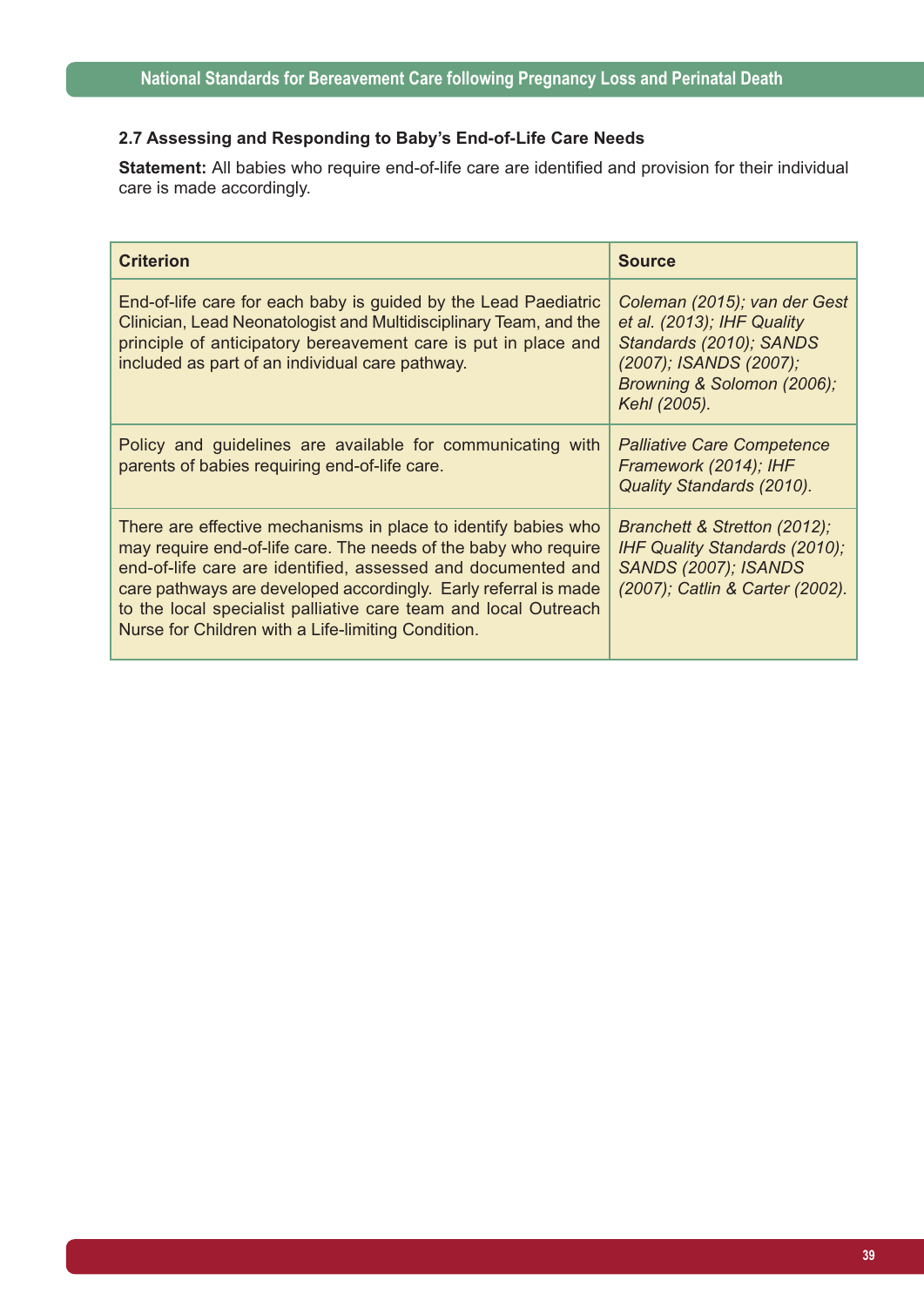### 2.7 Assessing and Responding to Baby's End-of-Life Care Needs

**Statement:** All babies who require end-of-life care are identified and provision for their individual care is made accordingly.

| Criterion | Source |
|---|---|
| End-of-life care for each baby is guided by the Lead Paediatric Clinician, Lead Neonatologist and Multidisciplinary Team, and the principle of anticipatory bereavement care is put in place and included as part of an individual care pathway. | *Coleman (2015); van der Gest et al. (2013); IHF Quality Standards (2010); SANDS (2007); ISANDS (2007); Browning & Solomon (2006); Kehl (2005).* |
| Policy and guidelines are available for communicating with parents of babies requiring end-of-life care. | *Palliative Care Competence Framework (2014); IHF Quality Standards (2010).* |
| There are effective mechanisms in place to identify babies who may require end-of-life care. The needs of the baby who require end-of-life care are identified, assessed and documented and care pathways are developed accordingly. Early referral is made to the local specialist palliative care team and local Outreach Nurse for Children with a Life-limiting Condition. | *Branchett & Stretton (2012); IHF Quality Standards (2010); SANDS (2007); ISANDS (2007); Catlin & Carter (2002).* |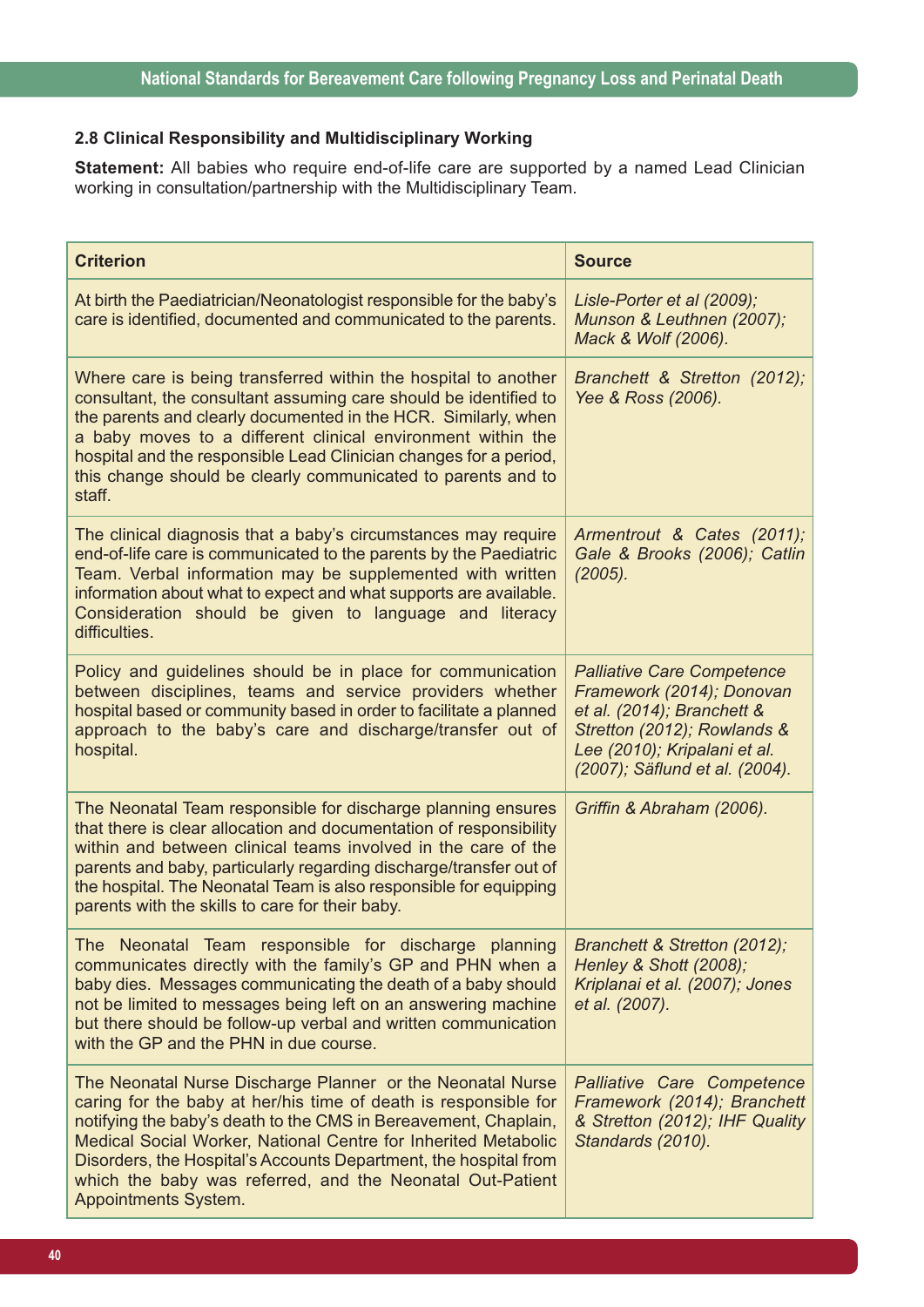### 2.8 Clinical Responsibility and Multidisciplinary Working

**Statement:** All babies who require end-of-life care are supported by a named Lead Clinician working in consultation/partnership with the Multidisciplinary Team.

| Criterion | Source |
|---|---|
| At birth the Paediatrician/Neonatologist responsible for the baby's care is identified, documented and communicated to the parents. | *Lisle-Porter et al (2009); Munson & Leuthnen (2007); Mack & Wolf (2006).* |
| Where care is being transferred within the hospital to another consultant, the consultant assuming care should be identified to the parents and clearly documented in the HCR. Similarly, when a baby moves to a different clinical environment within the hospital and the responsible Lead Clinician changes for a period, this change should be clearly communicated to parents and to staff. | *Branchett & Stretton (2012); Yee & Ross (2006).* |
| The clinical diagnosis that a baby's circumstances may require end-of-life care is communicated to the parents by the Paediatric Team. Verbal information may be supplemented with written information about what to expect and what supports are available. Consideration should be given to language and literacy difficulties. | *Armentrout & Cates (2011); Gale & Brooks (2006); Catlin (2005).* |
| Policy and guidelines should be in place for communication between disciplines, teams and service providers whether hospital based or community based in order to facilitate a planned approach to the baby's care and discharge/transfer out of hospital. | *Palliative Care Competence Framework (2014); Donovan et al. (2014); Branchett & Stretton (2012); Rowlands & Lee (2010); Kripalani et al. (2007); Säflund et al. (2004).* |
| The Neonatal Team responsible for discharge planning ensures that there is clear allocation and documentation of responsibility within and between clinical teams involved in the care of the parents and baby, particularly regarding discharge/transfer out of the hospital. The Neonatal Team is also responsible for equipping parents with the skills to care for their baby. | *Griffin & Abraham (2006).* |
| The Neonatal Team responsible for discharge planning communicates directly with the family's GP and PHN when a baby dies. Messages communicating the death of a baby should not be limited to messages being left on an answering machine but there should be follow-up verbal and written communication with the GP and the PHN in due course. | *Branchett & Stretton (2012); Henley & Shott (2008); Kriplanai et al. (2007); Jones et al. (2007).* |
| The Neonatal Nurse Discharge Planner or the Neonatal Nurse caring for the baby at her/his time of death is responsible for notifying the baby's death to the CMS in Bereavement, Chaplain, Medical Social Worker, National Centre for Inherited Metabolic Disorders, the Hospital's Accounts Department, the hospital from which the baby was referred, and the Neonatal Out-Patient Appointments System. | *Palliative Care Competence Framework (2014); Branchett & Stretton (2012); IHF Quality Standards (2010).* |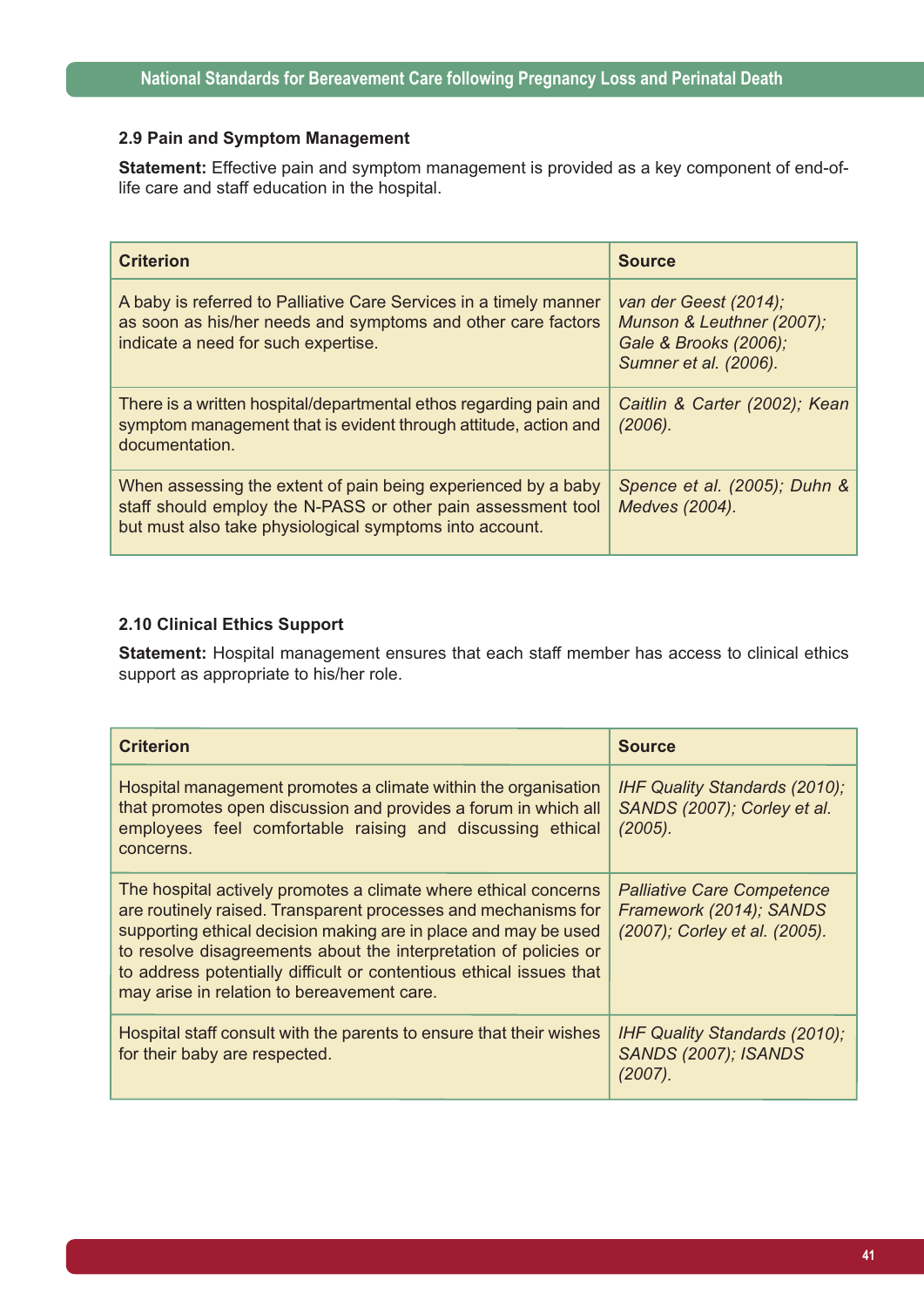### 2.9 Pain and Symptom Management

**Statement:** Effective pain and symptom management is provided as a key component of end-of-life care and staff education in the hospital.

| Criterion | Source |
|---|---|
| A baby is referred to Palliative Care Services in a timely manner as soon as his/her needs and symptoms and other care factors indicate a need for such expertise. | *van der Geest (2014); Munson & Leuthner (2007); Gale & Brooks (2006); Sumner et al. (2006).* |
| There is a written hospital/departmental ethos regarding pain and symptom management that is evident through attitude, action and documentation. | *Caitlin & Carter (2002); Kean (2006).* |
| When assessing the extent of pain being experienced by a baby staff should employ the N-PASS or other pain assessment tool but must also take physiological symptoms into account. | *Spence et al. (2005); Duhn & Medves (2004).* |

### 2.10 Clinical Ethics Support

**Statement:** Hospital management ensures that each staff member has access to clinical ethics support as appropriate to his/her role.

| Criterion | Source |
|---|---|
| Hospital management promotes a climate within the organisation that promotes open discussion and provides a forum in which all employees feel comfortable raising and discussing ethical concerns. | *IHF Quality Standards (2010); SANDS (2007); Corley et al. (2005).* |
| The hospital actively promotes a climate where ethical concerns are routinely raised. Transparent processes and mechanisms for supporting ethical decision making are in place and may be used to resolve disagreements about the interpretation of policies or to address potentially difficult or contentious ethical issues that may arise in relation to bereavement care. | *Palliative Care Competence Framework (2014); SANDS (2007); Corley et al. (2005).* |
| Hospital staff consult with the parents to ensure that their wishes for their baby are respected. | *IHF Quality Standards (2010); SANDS (2007); ISANDS (2007).* |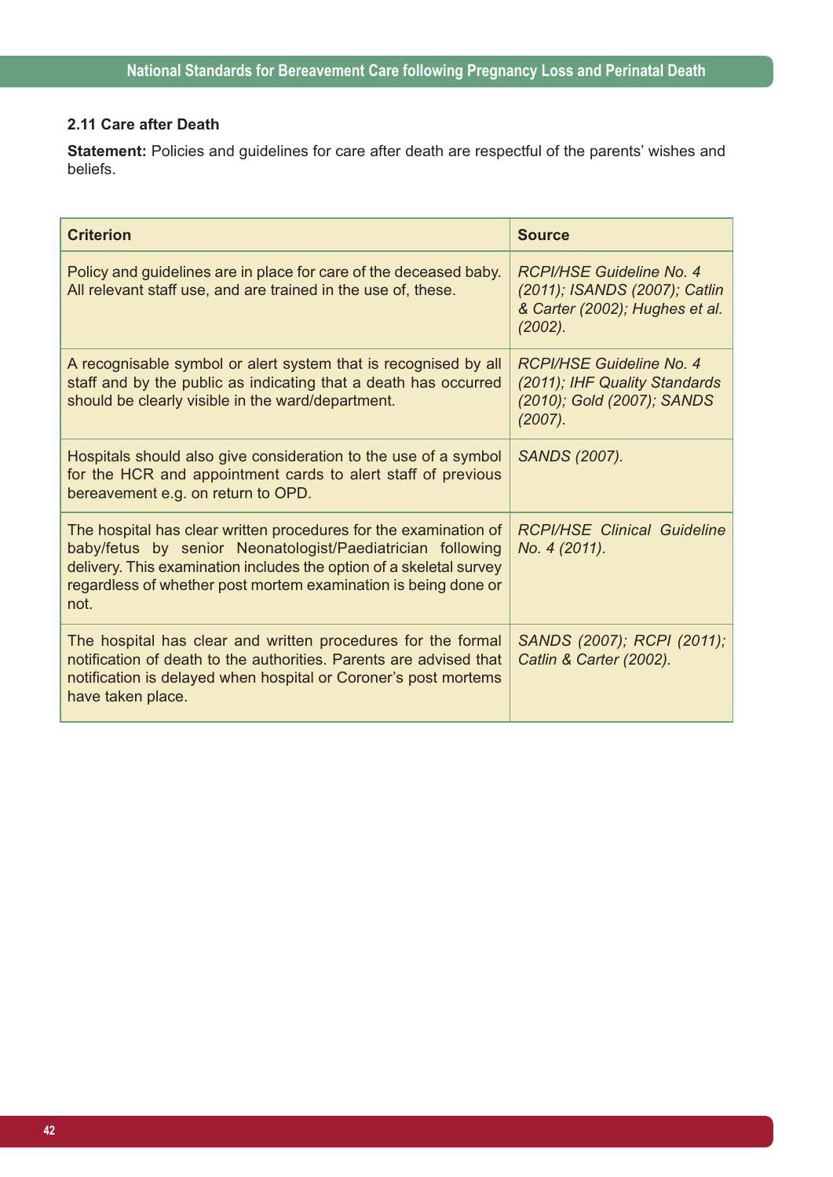### 2.11 Care after Death

**Statement:** Policies and guidelines for care after death are respectful of the parents' wishes and beliefs.

| Criterion | Source |
|---|---|
| Policy and guidelines are in place for care of the deceased baby. All relevant staff use, and are trained in the use of, these. | *RCPI/HSE Guideline No. 4 (2011); ISANDS (2007); Catlin & Carter (2002); Hughes et al. (2002).* |
| A recognisable symbol or alert system that is recognised by all staff and by the public as indicating that a death has occurred should be clearly visible in the ward/department. | *RCPI/HSE Guideline No. 4 (2011); IHF Quality Standards (2010); Gold (2007); SANDS (2007).* |
| Hospitals should also give consideration to the use of a symbol for the HCR and appointment cards to alert staff of previous bereavement e.g. on return to OPD. | *SANDS (2007).* |
| The hospital has clear written procedures for the examination of baby/fetus by senior Neonatologist/Paediatrician following delivery. This examination includes the option of a skeletal survey regardless of whether post mortem examination is being done or not. | *RCPI/HSE Clinical Guideline No. 4 (2011).* |
| The hospital has clear and written procedures for the formal notification of death to the authorities. Parents are advised that notification is delayed when hospital or Coroner's post mortems have taken place. | *SANDS (2007); RCPI (2011); Catlin & Carter (2002).* |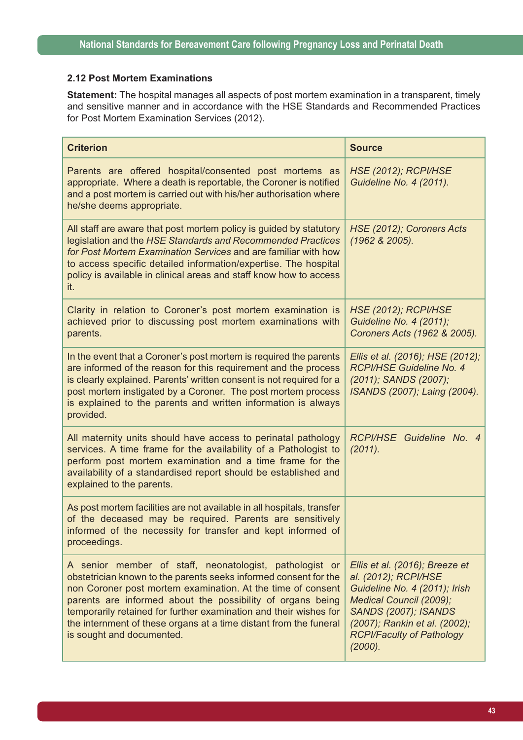### 2.12 Post Mortem Examinations

**Statement:** The hospital manages all aspects of post mortem examination in a transparent, timely and sensitive manner and in accordance with the HSE Standards and Recommended Practices for Post Mortem Examination Services (2012).

| Criterion | Source |
|---|---|
| Parents are offered hospital/consented post mortems as appropriate. Where a death is reportable, the Coroner is notified and a post mortem is carried out with his/her authorisation where he/she deems appropriate. | *HSE (2012); RCPI/HSE Guideline No. 4 (2011).* |
| All staff are aware that post mortem policy is guided by statutory legislation and the *HSE Standards and Recommended Practices for Post Mortem Examination Services* and are familiar with how to access specific detailed information/expertise. The hospital policy is available in clinical areas and staff know how to access it. | *HSE (2012); Coroners Acts (1962 & 2005).* |
| Clarity in relation to Coroner's post mortem examination is achieved prior to discussing post mortem examinations with parents. | *HSE (2012); RCPI/HSE Guideline No. 4 (2011); Coroners Acts (1962 & 2005).* |
| In the event that a Coroner's post mortem is required the parents are informed of the reason for this requirement and the process is clearly explained. Parents' written consent is not required for a post mortem instigated by a Coroner. The post mortem process is explained to the parents and written information is always provided. | *Ellis et al. (2016); HSE (2012); RCPI/HSE Guideline No. 4 (2011); SANDS (2007); ISANDS (2007); Laing (2004).* |
| All maternity units should have access to perinatal pathology services. A time frame for the availability of a Pathologist to perform post mortem examination and a time frame for the availability of a standardised report should be established and explained to the parents. | *RCPI/HSE Guideline No. 4 (2011).* |
| As post mortem facilities are not available in all hospitals, transfer of the deceased may be required. Parents are sensitively informed of the necessity for transfer and kept informed of proceedings. | |
| A senior member of staff, neonatologist, pathologist or obstetrician known to the parents seeks informed consent for the non Coroner post mortem examination. At the time of consent parents are informed about the possibility of organs being temporarily retained for further examination and their wishes for the internment of these organs at a time distant from the funeral is sought and documented. | *Ellis et al. (2016); Breeze et al. (2012); RCPI/HSE Guideline No. 4 (2011); Irish Medical Council (2009); SANDS (2007); ISANDS (2007); Rankin et al. (2002); RCPI/Faculty of Pathology (2000).* |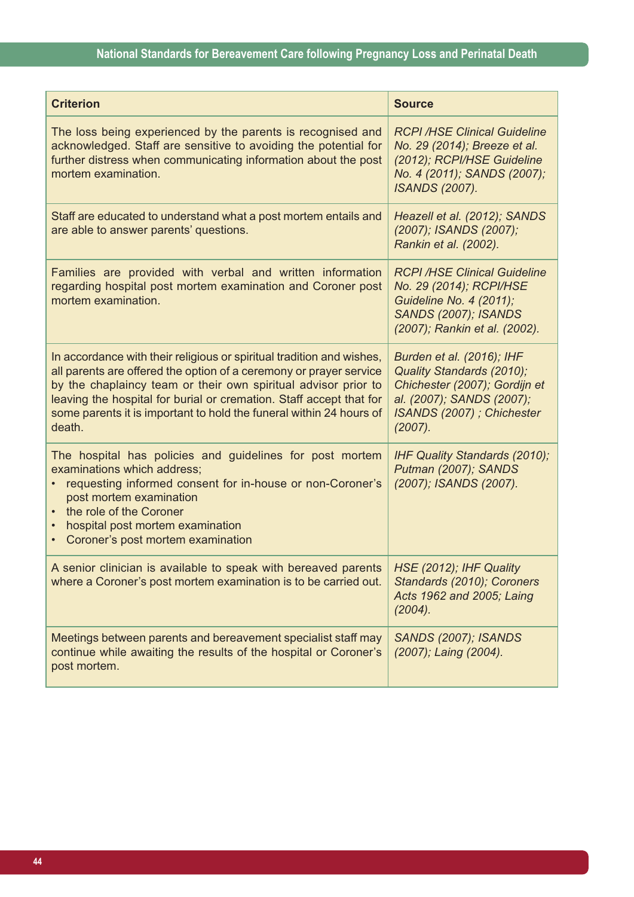| Criterion | Source |
| --- | --- |
| The loss being experienced by the parents is recognised and acknowledged. Staff are sensitive to avoiding the potential for further distress when communicating information about the post mortem examination. | *RCPI /HSE Clinical Guideline No. 29 (2014); Breeze et al. (2012); RCPI/HSE Guideline No. 4 (2011); SANDS (2007); ISANDS (2007).* |
| Staff are educated to understand what a post mortem entails and are able to answer parents' questions. | *Heazell et al. (2012); SANDS (2007); ISANDS (2007); Rankin et al. (2002).* |
| Families are provided with verbal and written information regarding hospital post mortem examination and Coroner post mortem examination. | *RCPI /HSE Clinical Guideline No. 29 (2014); RCPI/HSE Guideline No. 4 (2011); SANDS (2007); ISANDS (2007); Rankin et al. (2002).* |
| In accordance with their religious or spiritual tradition and wishes, all parents are offered the option of a ceremony or prayer service by the chaplaincy team or their own spiritual advisor prior to leaving the hospital for burial or cremation. Staff accept that for some parents it is important to hold the funeral within 24 hours of death. | *Burden et al. (2016); IHF Quality Standards (2010); Chichester (2007); Gordijn et al. (2007); SANDS (2007); ISANDS (2007) ; Chichester (2007).* |
| The hospital has policies and guidelines for post mortem examinations which address;<br>• requesting informed consent for in-house or non-Coroner's post mortem examination<br>• the role of the Coroner<br>• hospital post mortem examination<br>• Coroner's post mortem examination | *IHF Quality Standards (2010); Putman (2007); SANDS (2007); ISANDS (2007).* |
| A senior clinician is available to speak with bereaved parents where a Coroner's post mortem examination is to be carried out. | *HSE (2012); IHF Quality Standards (2010); Coroners Acts 1962 and 2005; Laing (2004).* |
| Meetings between parents and bereavement specialist staff may continue while awaiting the results of the hospital or Coroner's post mortem. | *SANDS (2007); ISANDS (2007); Laing (2004).* |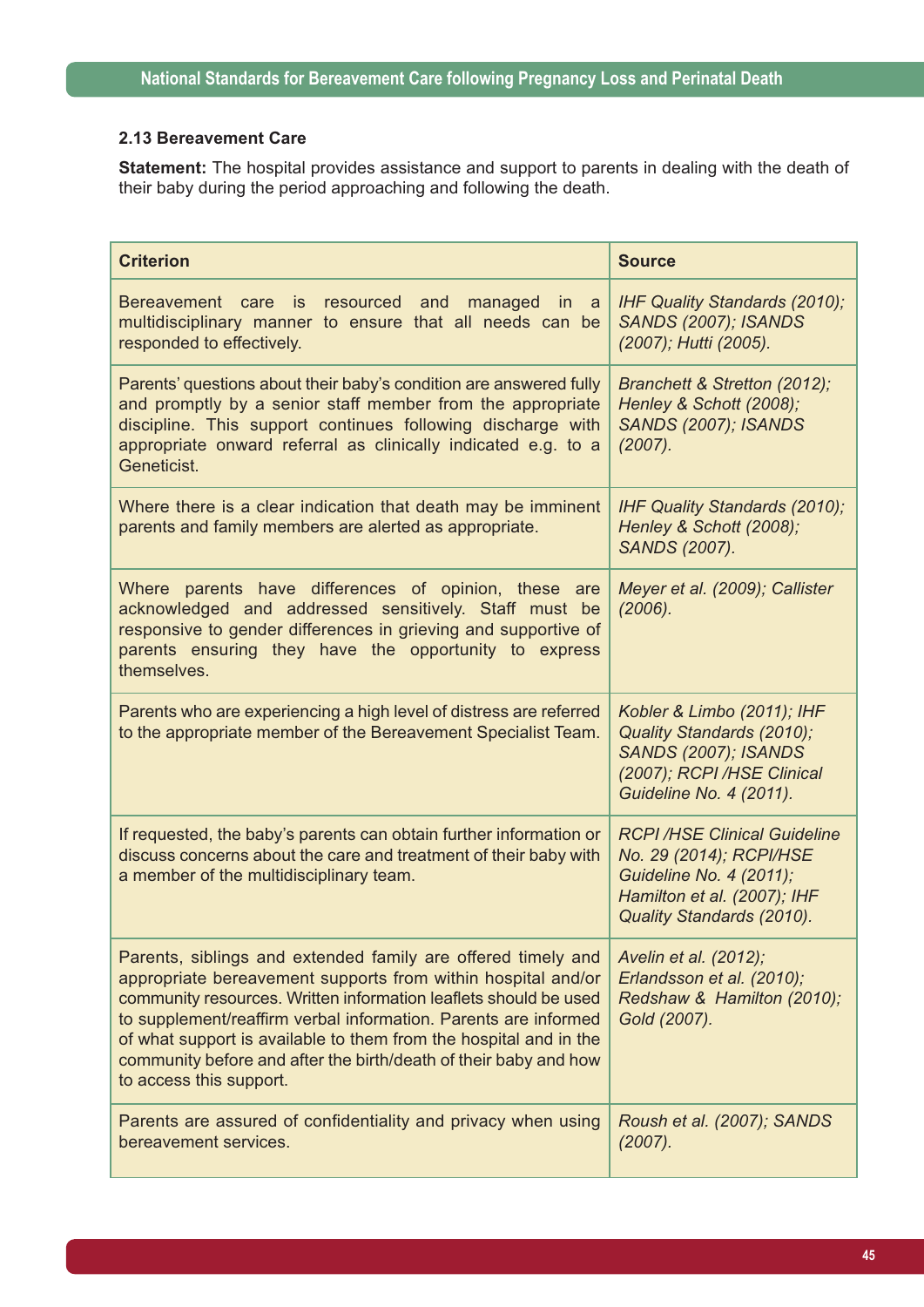### 2.13 Bereavement Care

**Statement:** The hospital provides assistance and support to parents in dealing with the death of their baby during the period approaching and following the death.

| Criterion | Source |
|---|---|
| Bereavement care is resourced and managed in a multidisciplinary manner to ensure that all needs can be responded to effectively. | *IHF Quality Standards (2010); SANDS (2007); ISANDS (2007); Hutti (2005).* |
| Parents' questions about their baby's condition are answered fully and promptly by a senior staff member from the appropriate discipline. This support continues following discharge with appropriate onward referral as clinically indicated e.g. to a Geneticist. | *Branchett & Stretton (2012); Henley & Schott (2008); SANDS (2007); ISANDS (2007).* |
| Where there is a clear indication that death may be imminent parents and family members are alerted as appropriate. | *IHF Quality Standards (2010); Henley & Schott (2008); SANDS (2007).* |
| Where parents have differences of opinion, these are acknowledged and addressed sensitively. Staff must be responsive to gender differences in grieving and supportive of parents ensuring they have the opportunity to express themselves. | *Meyer et al. (2009); Callister (2006).* |
| Parents who are experiencing a high level of distress are referred to the appropriate member of the Bereavement Specialist Team. | *Kobler & Limbo (2011); IHF Quality Standards (2010); SANDS (2007); ISANDS (2007); RCPI /HSE Clinical Guideline No. 4 (2011).* |
| If requested, the baby's parents can obtain further information or discuss concerns about the care and treatment of their baby with a member of the multidisciplinary team. | *RCPI /HSE Clinical Guideline No. 29 (2014); RCPI/HSE Guideline No. 4 (2011); Hamilton et al. (2007); IHF Quality Standards (2010).* |
| Parents, siblings and extended family are offered timely and appropriate bereavement supports from within hospital and/or community resources. Written information leaflets should be used to supplement/reaffirm verbal information. Parents are informed of what support is available to them from the hospital and in the community before and after the birth/death of their baby and how to access this support. | *Avelin et al. (2012); Erlandsson et al. (2010); Redshaw & Hamilton (2010); Gold (2007).* |
| Parents are assured of confidentiality and privacy when using bereavement services. | *Roush et al. (2007); SANDS (2007).* |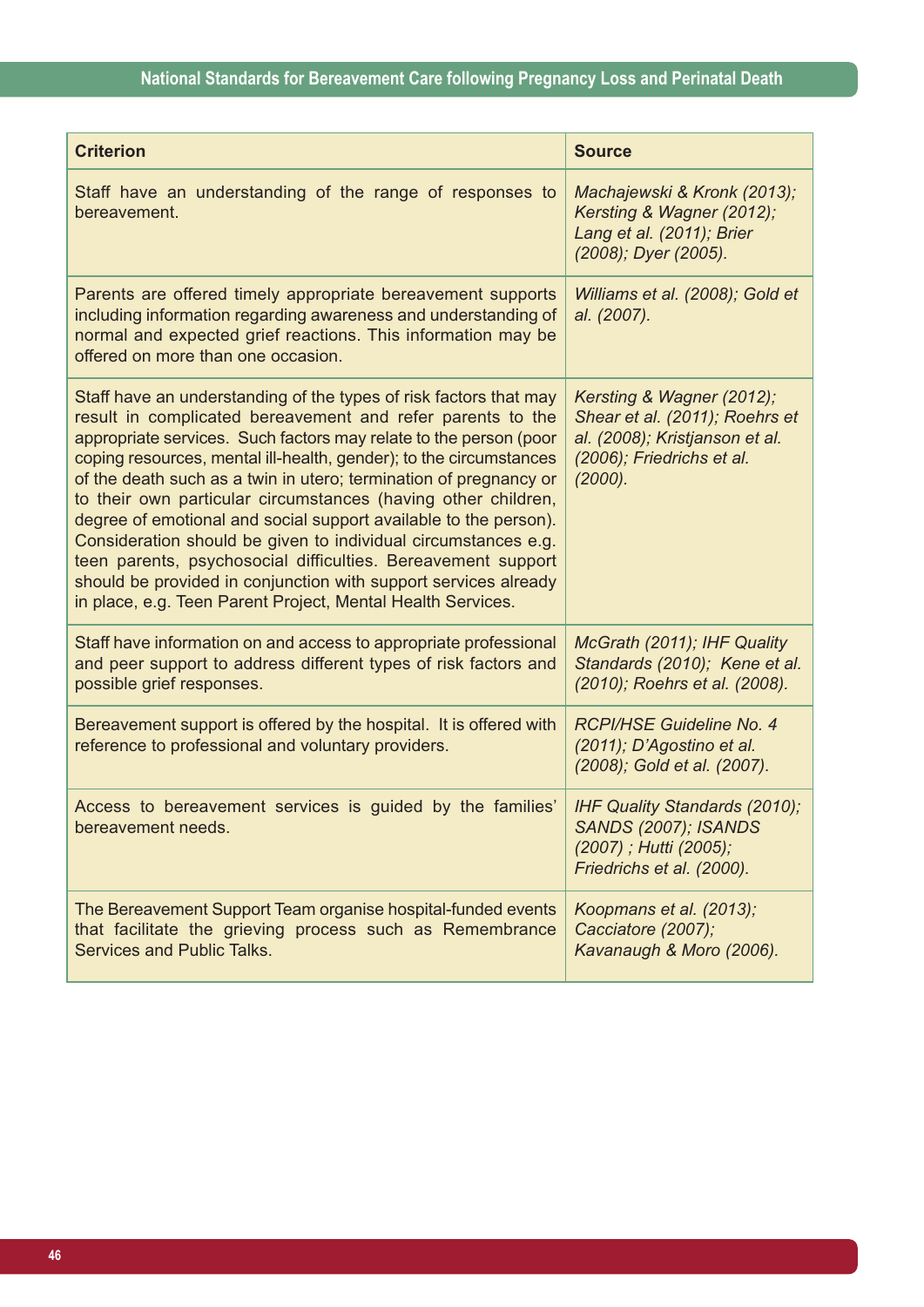| Criterion | Source |
|---|---|
| Staff have an understanding of the range of responses to bereavement. | *Machajewski & Kronk (2013); Kersting & Wagner (2012); Lang et al. (2011); Brier (2008); Dyer (2005).* |
| Parents are offered timely appropriate bereavement supports including information regarding awareness and understanding of normal and expected grief reactions. This information may be offered on more than one occasion. | *Williams et al. (2008); Gold et al. (2007).* |
| Staff have an understanding of the types of risk factors that may result in complicated bereavement and refer parents to the appropriate services. Such factors may relate to the person (poor coping resources, mental ill-health, gender); to the circumstances of the death such as a twin in utero; termination of pregnancy or to their own particular circumstances (having other children, degree of emotional and social support available to the person). Consideration should be given to individual circumstances e.g. teen parents, psychosocial difficulties. Bereavement support should be provided in conjunction with support services already in place, e.g. Teen Parent Project, Mental Health Services. | *Kersting & Wagner (2012); Shear et al. (2011); Roehrs et al. (2008); Kristjanson et al. (2006); Friedrichs et al. (2000).* |
| Staff have information on and access to appropriate professional and peer support to address different types of risk factors and possible grief responses. | *McGrath (2011); IHF Quality Standards (2010); Kene et al. (2010); Roehrs et al. (2008).* |
| Bereavement support is offered by the hospital. It is offered with reference to professional and voluntary providers. | *RCPI/HSE Guideline No. 4 (2011); D'Agostino et al. (2008); Gold et al. (2007).* |
| Access to bereavement services is guided by the families' bereavement needs. | *IHF Quality Standards (2010); SANDS (2007); ISANDS (2007) ; Hutti (2005); Friedrichs et al. (2000).* |
| The Bereavement Support Team organise hospital-funded events that facilitate the grieving process such as Remembrance Services and Public Talks. | *Koopmans et al. (2013); Cacciatore (2007); Kavanaugh & Moro (2006).* |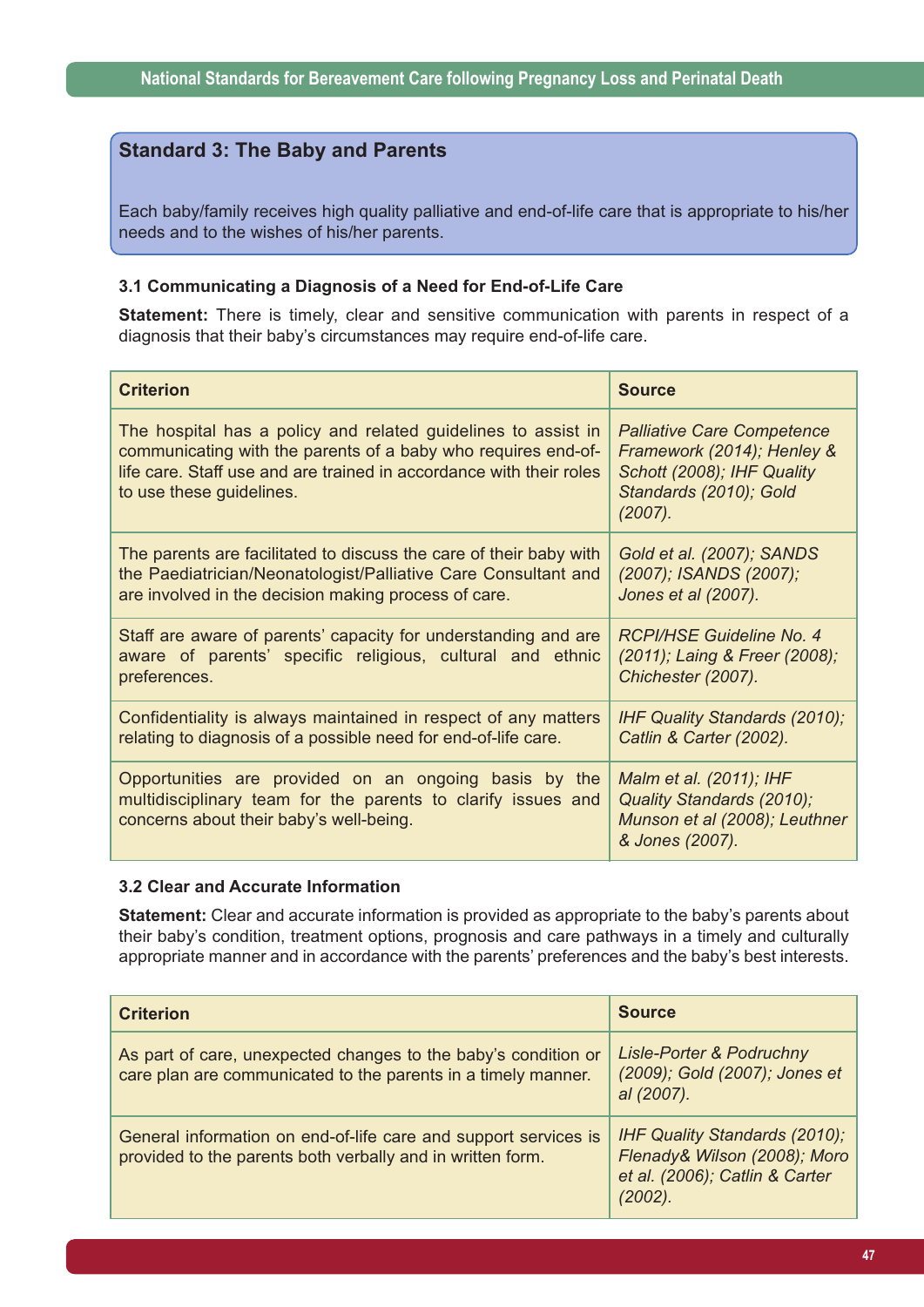## Standard 3: The Baby and Parents

Each baby/family receives high quality palliative and end-of-life care that is appropriate to his/her needs and to the wishes of his/her parents.

### 3.1 Communicating a Diagnosis of a Need for End-of-Life Care

**Statement:** There is timely, clear and sensitive communication with parents in respect of a diagnosis that their baby's circumstances may require end-of-life care.

| Criterion | Source |
|---|---|
| The hospital has a policy and related guidelines to assist in communicating with the parents of a baby who requires end-of-life care. Staff use and are trained in accordance with their roles to use these guidelines. | *Palliative Care Competence Framework (2014); Henley & Schott (2008); IHF Quality Standards (2010); Gold (2007).* |
| The parents are facilitated to discuss the care of their baby with the Paediatrician/Neonatologist/Palliative Care Consultant and are involved in the decision making process of care. | *Gold et al. (2007); SANDS (2007); ISANDS (2007); Jones et al (2007).* |
| Staff are aware of parents' capacity for understanding and are aware of parents' specific religious, cultural and ethnic preferences. | *RCPI/HSE Guideline No. 4 (2011); Laing & Freer (2008); Chichester (2007).* |
| Confidentiality is always maintained in respect of any matters relating to diagnosis of a possible need for end-of-life care. | *IHF Quality Standards (2010); Catlin & Carter (2002).* |
| Opportunities are provided on an ongoing basis by the multidisciplinary team for the parents to clarify issues and concerns about their baby's well-being. | *Malm et al. (2011); IHF Quality Standards (2010); Munson et al (2008); Leuthner & Jones (2007).* |

### 3.2 Clear and Accurate Information

**Statement:** Clear and accurate information is provided as appropriate to the baby's parents about their baby's condition, treatment options, prognosis and care pathways in a timely and culturally appropriate manner and in accordance with the parents' preferences and the baby's best interests.

| Criterion | Source |
|---|---|
| As part of care, unexpected changes to the baby's condition or care plan are communicated to the parents in a timely manner. | *Lisle-Porter & Podruchny (2009); Gold (2007); Jones et al (2007).* |
| General information on end-of-life care and support services is provided to the parents both verbally and in written form. | *IHF Quality Standards (2010); Flenady& Wilson (2008); Moro et al. (2006); Catlin & Carter (2002).* |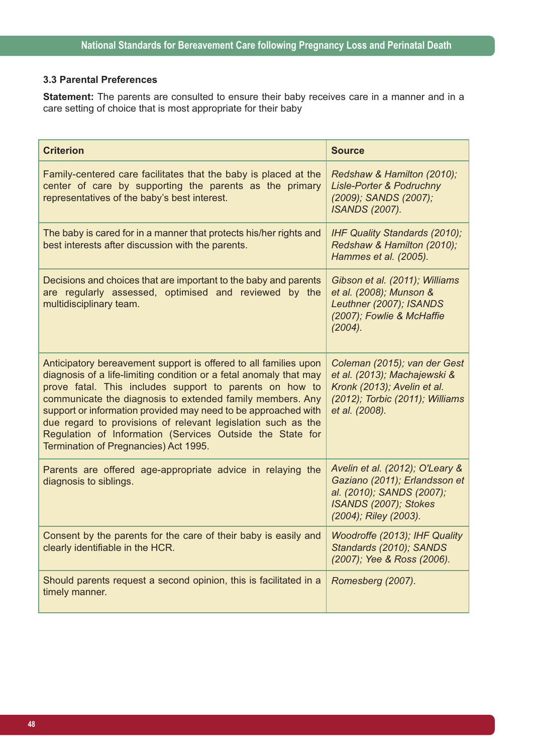### 3.3 Parental Preferences

**Statement:** The parents are consulted to ensure their baby receives care in a manner and in a care setting of choice that is most appropriate for their baby

| Criterion | Source |
|---|---|
| Family-centered care facilitates that the baby is placed at the center of care by supporting the parents as the primary representatives of the baby's best interest. | *Redshaw & Hamilton (2010); Lisle-Porter & Podruchny (2009); SANDS (2007); ISANDS (2007).* |
| The baby is cared for in a manner that protects his/her rights and best interests after discussion with the parents. | *IHF Quality Standards (2010); Redshaw & Hamilton (2010); Hammes et al. (2005).* |
| Decisions and choices that are important to the baby and parents are regularly assessed, optimised and reviewed by the multidisciplinary team. | *Gibson et al. (2011); Williams et al. (2008); Munson & Leuthner (2007); ISANDS (2007); Fowlie & McHaffie (2004).* |
| Anticipatory bereavement support is offered to all families upon diagnosis of a life-limiting condition or a fetal anomaly that may prove fatal. This includes support to parents on how to communicate the diagnosis to extended family members. Any support or information provided may need to be approached with due regard to provisions of relevant legislation such as the Regulation of Information (Services Outside the State for Termination of Pregnancies) Act 1995. | *Coleman (2015); van der Gest et al. (2013); Machajewski & Kronk (2013); Avelin et al. (2012); Torbic (2011); Williams et al. (2008).* |
| Parents are offered age-appropriate advice in relaying the diagnosis to siblings. | *Avelin et al. (2012); O'Leary & Gaziano (2011); Erlandsson et al. (2010); SANDS (2007); ISANDS (2007); Stokes (2004); Riley (2003).* |
| Consent by the parents for the care of their baby is easily and clearly identifiable in the HCR. | *Woodroffe (2013); IHF Quality Standards (2010); SANDS (2007); Yee & Ross (2006).* |
| Should parents request a second opinion, this is facilitated in a timely manner. | *Romesberg (2007).* |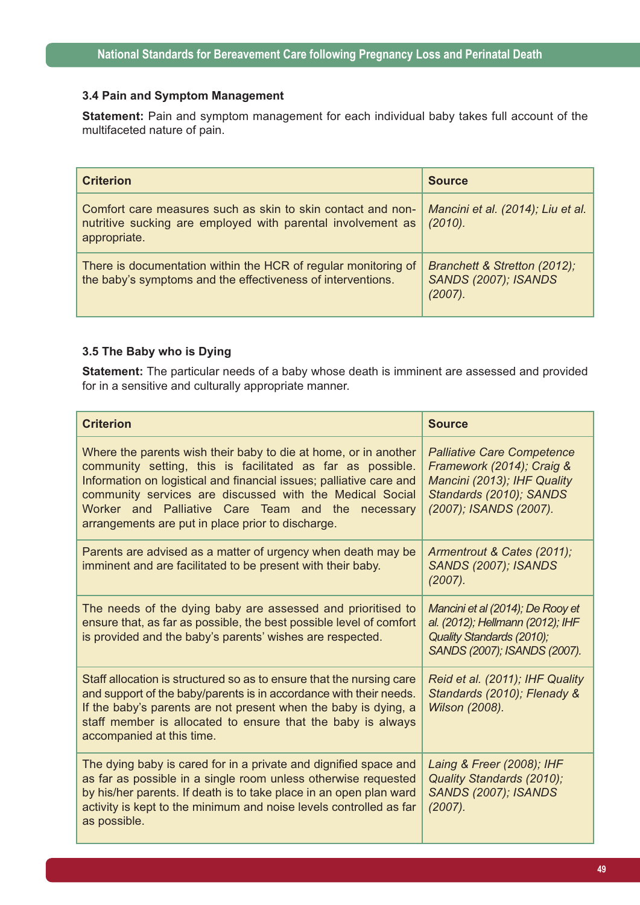### 3.4 Pain and Symptom Management

**Statement:** Pain and symptom management for each individual baby takes full account of the multifaceted nature of pain.

| Criterion | Source |
|---|---|
| Comfort care measures such as skin to skin contact and non-nutritive sucking are employed with parental involvement as appropriate. | *Mancini et al. (2014); Liu et al. (2010).* |
| There is documentation within the HCR of regular monitoring of the baby's symptoms and the effectiveness of interventions. | *Branchett & Stretton (2012); SANDS (2007); ISANDS (2007).* |

### 3.5 The Baby who is Dying

**Statement:** The particular needs of a baby whose death is imminent are assessed and provided for in a sensitive and culturally appropriate manner.

| Criterion | Source |
|---|---|
| Where the parents wish their baby to die at home, or in another community setting, this is facilitated as far as possible. Information on logistical and financial issues; palliative care and community services are discussed with the Medical Social Worker and Palliative Care Team and the necessary arrangements are put in place prior to discharge. | *Palliative Care Competence Framework (2014); Craig & Mancini (2013); IHF Quality Standards (2010); SANDS (2007); ISANDS (2007).* |
| Parents are advised as a matter of urgency when death may be imminent and are facilitated to be present with their baby. | *Armentrout & Cates (2011); SANDS (2007); ISANDS (2007).* |
| The needs of the dying baby are assessed and prioritised to ensure that, as far as possible, the best possible level of comfort is provided and the baby's parents' wishes are respected. | *Mancini et al (2014); De Rooy et al. (2012); Hellmann (2012); IHF Quality Standards (2010); SANDS (2007); ISANDS (2007).* |
| Staff allocation is structured so as to ensure that the nursing care and support of the baby/parents is in accordance with their needs. If the baby's parents are not present when the baby is dying, a staff member is allocated to ensure that the baby is always accompanied at this time. | *Reid et al. (2011); IHF Quality Standards (2010); Flenady & Wilson (2008).* |
| The dying baby is cared for in a private and dignified space and as far as possible in a single room unless otherwise requested by his/her parents. If death is to take place in an open plan ward activity is kept to the minimum and noise levels controlled as far as possible. | *Laing & Freer (2008); IHF Quality Standards (2010); SANDS (2007); ISANDS (2007).* |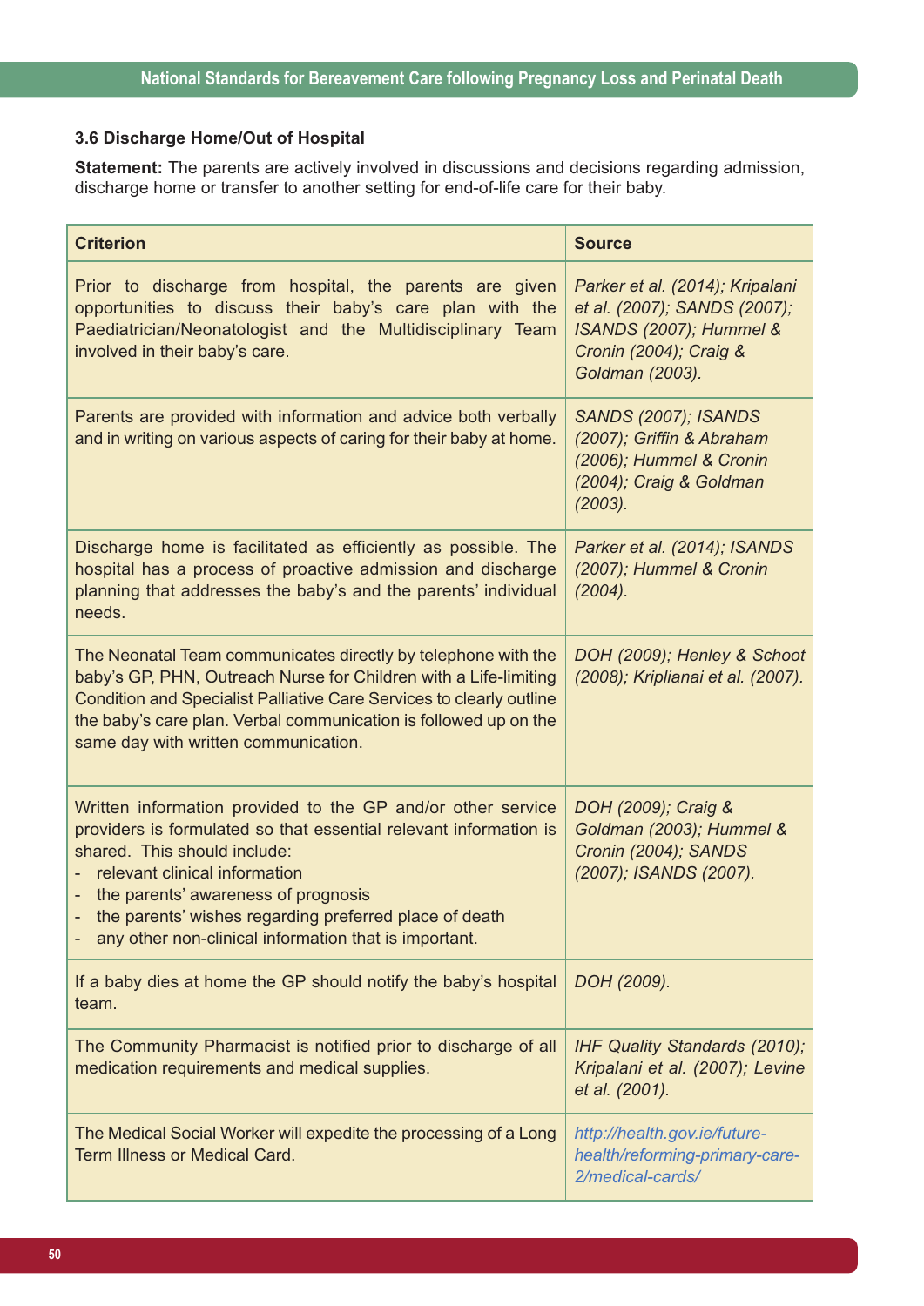### 3.6 Discharge Home/Out of Hospital

**Statement:** The parents are actively involved in discussions and decisions regarding admission, discharge home or transfer to another setting for end-of-life care for their baby.

| Criterion | Source |
|---|---|
| Prior to discharge from hospital, the parents are given opportunities to discuss their baby's care plan with the Paediatrician/Neonatologist and the Multidisciplinary Team involved in their baby's care. | *Parker et al. (2014); Kripalani et al. (2007); SANDS (2007); ISANDS (2007); Hummel & Cronin (2004); Craig & Goldman (2003).* |
| Parents are provided with information and advice both verbally and in writing on various aspects of caring for their baby at home. | *SANDS (2007); ISANDS (2007); Griffin & Abraham (2006); Hummel & Cronin (2004); Craig & Goldman (2003).* |
| Discharge home is facilitated as efficiently as possible. The hospital has a process of proactive admission and discharge planning that addresses the baby's and the parents' individual needs. | *Parker et al. (2014); ISANDS (2007); Hummel & Cronin (2004).* |
| The Neonatal Team communicates directly by telephone with the baby's GP, PHN, Outreach Nurse for Children with a Life-limiting Condition and Specialist Palliative Care Services to clearly outline the baby's care plan. Verbal communication is followed up on the same day with written communication. | *DOH (2009); Henley & Schoot (2008); Kriplianai et al. (2007).* |
| Written information provided to the GP and/or other service providers is formulated so that essential relevant information is shared. This should include:<br>- relevant clinical information<br>- the parents' awareness of prognosis<br>- the parents' wishes regarding preferred place of death<br>- any other non-clinical information that is important. | *DOH (2009); Craig & Goldman (2003); Hummel & Cronin (2004); SANDS (2007); ISANDS (2007).* |
| If a baby dies at home the GP should notify the baby's hospital team. | *DOH (2009).* |
| The Community Pharmacist is notified prior to discharge of all medication requirements and medical supplies. | *IHF Quality Standards (2010); Kripalani et al. (2007); Levine et al. (2001).* |
| The Medical Social Worker will expedite the processing of a Long Term Illness or Medical Card. | *http://health.gov.ie/future-health/reforming-primary-care-2/medical-cards/* |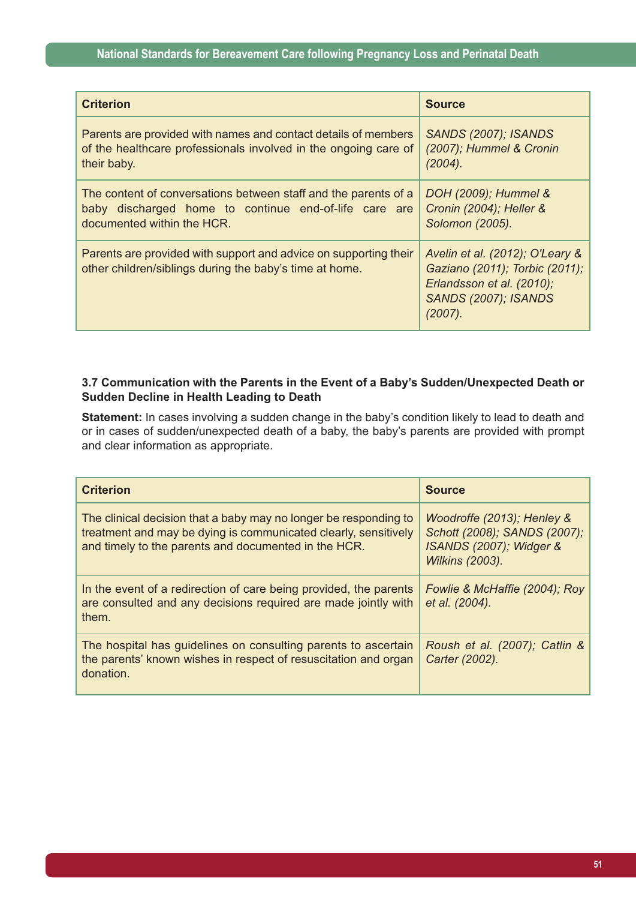| Criterion | Source |
|---|---|
| Parents are provided with names and contact details of members of the healthcare professionals involved in the ongoing care of their baby. | *SANDS (2007); ISANDS (2007); Hummel & Cronin (2004).* |
| The content of conversations between staff and the parents of a baby discharged home to continue end-of-life care are documented within the HCR. | *DOH (2009); Hummel & Cronin (2004); Heller & Solomon (2005).* |
| Parents are provided with support and advice on supporting their other children/siblings during the baby's time at home. | *Avelin et al. (2012); O'Leary & Gaziano (2011); Torbic (2011); Erlandsson et al. (2010); SANDS (2007); ISANDS (2007).* |

### 3.7 Communication with the Parents in the Event of a Baby's Sudden/Unexpected Death or Sudden Decline in Health Leading to Death

**Statement:** In cases involving a sudden change in the baby's condition likely to lead to death and or in cases of sudden/unexpected death of a baby, the baby's parents are provided with prompt and clear information as appropriate.

| Criterion | Source |
|---|---|
| The clinical decision that a baby may no longer be responding to treatment and may be dying is communicated clearly, sensitively and timely to the parents and documented in the HCR. | *Woodroffe (2013); Henley & Schott (2008); SANDS (2007); ISANDS (2007); Widger & Wilkins (2003).* |
| In the event of a redirection of care being provided, the parents are consulted and any decisions required are made jointly with them. | *Fowlie & McHaffie (2004); Roy et al. (2004).* |
| The hospital has guidelines on consulting parents to ascertain the parents' known wishes in respect of resuscitation and organ donation. | *Roush et al. (2007); Catlin & Carter (2002).* |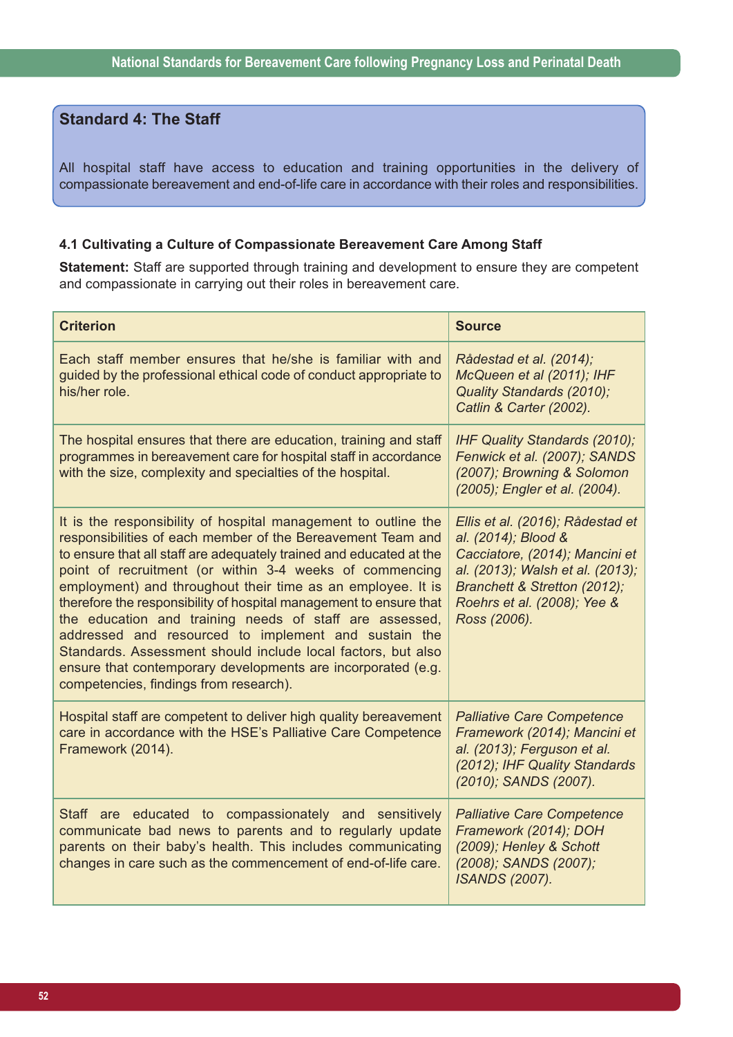## Standard 4: The Staff

All hospital staff have access to education and training opportunities in the delivery of compassionate bereavement and end-of-life care in accordance with their roles and responsibilities.

### 4.1 Cultivating a Culture of Compassionate Bereavement Care Among Staff

**Statement:** Staff are supported through training and development to ensure they are competent and compassionate in carrying out their roles in bereavement care.

| Criterion | Source |
|---|---|
| Each staff member ensures that he/she is familiar with and guided by the professional ethical code of conduct appropriate to his/her role. | *Rådestad et al. (2014); McQueen et al (2011); IHF Quality Standards (2010); Catlin & Carter (2002).* |
| The hospital ensures that there are education, training and staff programmes in bereavement care for hospital staff in accordance with the size, complexity and specialties of the hospital. | *IHF Quality Standards (2010); Fenwick et al. (2007); SANDS (2007); Browning & Solomon (2005); Engler et al. (2004).* |
| It is the responsibility of hospital management to outline the responsibilities of each member of the Bereavement Team and to ensure that all staff are adequately trained and educated at the point of recruitment (or within 3-4 weeks of commencing employment) and throughout their time as an employee. It is therefore the responsibility of hospital management to ensure that the education and training needs of staff are assessed, addressed and resourced to implement and sustain the Standards. Assessment should include local factors, but also ensure that contemporary developments are incorporated (e.g. competencies, findings from research). | *Ellis et al. (2016); Rådestad et al. (2014); Blood & Cacciatore, (2014); Mancini et al. (2013); Walsh et al. (2013); Branchett & Stretton (2012); Roehrs et al. (2008); Yee & Ross (2006).* |
| Hospital staff are competent to deliver high quality bereavement care in accordance with the HSE's Palliative Care Competence Framework (2014). | *Palliative Care Competence Framework (2014); Mancini et al. (2013); Ferguson et al. (2012); IHF Quality Standards (2010); SANDS (2007).* |
| Staff are educated to compassionately and sensitively communicate bad news to parents and to regularly update parents on their baby's health. This includes communicating changes in care such as the commencement of end-of-life care. | *Palliative Care Competence Framework (2014); DOH (2009); Henley & Schott (2008); SANDS (2007); ISANDS (2007).* |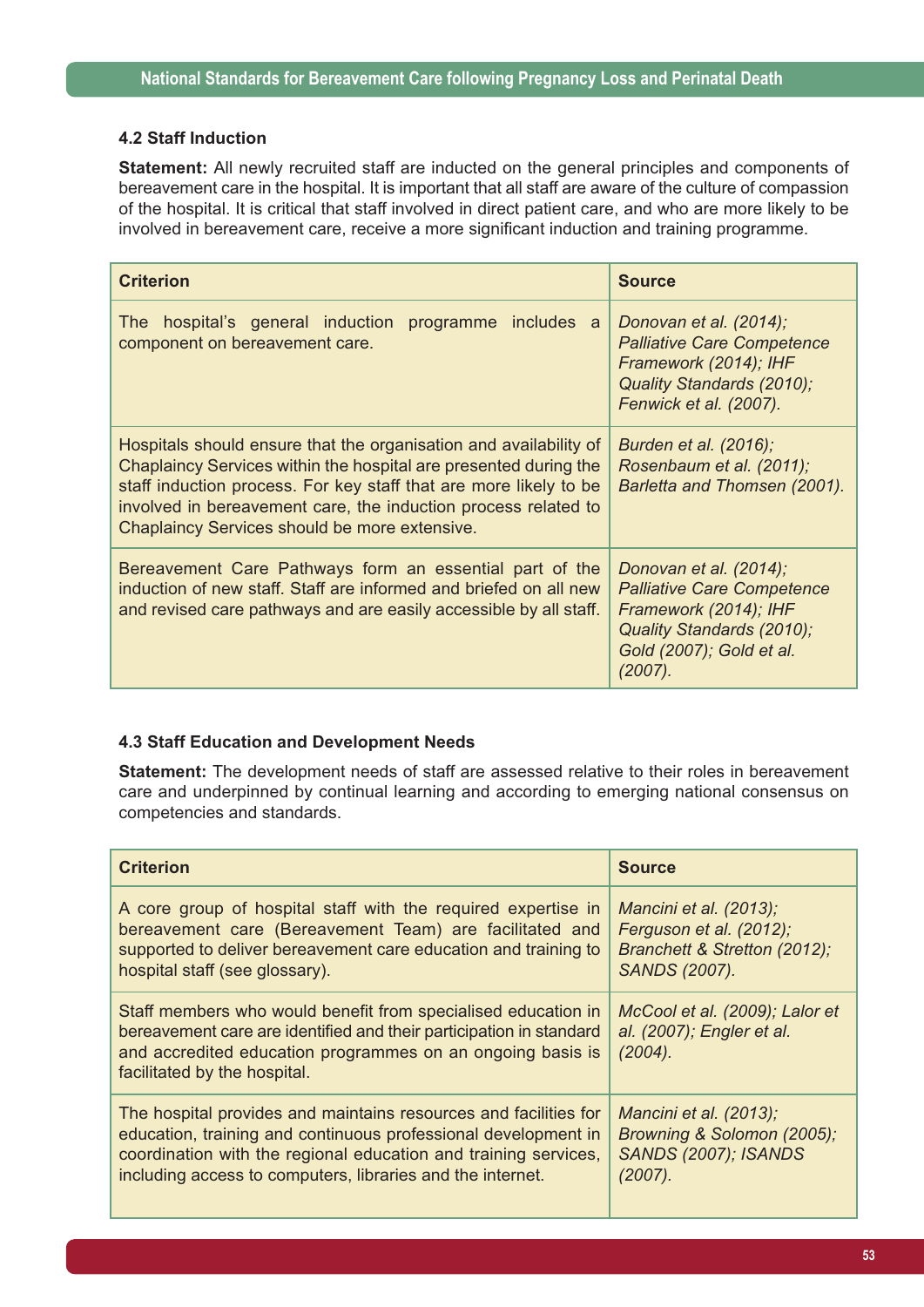### 4.2 Staff Induction

**Statement:** All newly recruited staff are inducted on the general principles and components of bereavement care in the hospital. It is important that all staff are aware of the culture of compassion of the hospital. It is critical that staff involved in direct patient care, and who are more likely to be involved in bereavement care, receive a more significant induction and training programme.

| Criterion | Source |
| --- | --- |
| The hospital's general induction programme includes a component on bereavement care. | *Donovan et al. (2014); Palliative Care Competence Framework (2014); IHF Quality Standards (2010); Fenwick et al. (2007).* |
| Hospitals should ensure that the organisation and availability of Chaplaincy Services within the hospital are presented during the staff induction process. For key staff that are more likely to be involved in bereavement care, the induction process related to Chaplaincy Services should be more extensive. | *Burden et al. (2016); Rosenbaum et al. (2011); Barletta and Thomsen (2001).* |
| Bereavement Care Pathways form an essential part of the induction of new staff. Staff are informed and briefed on all new and revised care pathways and are easily accessible by all staff. | *Donovan et al. (2014); Palliative Care Competence Framework (2014); IHF Quality Standards (2010); Gold (2007); Gold et al. (2007).* |

### 4.3 Staff Education and Development Needs

**Statement:** The development needs of staff are assessed relative to their roles in bereavement care and underpinned by continual learning and according to emerging national consensus on competencies and standards.

| Criterion | Source |
| --- | --- |
| A core group of hospital staff with the required expertise in bereavement care (Bereavement Team) are facilitated and supported to deliver bereavement care education and training to hospital staff (see glossary). | *Mancini et al. (2013); Ferguson et al. (2012); Branchett & Stretton (2012); SANDS (2007).* |
| Staff members who would benefit from specialised education in bereavement care are identified and their participation in standard and accredited education programmes on an ongoing basis is facilitated by the hospital. | *McCool et al. (2009); Lalor et al. (2007); Engler et al. (2004).* |
| The hospital provides and maintains resources and facilities for education, training and continuous professional development in coordination with the regional education and training services, including access to computers, libraries and the internet. | *Mancini et al. (2013); Browning & Solomon (2005); SANDS (2007); ISANDS (2007).* |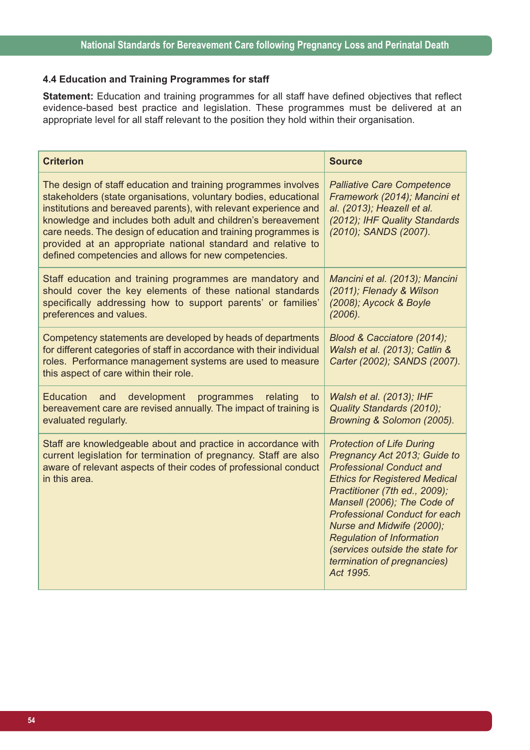### 4.4 Education and Training Programmes for staff

**Statement:** Education and training programmes for all staff have defined objectives that reflect evidence-based best practice and legislation. These programmes must be delivered at an appropriate level for all staff relevant to the position they hold within their organisation.

| Criterion | Source |
|---|---|
| The design of staff education and training programmes involves stakeholders (state organisations, voluntary bodies, educational institutions and bereaved parents), with relevant experience and knowledge and includes both adult and children's bereavement care needs. The design of education and training programmes is provided at an appropriate national standard and relative to defined competencies and allows for new competencies. | *Palliative Care Competence Framework (2014); Mancini et al. (2013); Heazell et al. (2012); IHF Quality Standards (2010); SANDS (2007).* |
| Staff education and training programmes are mandatory and should cover the key elements of these national standards specifically addressing how to support parents' or families' preferences and values. | *Mancini et al. (2013); Mancini (2011); Flenady & Wilson (2008); Aycock & Boyle (2006).* |
| Competency statements are developed by heads of departments for different categories of staff in accordance with their individual roles. Performance management systems are used to measure this aspect of care within their role. | *Blood & Cacciatore (2014); Walsh et al. (2013); Catlin & Carter (2002); SANDS (2007).* |
| Education and development programmes relating to bereavement care are revised annually. The impact of training is evaluated regularly. | *Walsh et al. (2013); IHF Quality Standards (2010); Browning & Solomon (2005).* |
| Staff are knowledgeable about and practice in accordance with current legislation for termination of pregnancy. Staff are also aware of relevant aspects of their codes of professional conduct in this area. | *Protection of Life During Pregnancy Act 2013; Guide to Professional Conduct and Ethics for Registered Medical Practitioner (7th ed., 2009); Mansell (2006); The Code of Professional Conduct for each Nurse and Midwife (2000); Regulation of Information (services outside the state for termination of pregnancies) Act 1995.* |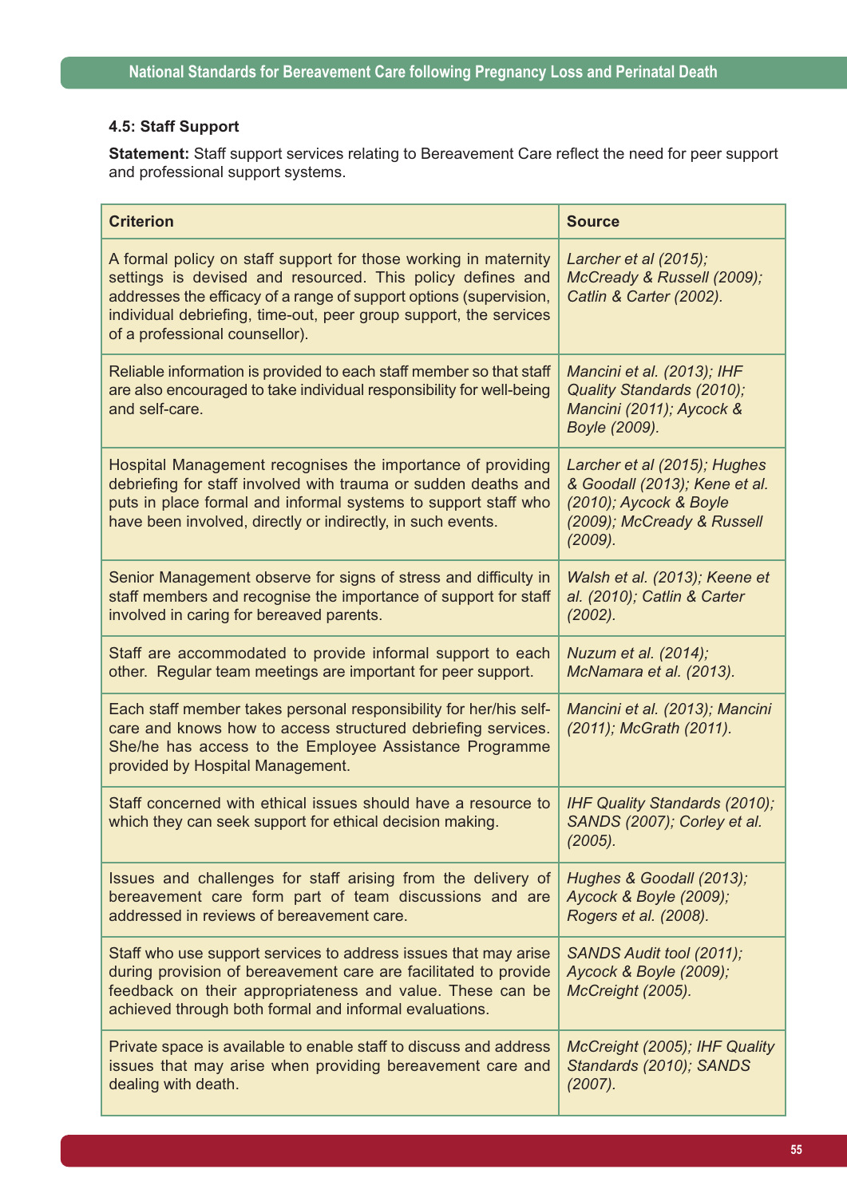### 4.5: Staff Support

**Statement:** Staff support services relating to Bereavement Care reflect the need for peer support and professional support systems.

| Criterion | Source |
|---|---|
| A formal policy on staff support for those working in maternity settings is devised and resourced. This policy defines and addresses the efficacy of a range of support options (supervision, individual debriefing, time-out, peer group support, the services of a professional counsellor). | *Larcher et al (2015); McCready & Russell (2009); Catlin & Carter (2002).* |
| Reliable information is provided to each staff member so that staff are also encouraged to take individual responsibility for well-being and self-care. | *Mancini et al. (2013); IHF Quality Standards (2010); Mancini (2011); Aycock & Boyle (2009).* |
| Hospital Management recognises the importance of providing debriefing for staff involved with trauma or sudden deaths and puts in place formal and informal systems to support staff who have been involved, directly or indirectly, in such events. | *Larcher et al (2015); Hughes & Goodall (2013); Kene et al. (2010); Aycock & Boyle (2009); McCready & Russell (2009).* |
| Senior Management observe for signs of stress and difficulty in staff members and recognise the importance of support for staff involved in caring for bereaved parents. | *Walsh et al. (2013); Keene et al. (2010); Catlin & Carter (2002).* |
| Staff are accommodated to provide informal support to each other. Regular team meetings are important for peer support. | *Nuzum et al. (2014); McNamara et al. (2013).* |
| Each staff member takes personal responsibility for her/his self-care and knows how to access structured debriefing services. She/he has access to the Employee Assistance Programme provided by Hospital Management. | *Mancini et al. (2013); Mancini (2011); McGrath (2011).* |
| Staff concerned with ethical issues should have a resource to which they can seek support for ethical decision making. | *IHF Quality Standards (2010); SANDS (2007); Corley et al. (2005).* |
| Issues and challenges for staff arising from the delivery of bereavement care form part of team discussions and are addressed in reviews of bereavement care. | *Hughes & Goodall (2013); Aycock & Boyle (2009); Rogers et al. (2008).* |
| Staff who use support services to address issues that may arise during provision of bereavement care are facilitated to provide feedback on their appropriateness and value. These can be achieved through both formal and informal evaluations. | *SANDS Audit tool (2011); Aycock & Boyle (2009); McCreight (2005).* |
| Private space is available to enable staff to discuss and address issues that may arise when providing bereavement care and dealing with death. | *McCreight (2005); IHF Quality Standards (2010); SANDS (2007).* |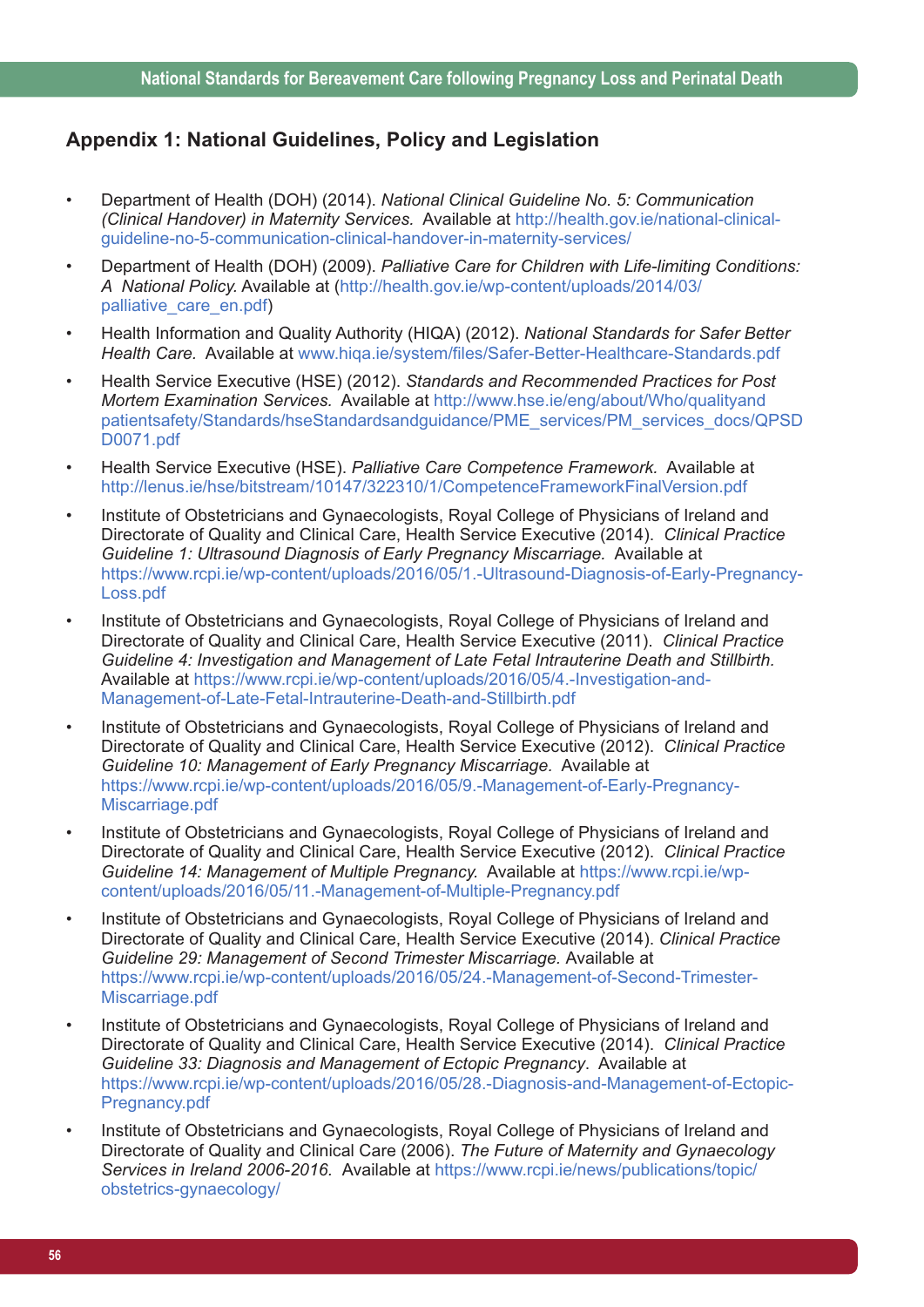## Appendix 1: National Guidelines, Policy and Legislation

- Department of Health (DOH) (2014). *National Clinical Guideline No. 5: Communication (Clinical Handover) in Maternity Services.* Available at http://health.gov.ie/national-clinical-guideline-no-5-communication-clinical-handover-in-maternity-services/
- Department of Health (DOH) (2009). *Palliative Care for Children with Life-limiting Conditions: A National Policy.* Available at (http://health.gov.ie/wp-content/uploads/2014/03/palliative_care_en.pdf)
- Health Information and Quality Authority (HIQA) (2012). *National Standards for Safer Better Health Care.* Available at www.hiqa.ie/system/files/Safer-Better-Healthcare-Standards.pdf
- Health Service Executive (HSE) (2012). *Standards and Recommended Practices for Post Mortem Examination Services.* Available at http://www.hse.ie/eng/about/Who/qualityandpatientsafety/Standards/hseStandardsandguidance/PME_services/PM_services_docs/QPSDD0071.pdf
- Health Service Executive (HSE). *Palliative Care Competence Framework.* Available at http://lenus.ie/hse/bitstream/10147/322310/1/CompetenceFrameworkFinalVersion.pdf
- Institute of Obstetricians and Gynaecologists, Royal College of Physicians of Ireland and Directorate of Quality and Clinical Care, Health Service Executive (2014). *Clinical Practice Guideline 1: Ultrasound Diagnosis of Early Pregnancy Miscarriage.* Available at https://www.rcpi.ie/wp-content/uploads/2016/05/1.-Ultrasound-Diagnosis-of-Early-Pregnancy-Loss.pdf
- Institute of Obstetricians and Gynaecologists, Royal College of Physicians of Ireland and Directorate of Quality and Clinical Care, Health Service Executive (2011). *Clinical Practice Guideline 4: Investigation and Management of Late Fetal Intrauterine Death and Stillbirth.* Available at https://www.rcpi.ie/wp-content/uploads/2016/05/4.-Investigation-and-Management-of-Late-Fetal-Intrauterine-Death-and-Stillbirth.pdf
- Institute of Obstetricians and Gynaecologists, Royal College of Physicians of Ireland and Directorate of Quality and Clinical Care, Health Service Executive (2012). *Clinical Practice Guideline 10: Management of Early Pregnancy Miscarriage.* Available at https://www.rcpi.ie/wp-content/uploads/2016/05/9.-Management-of-Early-Pregnancy-Miscarriage.pdf
- Institute of Obstetricians and Gynaecologists, Royal College of Physicians of Ireland and Directorate of Quality and Clinical Care, Health Service Executive (2012). *Clinical Practice Guideline 14: Management of Multiple Pregnancy.* Available at https://www.rcpi.ie/wp-content/uploads/2016/05/11.-Management-of-Multiple-Pregnancy.pdf
- Institute of Obstetricians and Gynaecologists, Royal College of Physicians of Ireland and Directorate of Quality and Clinical Care, Health Service Executive (2014). *Clinical Practice Guideline 29: Management of Second Trimester Miscarriage.* Available at https://www.rcpi.ie/wp-content/uploads/2016/05/24.-Management-of-Second-Trimester-Miscarriage.pdf
- Institute of Obstetricians and Gynaecologists, Royal College of Physicians of Ireland and Directorate of Quality and Clinical Care, Health Service Executive (2014). *Clinical Practice Guideline 33: Diagnosis and Management of Ectopic Pregnancy*. Available at https://www.rcpi.ie/wp-content/uploads/2016/05/28.-Diagnosis-and-Management-of-Ectopic-Pregnancy.pdf
- Institute of Obstetricians and Gynaecologists, Royal College of Physicians of Ireland and Directorate of Quality and Clinical Care (2006). *The Future of Maternity and Gynaecology Services in Ireland 2006-2016.* Available at https://www.rcpi.ie/news/publications/topic/obstetrics-gynaecology/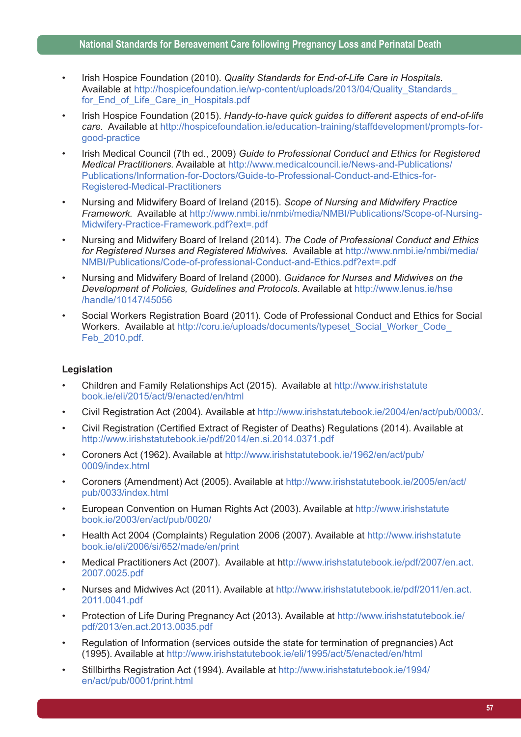- Irish Hospice Foundation (2010). *Quality Standards for End-of-Life Care in Hospitals*. Available at http://hospicefoundation.ie/wp-content/uploads/2013/04/Quality_Standards_for_End_of_Life_Care_in_Hospitals.pdf
- Irish Hospice Foundation (2015). *Handy-to-have quick guides to different aspects of end-of-life care.* Available at http://hospicefoundation.ie/education-training/staffdevelopment/prompts-for-good-practice
- Irish Medical Council (7th ed., 2009) *Guide to Professional Conduct and Ethics for Registered Medical Practitioners.* Available at http://www.medicalcouncil.ie/News-and-Publications/Publications/Information-for-Doctors/Guide-to-Professional-Conduct-and-Ethics-for-Registered-Medical-Practitioners
- Nursing and Midwifery Board of Ireland (2015). *Scope of Nursing and Midwifery Practice Framework.* Available at http://www.nmbi.ie/nmbi/media/NMBI/Publications/Scope-of-Nursing-Midwifery-Practice-Framework.pdf?ext=.pdf
- Nursing and Midwifery Board of Ireland (2014). *The Code of Professional Conduct and Ethics for Registered Nurses and Registered Midwives.* Available at http://www.nmbi.ie/nmbi/media/NMBI/Publications/Code-of-professional-Conduct-and-Ethics.pdf?ext=.pdf
- Nursing and Midwifery Board of Ireland (2000). *Guidance for Nurses and Midwives on the Development of Policies, Guidelines and Protocols*. Available at http://www.lenus.ie/hse/handle/10147/45056
- Social Workers Registration Board (2011). Code of Professional Conduct and Ethics for Social Workers. Available at http://coru.ie/uploads/documents/typeset_Social_Worker_Code_Feb_2010.pdf.

**Legislation**

- Children and Family Relationships Act (2015). Available at http://www.irishstatutebook.ie/eli/2015/act/9/enacted/en/html
- Civil Registration Act (2004). Available at http://www.irishstatutebook.ie/2004/en/act/pub/0003/.
- Civil Registration (Certified Extract of Register of Deaths) Regulations (2014). Available at http://www.irishstatutebook.ie/pdf/2014/en.si.2014.0371.pdf
- Coroners Act (1962). Available at http://www.irishstatutebook.ie/1962/en/act/pub/0009/index.html
- Coroners (Amendment) Act (2005). Available at http://www.irishstatutebook.ie/2005/en/act/pub/0033/index.html
- European Convention on Human Rights Act (2003). Available at http://www.irishstatutebook.ie/2003/en/act/pub/0020/
- Health Act 2004 (Complaints) Regulation 2006 (2007). Available at http://www.irishstatutebook.ie/eli/2006/si/652/made/en/print
- Medical Practitioners Act (2007). Available at http://www.irishstatutebook.ie/pdf/2007/en.act.2007.0025.pdf
- Nurses and Midwives Act (2011). Available at http://www.irishstatutebook.ie/pdf/2011/en.act.2011.0041.pdf
- Protection of Life During Pregnancy Act (2013). Available at http://www.irishstatutebook.ie/pdf/2013/en.act.2013.0035.pdf
- Regulation of Information (services outside the state for termination of pregnancies) Act (1995). Available at http://www.irishstatutebook.ie/eli/1995/act/5/enacted/en/html
- Stillbirths Registration Act (1994). Available at http://www.irishstatutebook.ie/1994/en/act/pub/0001/print.html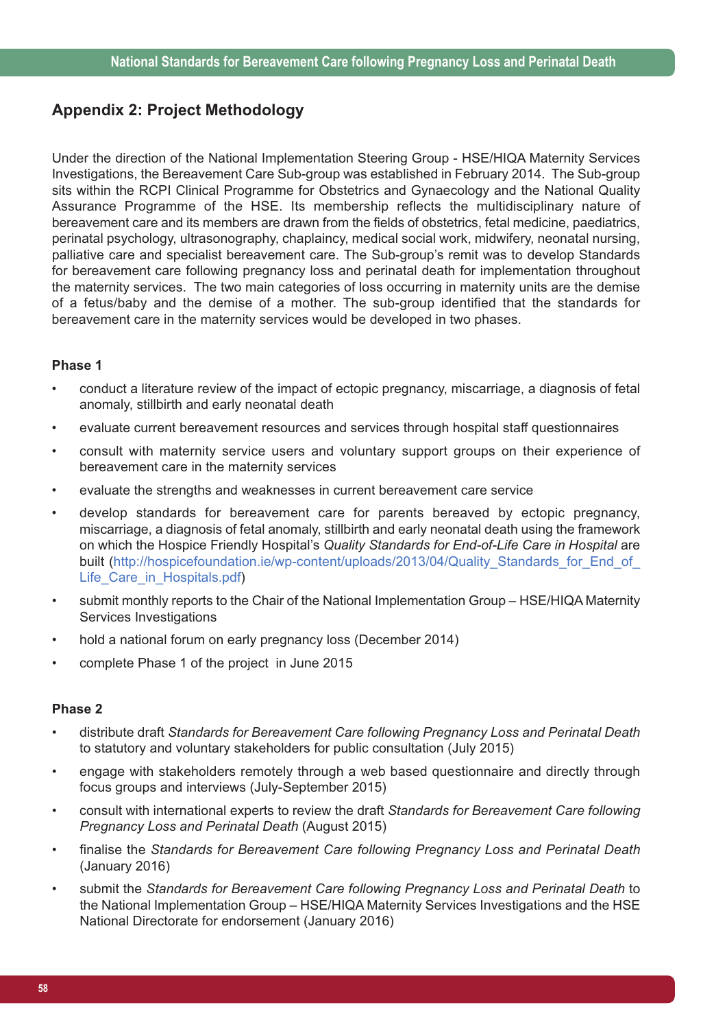## Appendix 2: Project Methodology

Under the direction of the National Implementation Steering Group - HSE/HIQA Maternity Services Investigations, the Bereavement Care Sub-group was established in February 2014. The Sub-group sits within the RCPI Clinical Programme for Obstetrics and Gynaecology and the National Quality Assurance Programme of the HSE. Its membership reflects the multidisciplinary nature of bereavement care and its members are drawn from the fields of obstetrics, fetal medicine, paediatrics, perinatal psychology, ultrasonography, chaplaincy, medical social work, midwifery, neonatal nursing, palliative care and specialist bereavement care. The Sub-group's remit was to develop Standards for bereavement care following pregnancy loss and perinatal death for implementation throughout the maternity services. The two main categories of loss occurring in maternity units are the demise of a fetus/baby and the demise of a mother. The sub-group identified that the standards for bereavement care in the maternity services would be developed in two phases.

**Phase 1**

- conduct a literature review of the impact of ectopic pregnancy, miscarriage, a diagnosis of fetal anomaly, stillbirth and early neonatal death
- evaluate current bereavement resources and services through hospital staff questionnaires
- consult with maternity service users and voluntary support groups on their experience of bereavement care in the maternity services
- evaluate the strengths and weaknesses in current bereavement care service
- develop standards for bereavement care for parents bereaved by ectopic pregnancy, miscarriage, a diagnosis of fetal anomaly, stillbirth and early neonatal death using the framework on which the Hospice Friendly Hospital's *Quality Standards for End-of-Life Care in Hospital* are built (http://hospicefoundation.ie/wp-content/uploads/2013/04/Quality_Standards_for_End_of_Life_Care_in_Hospitals.pdf)
- submit monthly reports to the Chair of the National Implementation Group – HSE/HIQA Maternity Services Investigations
- hold a national forum on early pregnancy loss (December 2014)
- complete Phase 1 of the project in June 2015

**Phase 2**

- distribute draft *Standards for Bereavement Care following Pregnancy Loss and Perinatal Death* to statutory and voluntary stakeholders for public consultation (July 2015)
- engage with stakeholders remotely through a web based questionnaire and directly through focus groups and interviews (July-September 2015)
- consult with international experts to review the draft *Standards for Bereavement Care following Pregnancy Loss and Perinatal Death* (August 2015)
- finalise the *Standards for Bereavement Care following Pregnancy Loss and Perinatal Death* (January 2016)
- submit the *Standards for Bereavement Care following Pregnancy Loss and Perinatal Death* to the National Implementation Group – HSE/HIQA Maternity Services Investigations and the HSE National Directorate for endorsement (January 2016)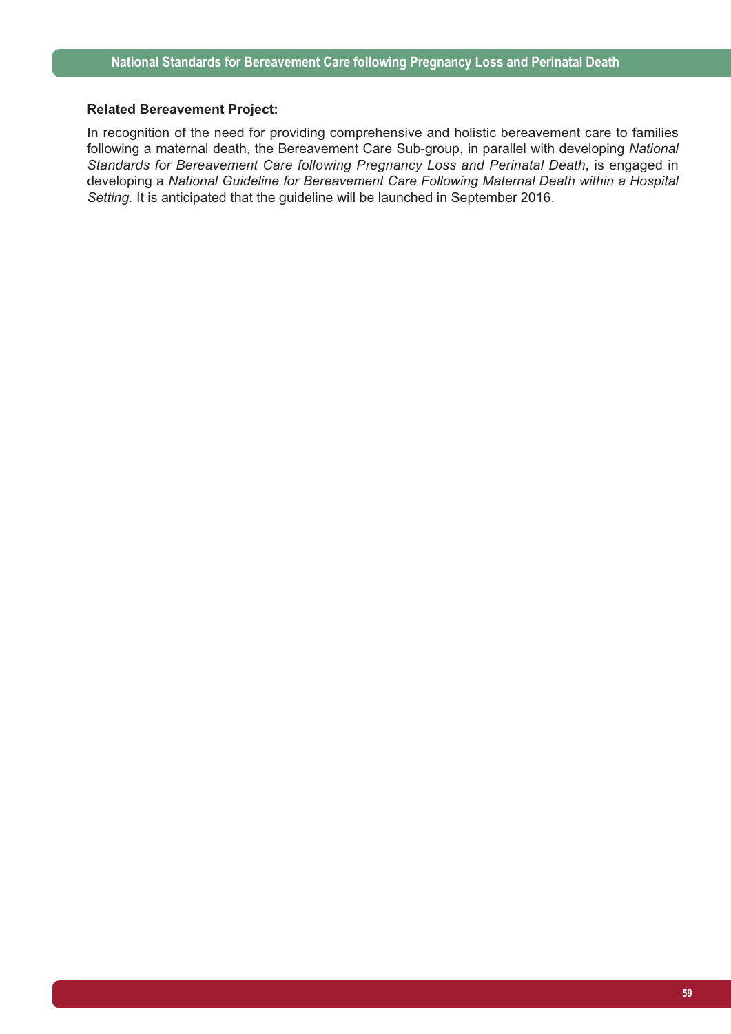**Related Bereavement Project:**

In recognition of the need for providing comprehensive and holistic bereavement care to families following a maternal death, the Bereavement Care Sub-group, in parallel with developing *National Standards for Bereavement Care following Pregnancy Loss and Perinatal Death*, is engaged in developing a *National Guideline for Bereavement Care Following Maternal Death within a Hospital Setting.* It is anticipated that the guideline will be launched in September 2016.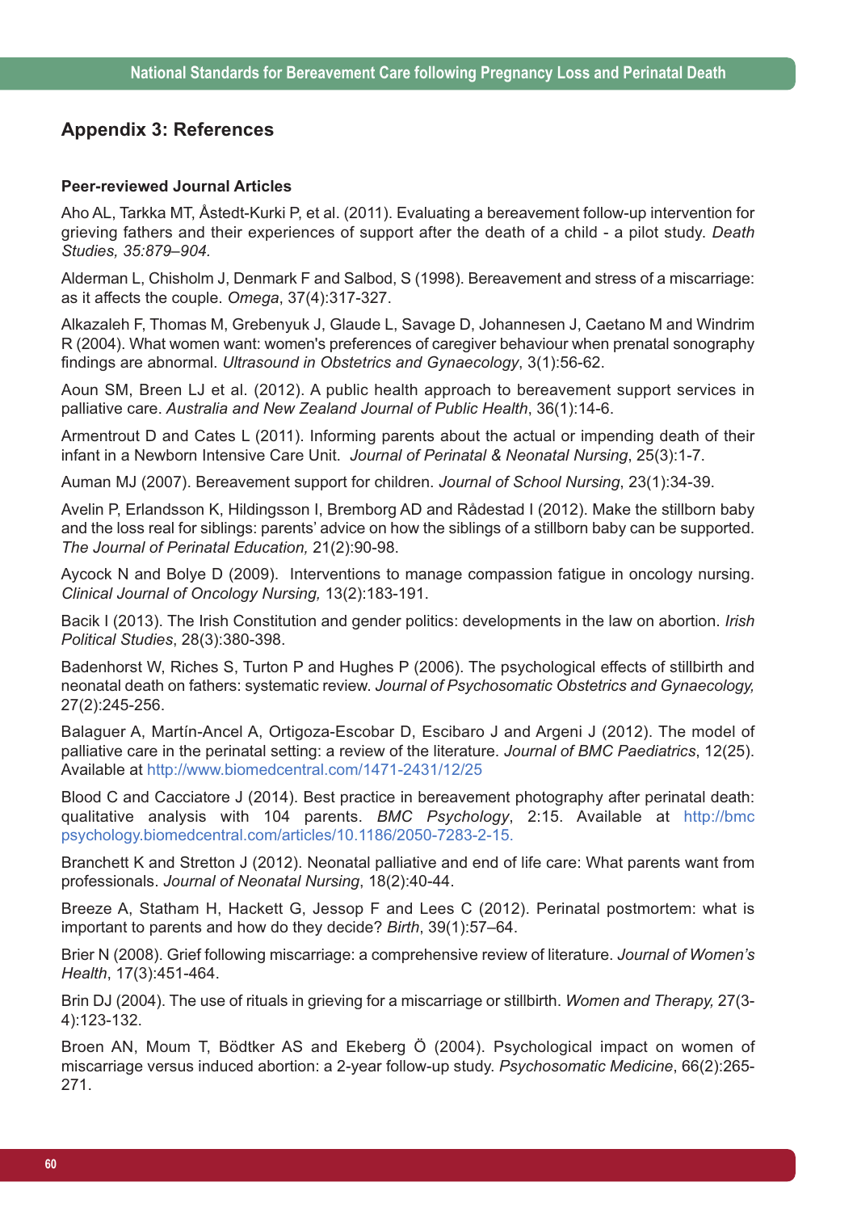## Appendix 3: References

**Peer-reviewed Journal Articles**

Aho AL, Tarkka MT, Åstedt-Kurki P, et al. (2011). Evaluating a bereavement follow-up intervention for grieving fathers and their experiences of support after the death of a child - a pilot study. *Death Studies, 35:879–904.*

Alderman L, Chisholm J, Denmark F and Salbod, S (1998). Bereavement and stress of a miscarriage: as it affects the couple. *Omega*, 37(4):317-327.

Alkazaleh F, Thomas M, Grebenyuk J, Glaude L, Savage D, Johannesen J, Caetano M and Windrim R (2004). What women want: women's preferences of caregiver behaviour when prenatal sonography findings are abnormal. *Ultrasound in Obstetrics and Gynaecology*, 3(1):56-62.

Aoun SM, Breen LJ et al. (2012). A public health approach to bereavement support services in palliative care. *Australia and New Zealand Journal of Public Health*, 36(1):14-6.

Armentrout D and Cates L (2011). Informing parents about the actual or impending death of their infant in a Newborn Intensive Care Unit. *Journal of Perinatal & Neonatal Nursing*, 25(3):1-7.

Auman MJ (2007). Bereavement support for children. *Journal of School Nursing*, 23(1):34-39.

Avelin P, Erlandsson K, Hildingsson I, Bremborg AD and Rådestad I (2012). Make the stillborn baby and the loss real for siblings: parents' advice on how the siblings of a stillborn baby can be supported. *The Journal of Perinatal Education,* 21(2):90-98.

Aycock N and Bolye D (2009). Interventions to manage compassion fatigue in oncology nursing. *Clinical Journal of Oncology Nursing,* 13(2):183-191.

Bacik I (2013). The Irish Constitution and gender politics: developments in the law on abortion. *Irish Political Studies*, 28(3):380-398.

Badenhorst W, Riches S, Turton P and Hughes P (2006). The psychological effects of stillbirth and neonatal death on fathers: systematic review. *Journal of Psychosomatic Obstetrics and Gynaecology,* 27(2):245-256.

Balaguer A, Martín-Ancel A, Ortigoza-Escobar D, Escibaro J and Argeni J (2012). The model of palliative care in the perinatal setting: a review of the literature. *Journal of BMC Paediatrics*, 12(25). Available at http://www.biomedcentral.com/1471-2431/12/25

Blood C and Cacciatore J (2014). Best practice in bereavement photography after perinatal death: qualitative analysis with 104 parents. *BMC Psychology*, 2:15. Available at http://bmcpsychology.biomedcentral.com/articles/10.1186/2050-7283-2-15.

Branchett K and Stretton J (2012). Neonatal palliative and end of life care: What parents want from professionals. *Journal of Neonatal Nursing*, 18(2):40-44.

Breeze A, Statham H, Hackett G, Jessop F and Lees C (2012). Perinatal postmortem: what is important to parents and how do they decide? *Birth*, 39(1):57–64.

Brier N (2008). Grief following miscarriage: a comprehensive review of literature. *Journal of Women's Health*, 17(3):451-464.

Brin DJ (2004). The use of rituals in grieving for a miscarriage or stillbirth. *Women and Therapy,* 27(3-4):123-132.

Broen AN, Moum T, Bödtker AS and Ekeberg Ö (2004). Psychological impact on women of miscarriage versus induced abortion: a 2-year follow-up study. *Psychosomatic Medicine*, 66(2):265-271.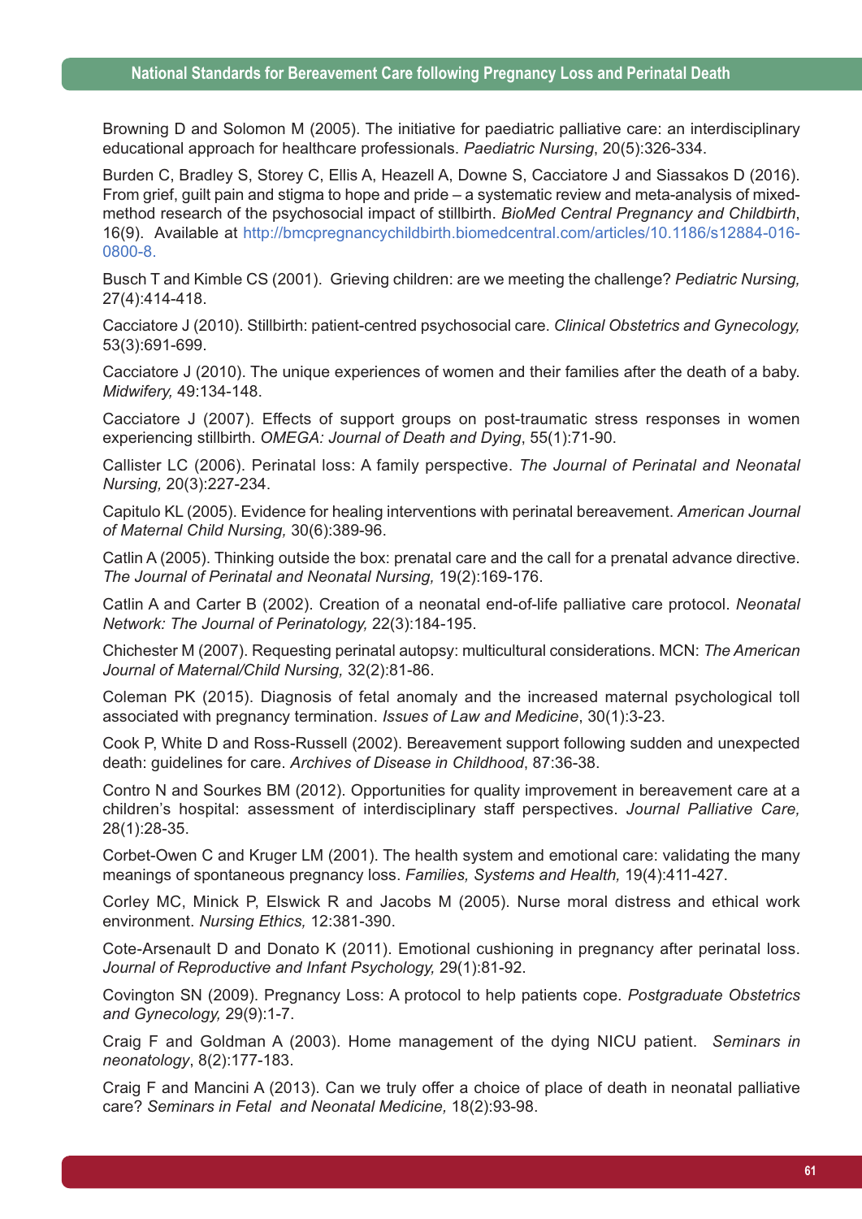Browning D and Solomon M (2005). The initiative for paediatric palliative care: an interdisciplinary educational approach for healthcare professionals. *Paediatric Nursing*, 20(5):326-334.

Burden C, Bradley S, Storey C, Ellis A, Heazell A, Downe S, Cacciatore J and Siassakos D (2016). From grief, guilt pain and stigma to hope and pride – a systematic review and meta-analysis of mixed-method research of the psychosocial impact of stillbirth. *BioMed Central Pregnancy and Childbirth*, 16(9). Available at http://bmcpregnancychildbirth.biomedcentral.com/articles/10.1186/s12884-016-0800-8.

Busch T and Kimble CS (2001). Grieving children: are we meeting the challenge? *Pediatric Nursing,* 27(4):414-418.

Cacciatore J (2010). Stillbirth: patient-centred psychosocial care. *Clinical Obstetrics and Gynecology,* 53(3):691-699.

Cacciatore J (2010). The unique experiences of women and their families after the death of a baby. *Midwifery,* 49:134-148.

Cacciatore J (2007). Effects of support groups on post-traumatic stress responses in women experiencing stillbirth. *OMEGA: Journal of Death and Dying*, 55(1):71-90.

Callister LC (2006). Perinatal loss: A family perspective. *The Journal of Perinatal and Neonatal Nursing,* 20(3):227-234.

Capitulo KL (2005). Evidence for healing interventions with perinatal bereavement. *American Journal of Maternal Child Nursing,* 30(6):389-96.

Catlin A (2005). Thinking outside the box: prenatal care and the call for a prenatal advance directive. *The Journal of Perinatal and Neonatal Nursing,* 19(2):169-176.

Catlin A and Carter B (2002). Creation of a neonatal end-of-life palliative care protocol. *Neonatal Network: The Journal of Perinatology,* 22(3):184-195.

Chichester M (2007). Requesting perinatal autopsy: multicultural considerations. MCN: *The American Journal of Maternal/Child Nursing,* 32(2):81-86.

Coleman PK (2015). Diagnosis of fetal anomaly and the increased maternal psychological toll associated with pregnancy termination. *Issues of Law and Medicine*, 30(1):3-23.

Cook P, White D and Ross-Russell (2002). Bereavement support following sudden and unexpected death: guidelines for care. *Archives of Disease in Childhood*, 87:36-38.

Contro N and Sourkes BM (2012). Opportunities for quality improvement in bereavement care at a children's hospital: assessment of interdisciplinary staff perspectives. *Journal Palliative Care,* 28(1):28-35.

Corbet-Owen C and Kruger LM (2001). The health system and emotional care: validating the many meanings of spontaneous pregnancy loss. *Families, Systems and Health,* 19(4):411-427.

Corley MC, Minick P, Elswick R and Jacobs M (2005). Nurse moral distress and ethical work environment. *Nursing Ethics,* 12:381-390.

Cote-Arsenault D and Donato K (2011). Emotional cushioning in pregnancy after perinatal loss. *Journal of Reproductive and Infant Psychology,* 29(1):81-92.

Covington SN (2009). Pregnancy Loss: A protocol to help patients cope. *Postgraduate Obstetrics and Gynecology,* 29(9):1-7.

Craig F and Goldman A (2003). Home management of the dying NICU patient. *Seminars in neonatology*, 8(2):177-183.

Craig F and Mancini A (2013). Can we truly offer a choice of place of death in neonatal palliative care? *Seminars in Fetal and Neonatal Medicine,* 18(2):93-98.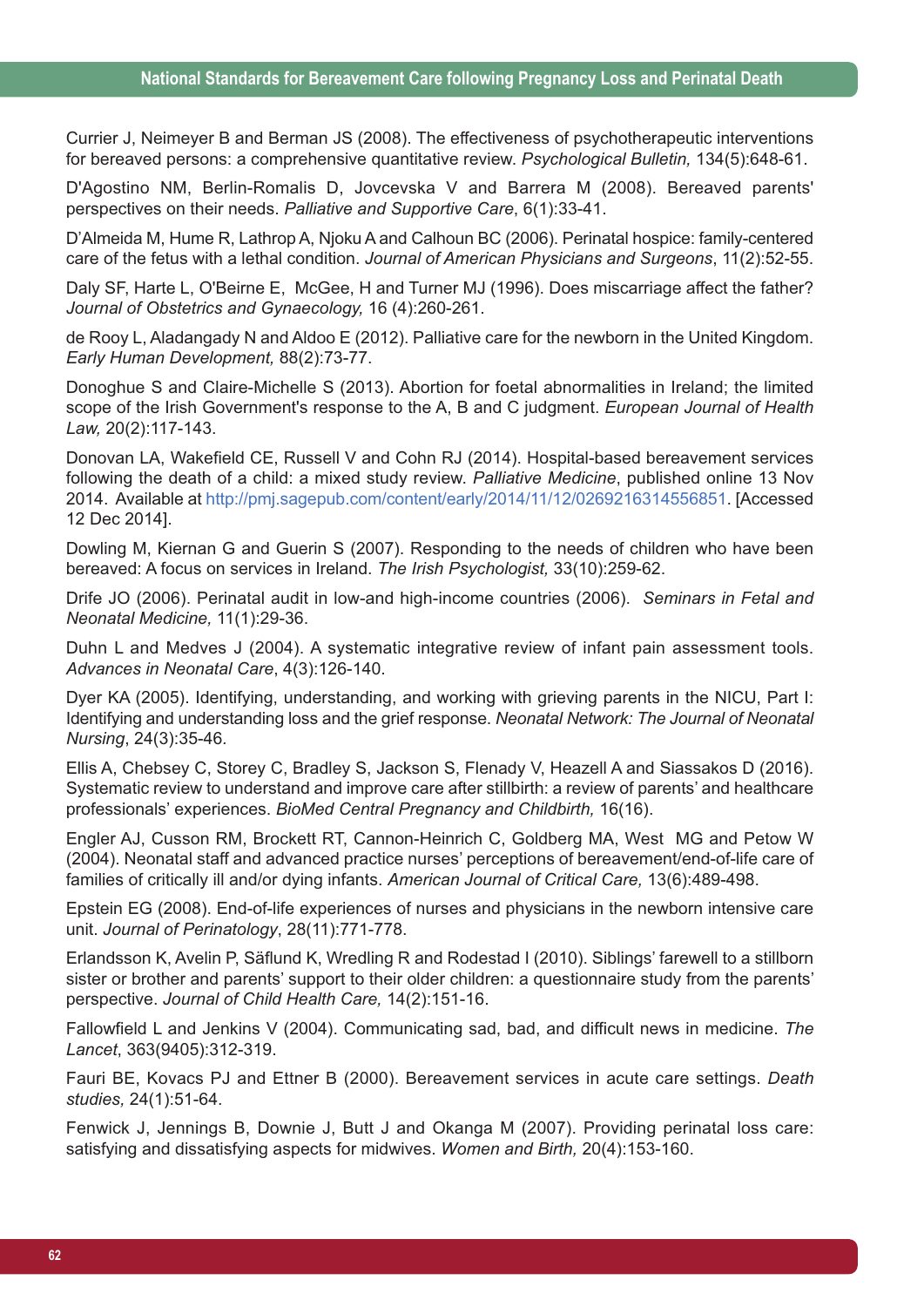Currier J, Neimeyer B and Berman JS (2008). The effectiveness of psychotherapeutic interventions for bereaved persons: a comprehensive quantitative review. *Psychological Bulletin,* 134(5):648-61.

D'Agostino NM, Berlin-Romalis D, Jovcevska V and Barrera M (2008). Bereaved parents' perspectives on their needs. *Palliative and Supportive Care*, 6(1):33-41.

D'Almeida M, Hume R, Lathrop A, Njoku A and Calhoun BC (2006). Perinatal hospice: family-centered care of the fetus with a lethal condition. *Journal of American Physicians and Surgeons*, 11(2):52-55.

Daly SF, Harte L, O'Beirne E, McGee, H and Turner MJ (1996). Does miscarriage affect the father? *Journal of Obstetrics and Gynaecology,* 16 (4):260-261.

de Rooy L, Aladangady N and Aldoo E (2012). Palliative care for the newborn in the United Kingdom. *Early Human Development,* 88(2):73-77.

Donoghue S and Claire-Michelle S (2013). Abortion for foetal abnormalities in Ireland; the limited scope of the Irish Government's response to the A, B and C judgment. *European Journal of Health Law,* 20(2):117-143.

Donovan LA, Wakefield CE, Russell V and Cohn RJ (2014). Hospital-based bereavement services following the death of a child: a mixed study review. *Palliative Medicine*, published online 13 Nov 2014. Available at http://pmj.sagepub.com/content/early/2014/11/12/0269216314556851. [Accessed 12 Dec 2014].

Dowling M, Kiernan G and Guerin S (2007). Responding to the needs of children who have been bereaved: A focus on services in Ireland. *The Irish Psychologist,* 33(10):259-62.

Drife JO (2006). Perinatal audit in low-and high-income countries (2006). *Seminars in Fetal and Neonatal Medicine,* 11(1):29-36.

Duhn L and Medves J (2004). A systematic integrative review of infant pain assessment tools. *Advances in Neonatal Care*, 4(3):126-140.

Dyer KA (2005). Identifying, understanding, and working with grieving parents in the NICU, Part I: Identifying and understanding loss and the grief response. *Neonatal Network: The Journal of Neonatal Nursing*, 24(3):35-46.

Ellis A, Chebsey C, Storey C, Bradley S, Jackson S, Flenady V, Heazell A and Siassakos D (2016). Systematic review to understand and improve care after stillbirth: a review of parents' and healthcare professionals' experiences. *BioMed Central Pregnancy and Childbirth,* 16(16).

Engler AJ, Cusson RM, Brockett RT, Cannon-Heinrich C, Goldberg MA, West MG and Petow W (2004). Neonatal staff and advanced practice nurses' perceptions of bereavement/end-of-life care of families of critically ill and/or dying infants. *American Journal of Critical Care,* 13(6):489-498.

Epstein EG (2008). End-of-life experiences of nurses and physicians in the newborn intensive care unit. *Journal of Perinatology*, 28(11):771-778.

Erlandsson K, Avelin P, Säflund K, Wredling R and Rodestad I (2010). Siblings' farewell to a stillborn sister or brother and parents' support to their older children: a questionnaire study from the parents' perspective. *Journal of Child Health Care,* 14(2):151-16.

Fallowfield L and Jenkins V (2004). Communicating sad, bad, and difficult news in medicine. *The Lancet*, 363(9405):312-319.

Fauri BE, Kovacs PJ and Ettner B (2000). Bereavement services in acute care settings. *Death studies,* 24(1):51-64.

Fenwick J, Jennings B, Downie J, Butt J and Okanga M (2007). Providing perinatal loss care: satisfying and dissatisfying aspects for midwives. *Women and Birth,* 20(4):153-160.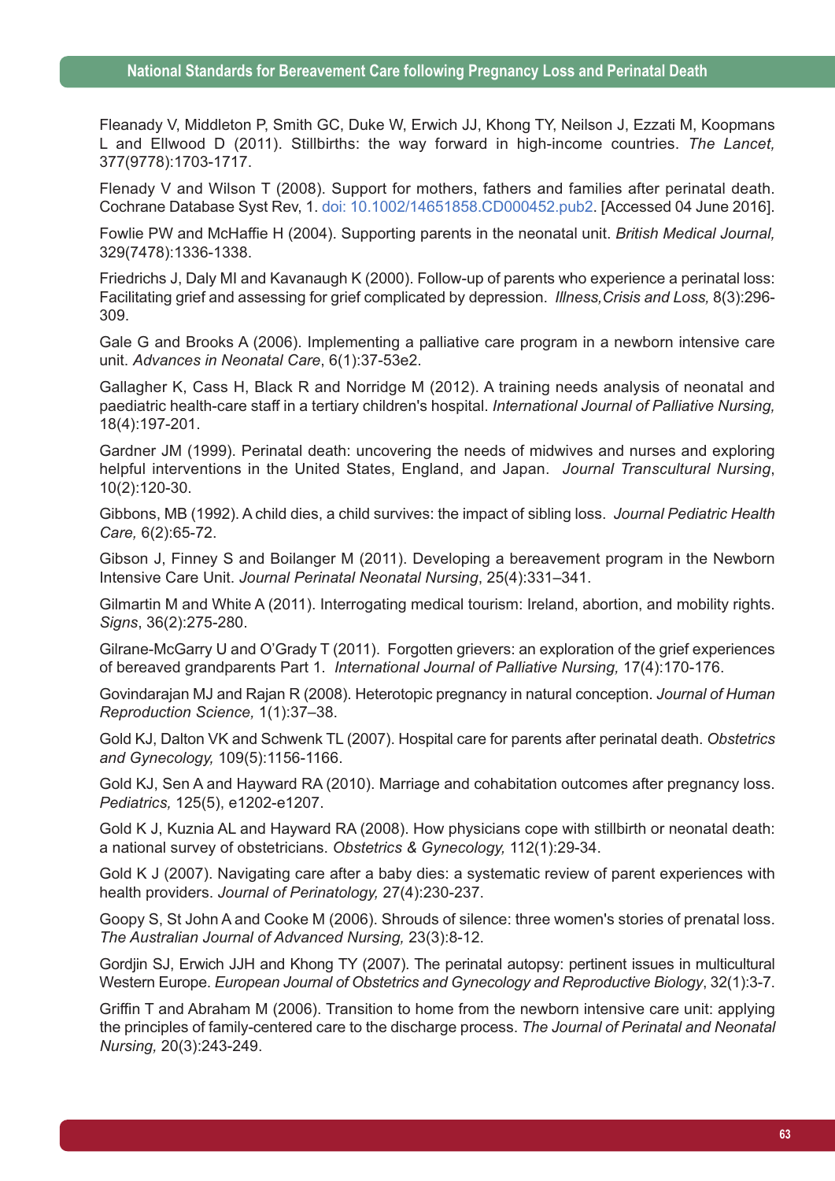Fleanady V, Middleton P, Smith GC, Duke W, Erwich JJ, Khong TY, Neilson J, Ezzati M, Koopmans L and Ellwood D (2011). Stillbirths: the way forward in high-income countries. *The Lancet,* 377(9778):1703-1717.

Flenady V and Wilson T (2008). Support for mothers, fathers and families after perinatal death. Cochrane Database Syst Rev, 1. doi: 10.1002/14651858.CD000452.pub2. [Accessed 04 June 2016].

Fowlie PW and McHaffie H (2004). Supporting parents in the neonatal unit. *British Medical Journal,* 329(7478):1336-1338.

Friedrichs J, Daly MI and Kavanaugh K (2000). Follow-up of parents who experience a perinatal loss: Facilitating grief and assessing for grief complicated by depression. *Illness,Crisis and Loss,* 8(3):296-309.

Gale G and Brooks A (2006). Implementing a palliative care program in a newborn intensive care unit. *Advances in Neonatal Care*, 6(1):37-53e2.

Gallagher K, Cass H, Black R and Norridge M (2012). A training needs analysis of neonatal and paediatric health-care staff in a tertiary children's hospital. *International Journal of Palliative Nursing,* 18(4):197-201.

Gardner JM (1999). Perinatal death: uncovering the needs of midwives and nurses and exploring helpful interventions in the United States, England, and Japan. *Journal Transcultural Nursing*, 10(2):120-30.

Gibbons, MB (1992). A child dies, a child survives: the impact of sibling loss. *Journal Pediatric Health Care,* 6(2):65-72.

Gibson J, Finney S and Boilanger M (2011). Developing a bereavement program in the Newborn Intensive Care Unit. *Journal Perinatal Neonatal Nursing*, 25(4):331–341.

Gilmartin M and White A (2011). Interrogating medical tourism: Ireland, abortion, and mobility rights. *Signs*, 36(2):275-280.

Gilrane-McGarry U and O'Grady T (2011). Forgotten grievers: an exploration of the grief experiences of bereaved grandparents Part 1. *International Journal of Palliative Nursing,* 17(4):170-176.

Govindarajan MJ and Rajan R (2008). Heterotopic pregnancy in natural conception. *Journal of Human Reproduction Science,* 1(1):37–38.

Gold KJ, Dalton VK and Schwenk TL (2007). Hospital care for parents after perinatal death. *Obstetrics and Gynecology,* 109(5):1156-1166.

Gold KJ, Sen A and Hayward RA (2010). Marriage and cohabitation outcomes after pregnancy loss. *Pediatrics,* 125(5), e1202-e1207.

Gold K J, Kuznia AL and Hayward RA (2008). How physicians cope with stillbirth or neonatal death: a national survey of obstetricians. *Obstetrics & Gynecology,* 112(1):29-34.

Gold K J (2007). Navigating care after a baby dies: a systematic review of parent experiences with health providers. *Journal of Perinatology,* 27(4):230-237.

Goopy S, St John A and Cooke M (2006). Shrouds of silence: three women's stories of prenatal loss. *The Australian Journal of Advanced Nursing,* 23(3):8-12.

Gordjin SJ, Erwich JJH and Khong TY (2007). The perinatal autopsy: pertinent issues in multicultural Western Europe. *European Journal of Obstetrics and Gynecology and Reproductive Biology*, 32(1):3-7.

Griffin T and Abraham M (2006). Transition to home from the newborn intensive care unit: applying the principles of family-centered care to the discharge process. *The Journal of Perinatal and Neonatal Nursing,* 20(3):243-249.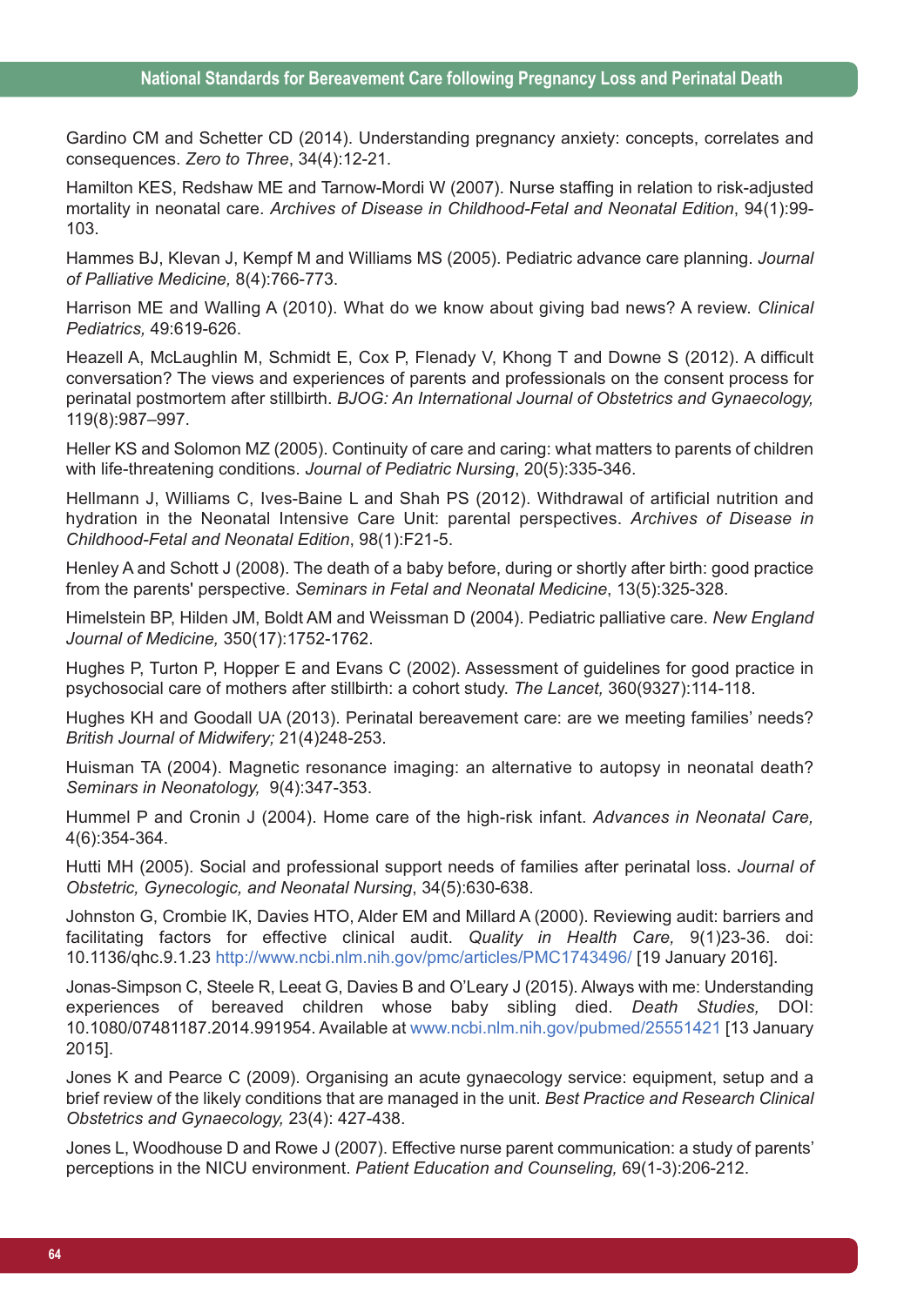Gardino CM and Schetter CD (2014). Understanding pregnancy anxiety: concepts, correlates and consequences. *Zero to Three*, 34(4):12-21.

Hamilton KES, Redshaw ME and Tarnow-Mordi W (2007). Nurse staffing in relation to risk-adjusted mortality in neonatal care. *Archives of Disease in Childhood-Fetal and Neonatal Edition*, 94(1):99-103.

Hammes BJ, Klevan J, Kempf M and Williams MS (2005). Pediatric advance care planning. *Journal of Palliative Medicine,* 8(4):766-773.

Harrison ME and Walling A (2010). What do we know about giving bad news? A review. *Clinical Pediatrics,* 49:619-626.

Heazell A, McLaughlin M, Schmidt E, Cox P, Flenady V, Khong T and Downe S (2012). A difficult conversation? The views and experiences of parents and professionals on the consent process for perinatal postmortem after stillbirth. *BJOG: An International Journal of Obstetrics and Gynaecology,* 119(8):987–997.

Heller KS and Solomon MZ (2005). Continuity of care and caring: what matters to parents of children with life-threatening conditions. *Journal of Pediatric Nursing*, 20(5):335-346.

Hellmann J, Williams C, Ives-Baine L and Shah PS (2012). Withdrawal of artificial nutrition and hydration in the Neonatal Intensive Care Unit: parental perspectives. *Archives of Disease in Childhood-Fetal and Neonatal Edition*, 98(1):F21-5.

Henley A and Schott J (2008). The death of a baby before, during or shortly after birth: good practice from the parents' perspective. *Seminars in Fetal and Neonatal Medicine*, 13(5):325-328.

Himelstein BP, Hilden JM, Boldt AM and Weissman D (2004). Pediatric palliative care. *New England Journal of Medicine,* 350(17):1752-1762.

Hughes P, Turton P, Hopper E and Evans C (2002). Assessment of guidelines for good practice in psychosocial care of mothers after stillbirth: a cohort study. *The Lancet,* 360(9327):114-118.

Hughes KH and Goodall UA (2013). Perinatal bereavement care: are we meeting families' needs? *British Journal of Midwifery;* 21(4)248-253.

Huisman TA (2004). Magnetic resonance imaging: an alternative to autopsy in neonatal death? *Seminars in Neonatology,* 9(4):347-353.

Hummel P and Cronin J (2004). Home care of the high-risk infant. *Advances in Neonatal Care,* 4(6):354-364.

Hutti MH (2005). Social and professional support needs of families after perinatal loss. *Journal of Obstetric, Gynecologic, and Neonatal Nursing*, 34(5):630-638.

Johnston G, Crombie IK, Davies HTO, Alder EM and Millard A (2000). Reviewing audit: barriers and facilitating factors for effective clinical audit. *Quality in Health Care,* 9(1)23-36. doi: 10.1136/qhc.9.1.23 http://www.ncbi.nlm.nih.gov/pmc/articles/PMC1743496/ [19 January 2016].

Jonas-Simpson C, Steele R, Leeat G, Davies B and O'Leary J (2015). Always with me: Understanding experiences of bereaved children whose baby sibling died. *Death Studies,* DOI: 10.1080/07481187.2014.991954. Available at www.ncbi.nlm.nih.gov/pubmed/25551421 [13 January 2015].

Jones K and Pearce C (2009). Organising an acute gynaecology service: equipment, setup and a brief review of the likely conditions that are managed in the unit. *Best Practice and Research Clinical Obstetrics and Gynaecology,* 23(4): 427-438.

Jones L, Woodhouse D and Rowe J (2007). Effective nurse parent communication: a study of parents' perceptions in the NICU environment. *Patient Education and Counseling,* 69(1-3):206-212.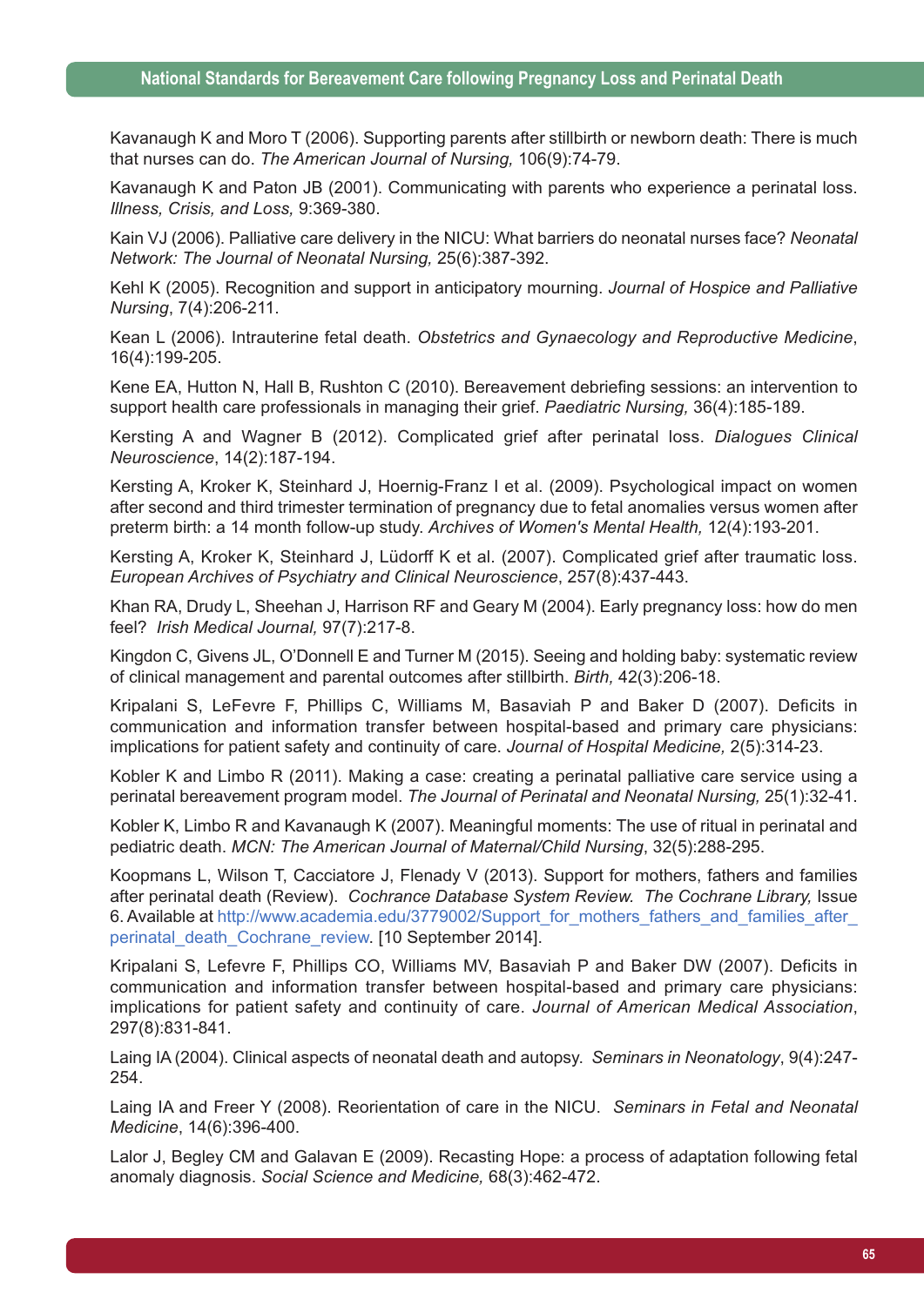Kavanaugh K and Moro T (2006). Supporting parents after stillbirth or newborn death: There is much that nurses can do. *The American Journal of Nursing,* 106(9):74-79.

Kavanaugh K and Paton JB (2001). Communicating with parents who experience a perinatal loss. *Illness, Crisis, and Loss,* 9:369-380.

Kain VJ (2006). Palliative care delivery in the NICU: What barriers do neonatal nurses face? *Neonatal Network: The Journal of Neonatal Nursing,* 25(6):387-392.

Kehl K (2005). Recognition and support in anticipatory mourning. *Journal of Hospice and Palliative Nursing*, 7(4):206-211.

Kean L (2006). Intrauterine fetal death. *Obstetrics and Gynaecology and Reproductive Medicine*, 16(4):199-205.

Kene EA, Hutton N, Hall B, Rushton C (2010). Bereavement debriefing sessions: an intervention to support health care professionals in managing their grief. *Paediatric Nursing,* 36(4):185-189.

Kersting A and Wagner B (2012). Complicated grief after perinatal loss. *Dialogues Clinical Neuroscience*, 14(2):187-194.

Kersting A, Kroker K, Steinhard J, Hoernig-Franz I et al. (2009). Psychological impact on women after second and third trimester termination of pregnancy due to fetal anomalies versus women after preterm birth: a 14 month follow-up study. *Archives of Women's Mental Health,* 12(4):193-201.

Kersting A, Kroker K, Steinhard J, Lüdorff K et al. (2007). Complicated grief after traumatic loss. *European Archives of Psychiatry and Clinical Neuroscience*, 257(8):437-443.

Khan RA, Drudy L, Sheehan J, Harrison RF and Geary M (2004). Early pregnancy loss: how do men feel? *Irish Medical Journal,* 97(7):217-8.

Kingdon C, Givens JL, O'Donnell E and Turner M (2015). Seeing and holding baby: systematic review of clinical management and parental outcomes after stillbirth. *Birth,* 42(3):206-18.

Kripalani S, LeFevre F, Phillips C, Williams M, Basaviah P and Baker D (2007). Deficits in communication and information transfer between hospital-based and primary care physicians: implications for patient safety and continuity of care. *Journal of Hospital Medicine,* 2(5):314-23.

Kobler K and Limbo R (2011). Making a case: creating a perinatal palliative care service using a perinatal bereavement program model. *The Journal of Perinatal and Neonatal Nursing,* 25(1):32-41.

Kobler K, Limbo R and Kavanaugh K (2007). Meaningful moments: The use of ritual in perinatal and pediatric death. *MCN: The American Journal of Maternal/Child Nursing*, 32(5):288-295.

Koopmans L, Wilson T, Cacciatore J, Flenady V (2013). Support for mothers, fathers and families after perinatal death (Review). *Cochrance Database System Review. The Cochrane Library,* Issue 6. Available at http://www.academia.edu/3779002/Support_for_mothers_fathers_and_families_after_perinatal_death_Cochrane_review. [10 September 2014].

Kripalani S, Lefevre F, Phillips CO, Williams MV, Basaviah P and Baker DW (2007). Deficits in communication and information transfer between hospital-based and primary care physicians: implications for patient safety and continuity of care. *Journal of American Medical Association*, 297(8):831-841.

Laing IA (2004). Clinical aspects of neonatal death and autopsy. *Seminars in Neonatology*, 9(4):247-254.

Laing IA and Freer Y (2008). Reorientation of care in the NICU. *Seminars in Fetal and Neonatal Medicine*, 14(6):396-400.

Lalor J, Begley CM and Galavan E (2009). Recasting Hope: a process of adaptation following fetal anomaly diagnosis. *Social Science and Medicine,* 68(3):462-472.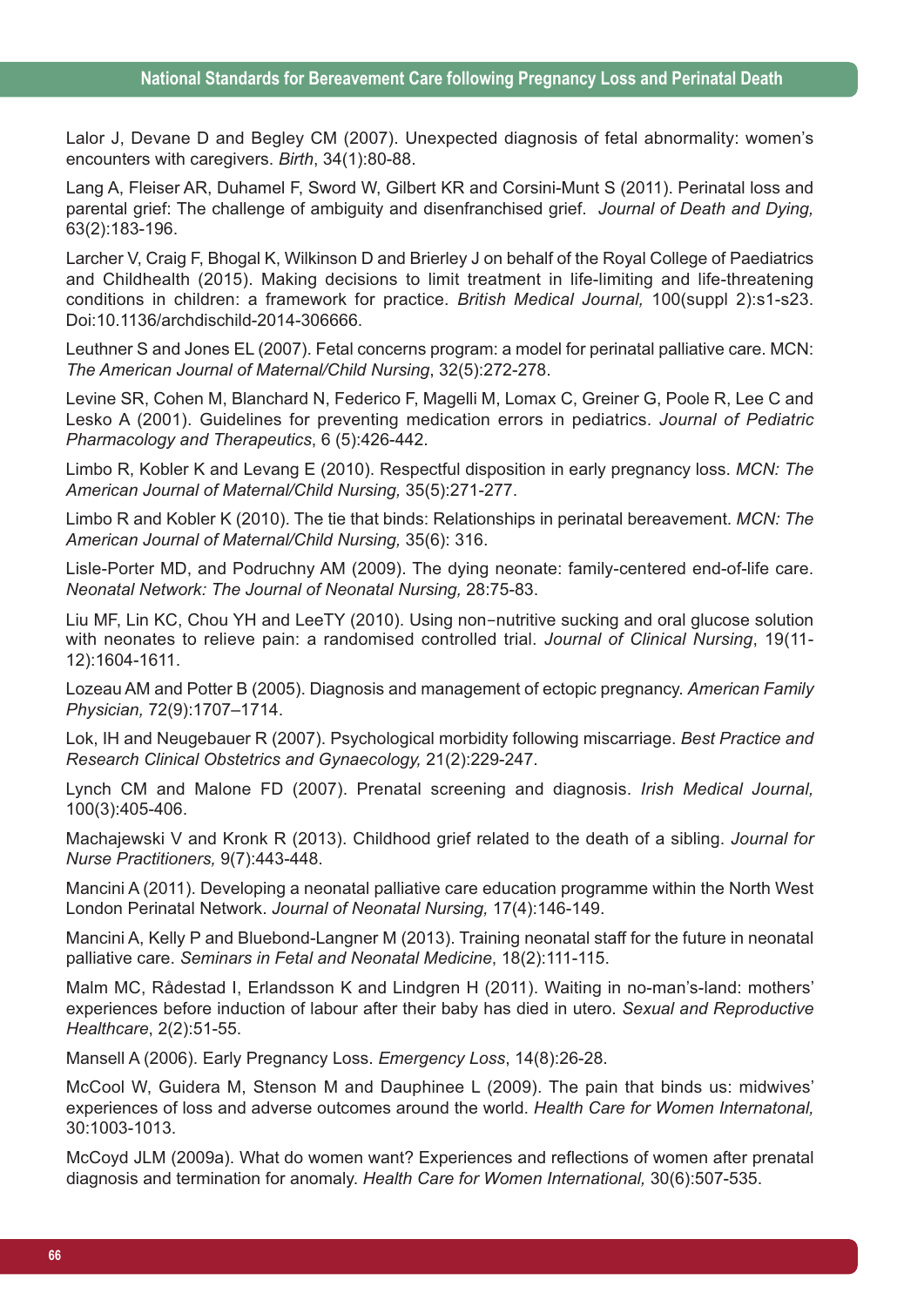Lalor J, Devane D and Begley CM (2007). Unexpected diagnosis of fetal abnormality: women's encounters with caregivers. *Birth*, 34(1):80-88.

Lang A, Fleiser AR, Duhamel F, Sword W, Gilbert KR and Corsini-Munt S (2011). Perinatal loss and parental grief: The challenge of ambiguity and disenfranchised grief. *Journal of Death and Dying,* 63(2):183-196.

Larcher V, Craig F, Bhogal K, Wilkinson D and Brierley J on behalf of the Royal College of Paediatrics and Childhealth (2015). Making decisions to limit treatment in life-limiting and life-threatening conditions in children: a framework for practice. *British Medical Journal,* 100(suppl 2):s1-s23. Doi:10.1136/archdischild-2014-306666.

Leuthner S and Jones EL (2007). Fetal concerns program: a model for perinatal palliative care. MCN: *The American Journal of Maternal/Child Nursing*, 32(5):272-278.

Levine SR, Cohen M, Blanchard N, Federico F, Magelli M, Lomax C, Greiner G, Poole R, Lee C and Lesko A (2001). Guidelines for preventing medication errors in pediatrics. *Journal of Pediatric Pharmacology and Therapeutics*, 6 (5):426-442.

Limbo R, Kobler K and Levang E (2010). Respectful disposition in early pregnancy loss. *MCN: The American Journal of Maternal/Child Nursing,* 35(5):271-277.

Limbo R and Kobler K (2010). The tie that binds: Relationships in perinatal bereavement. *MCN: The American Journal of Maternal/Child Nursing,* 35(6): 316.

Lisle-Porter MD, and Podruchny AM (2009). The dying neonate: family-centered end-of-life care. *Neonatal Network: The Journal of Neonatal Nursing,* 28:75-83.

Liu MF, Lin KC, Chou YH and LeeTY (2010). Using non–nutritive sucking and oral glucose solution with neonates to relieve pain: a randomised controlled trial. *Journal of Clinical Nursing*, 19(11-12):1604-1611.

Lozeau AM and Potter B (2005). Diagnosis and management of ectopic pregnancy. *American Family Physician,* 72(9):1707–1714.

Lok, IH and Neugebauer R (2007). Psychological morbidity following miscarriage. *Best Practice and Research Clinical Obstetrics and Gynaecology,* 21(2):229-247.

Lynch CM and Malone FD (2007). Prenatal screening and diagnosis. *Irish Medical Journal,* 100(3):405-406.

Machajewski V and Kronk R (2013). Childhood grief related to the death of a sibling. *Journal for Nurse Practitioners,* 9(7):443-448.

Mancini A (2011). Developing a neonatal palliative care education programme within the North West London Perinatal Network. *Journal of Neonatal Nursing,* 17(4):146-149.

Mancini A, Kelly P and Bluebond-Langner M (2013). Training neonatal staff for the future in neonatal palliative care. *Seminars in Fetal and Neonatal Medicine*, 18(2):111-115.

Malm MC, Rådestad I, Erlandsson K and Lindgren H (2011). Waiting in no-man's-land: mothers' experiences before induction of labour after their baby has died in utero. *Sexual and Reproductive Healthcare*, 2(2):51-55.

Mansell A (2006). Early Pregnancy Loss. *Emergency Loss*, 14(8):26-28.

McCool W, Guidera M, Stenson M and Dauphinee L (2009). The pain that binds us: midwives' experiences of loss and adverse outcomes around the world. *Health Care for Women Internatonal,* 30:1003-1013.

McCoyd JLM (2009a). What do women want? Experiences and reflections of women after prenatal diagnosis and termination for anomaly. *Health Care for Women International,* 30(6):507-535.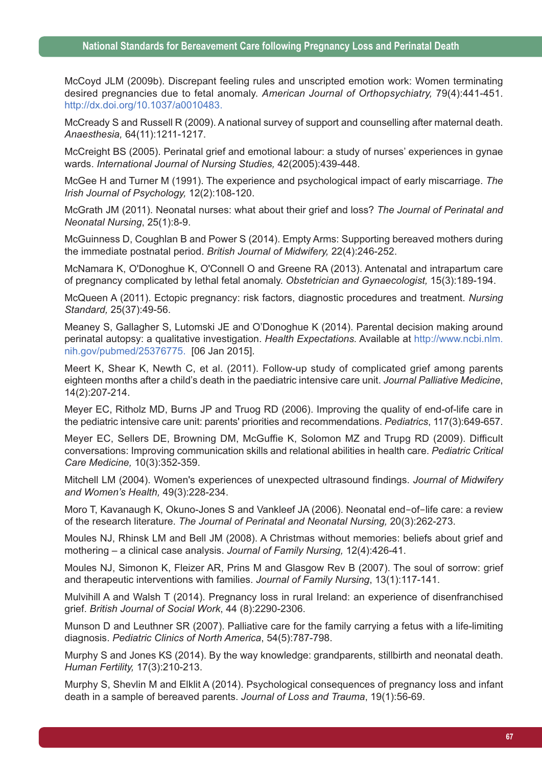McCoyd JLM (2009b). Discrepant feeling rules and unscripted emotion work: Women terminating desired pregnancies due to fetal anomaly. *American Journal of Orthopsychiatry,* 79(4):441-451. http://dx.doi.org/10.1037/a0010483.

McCready S and Russell R (2009). A national survey of support and counselling after maternal death. *Anaesthesia,* 64(11):1211-1217.

McCreight BS (2005). Perinatal grief and emotional labour: a study of nurses' experiences in gynae wards. *International Journal of Nursing Studies,* 42(2005):439-448.

McGee H and Turner M (1991). The experience and psychological impact of early miscarriage. *The Irish Journal of Psychology,* 12(2):108-120.

McGrath JM (2011). Neonatal nurses: what about their grief and loss? *The Journal of Perinatal and Neonatal Nursing*, 25(1):8-9.

McGuinness D, Coughlan B and Power S (2014). Empty Arms: Supporting bereaved mothers during the immediate postnatal period. *British Journal of Midwifery,* 22(4):246-252.

McNamara K, O'Donoghue K, O'Connell O and Greene RA (2013). Antenatal and intrapartum care of pregnancy complicated by lethal fetal anomaly. *Obstetrician and Gynaecologist,* 15(3):189-194.

McQueen A (2011). Ectopic pregnancy: risk factors, diagnostic procedures and treatment. *Nursing Standard,* 25(37):49-56.

Meaney S, Gallagher S, Lutomski JE and O'Donoghue K (2014). Parental decision making around perinatal autopsy: a qualitative investigation. *Health Expectations.* Available at http://www.ncbi.nlm.nih.gov/pubmed/25376775. [06 Jan 2015].

Meert K, Shear K, Newth C, et al. (2011). Follow-up study of complicated grief among parents eighteen months after a child's death in the paediatric intensive care unit. *Journal Palliative Medicine*, 14(2):207-214.

Meyer EC, Ritholz MD, Burns JP and Truog RD (2006). Improving the quality of end-of-life care in the pediatric intensive care unit: parents' priorities and recommendations. *Pediatrics*, 117(3):649-657.

Meyer EC, Sellers DE, Browning DM, McGuffie K, Solomon MZ and Trupg RD (2009). Difficult conversations: Improving communication skills and relational abilities in health care. *Pediatric Critical Care Medicine,* 10(3):352-359.

Mitchell LM (2004). Women's experiences of unexpected ultrasound findings. *Journal of Midwifery and Women's Health,* 49(3):228-234.

Moro T, Kavanaugh K, Okuno-Jones S and Vankleef JA (2006). Neonatal end−of−life care: a review of the research literature. *The Journal of Perinatal and Neonatal Nursing,* 20(3):262-273.

Moules NJ, Rhinsk LM and Bell JM (2008). A Christmas without memories: beliefs about grief and mothering – a clinical case analysis. *Journal of Family Nursing,* 12(4):426-41.

Moules NJ, Simonon K, Fleizer AR, Prins M and Glasgow Rev B (2007). The soul of sorrow: grief and therapeutic interventions with families. *Journal of Family Nursing*, 13(1):117-141.

Mulvihill A and Walsh T (2014). Pregnancy loss in rural Ireland: an experience of disenfranchised grief. *British Journal of Social Work*, 44 (8):2290-2306.

Munson D and Leuthner SR (2007). Palliative care for the family carrying a fetus with a life-limiting diagnosis. *Pediatric Clinics of North America*, 54(5):787-798.

Murphy S and Jones KS (2014). By the way knowledge: grandparents, stillbirth and neonatal death. *Human Fertility,* 17(3):210-213.

Murphy S, Shevlin M and Elklit A (2014). Psychological consequences of pregnancy loss and infant death in a sample of bereaved parents. *Journal of Loss and Trauma*, 19(1):56-69.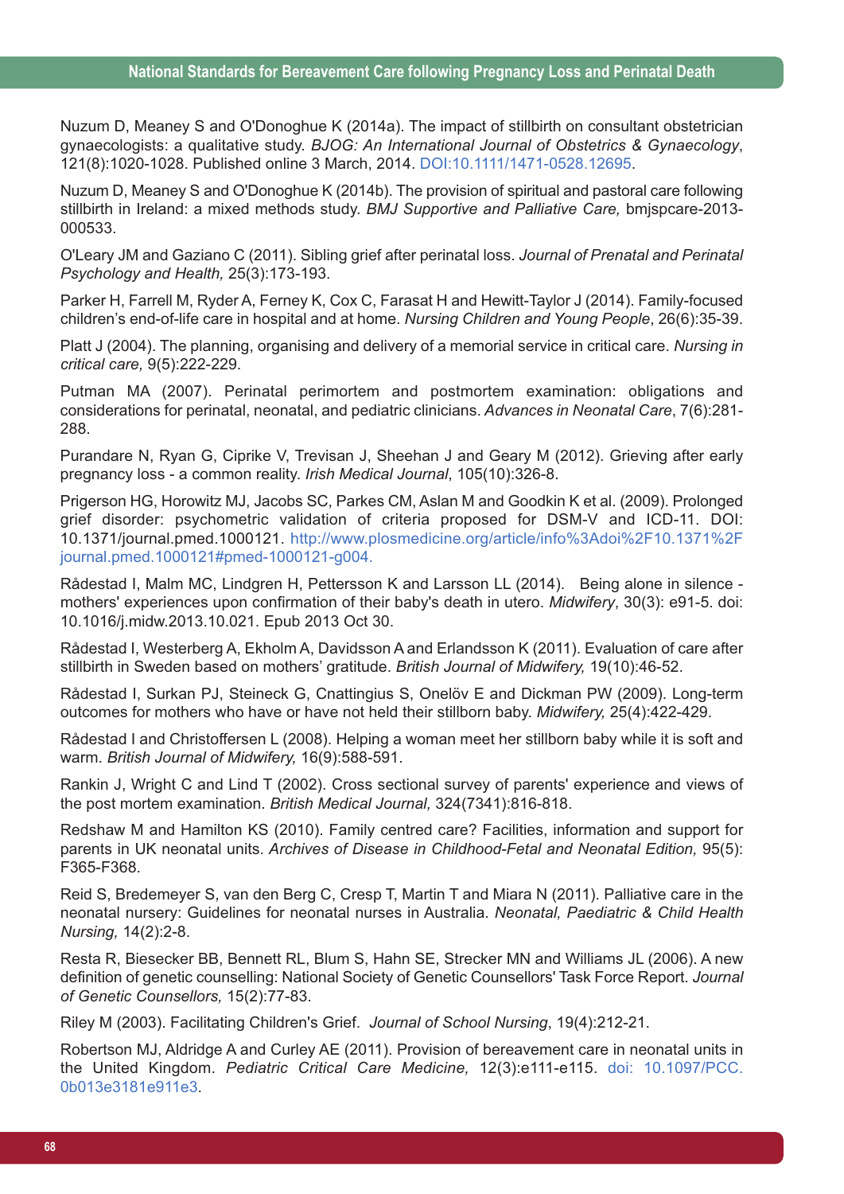Nuzum D, Meaney S and O'Donoghue K (2014a). The impact of stillbirth on consultant obstetrician gynaecologists: a qualitative study. *BJOG: An International Journal of Obstetrics & Gynaecology*, 121(8):1020-1028. Published online 3 March, 2014. DOI:10.1111/1471-0528.12695.

Nuzum D, Meaney S and O'Donoghue K (2014b). The provision of spiritual and pastoral care following stillbirth in Ireland: a mixed methods study. *BMJ Supportive and Palliative Care,* bmjspcare-2013-000533.

O'Leary JM and Gaziano C (2011). Sibling grief after perinatal loss. *Journal of Prenatal and Perinatal Psychology and Health,* 25(3):173-193.

Parker H, Farrell M, Ryder A, Ferney K, Cox C, Farasat H and Hewitt-Taylor J (2014). Family-focused children's end-of-life care in hospital and at home. *Nursing Children and Young People*, 26(6):35-39.

Platt J (2004). The planning, organising and delivery of a memorial service in critical care. *Nursing in critical care,* 9(5):222-229.

Putman MA (2007). Perinatal perimortem and postmortem examination: obligations and considerations for perinatal, neonatal, and pediatric clinicians. *Advances in Neonatal Care*, 7(6):281-288.

Purandare N, Ryan G, Ciprike V, Trevisan J, Sheehan J and Geary M (2012). Grieving after early pregnancy loss - a common reality. *Irish Medical Journal*, 105(10):326-8.

Prigerson HG, Horowitz MJ, Jacobs SC, Parkes CM, Aslan M and Goodkin K et al. (2009). Prolonged grief disorder: psychometric validation of criteria proposed for DSM-V and ICD-11. DOI: 10.1371/journal.pmed.1000121. http://www.plosmedicine.org/article/info%3Adoi%2F10.1371%2Fjournal.pmed.1000121#pmed-1000121-g004.

Rådestad I, Malm MC, Lindgren H, Pettersson K and Larsson LL (2014). Being alone in silence - mothers' experiences upon confirmation of their baby's death in utero. *Midwifery*, 30(3): e91-5. doi: 10.1016/j.midw.2013.10.021. Epub 2013 Oct 30.

Rådestad I, Westerberg A, Ekholm A, Davidsson A and Erlandsson K (2011). Evaluation of care after stillbirth in Sweden based on mothers' gratitude. *British Journal of Midwifery,* 19(10):46-52.

Rådestad I, Surkan PJ, Steineck G, Cnattingius S, Onelöv E and Dickman PW (2009). Long-term outcomes for mothers who have or have not held their stillborn baby. *Midwifery,* 25(4):422-429.

Rådestad I and Christoffersen L (2008). Helping a woman meet her stillborn baby while it is soft and warm. *British Journal of Midwifery,* 16(9):588-591.

Rankin J, Wright C and Lind T (2002). Cross sectional survey of parents' experience and views of the post mortem examination. *British Medical Journal,* 324(7341):816-818.

Redshaw M and Hamilton KS (2010). Family centred care? Facilities, information and support for parents in UK neonatal units. *Archives of Disease in Childhood-Fetal and Neonatal Edition,* 95(5): F365-F368.

Reid S, Bredemeyer S, van den Berg C, Cresp T, Martin T and Miara N (2011). Palliative care in the neonatal nursery: Guidelines for neonatal nurses in Australia. *Neonatal, Paediatric & Child Health Nursing,* 14(2):2-8.

Resta R, Biesecker BB, Bennett RL, Blum S, Hahn SE, Strecker MN and Williams JL (2006). A new definition of genetic counselling: National Society of Genetic Counsellors' Task Force Report. *Journal of Genetic Counsellors,* 15(2):77-83.

Riley M (2003). Facilitating Children's Grief. *Journal of School Nursing*, 19(4):212-21.

Robertson MJ, Aldridge A and Curley AE (2011). Provision of bereavement care in neonatal units in the United Kingdom. *Pediatric Critical Care Medicine,* 12(3):e111-e115. doi: 10.1097/PCC.0b013e3181e911e3.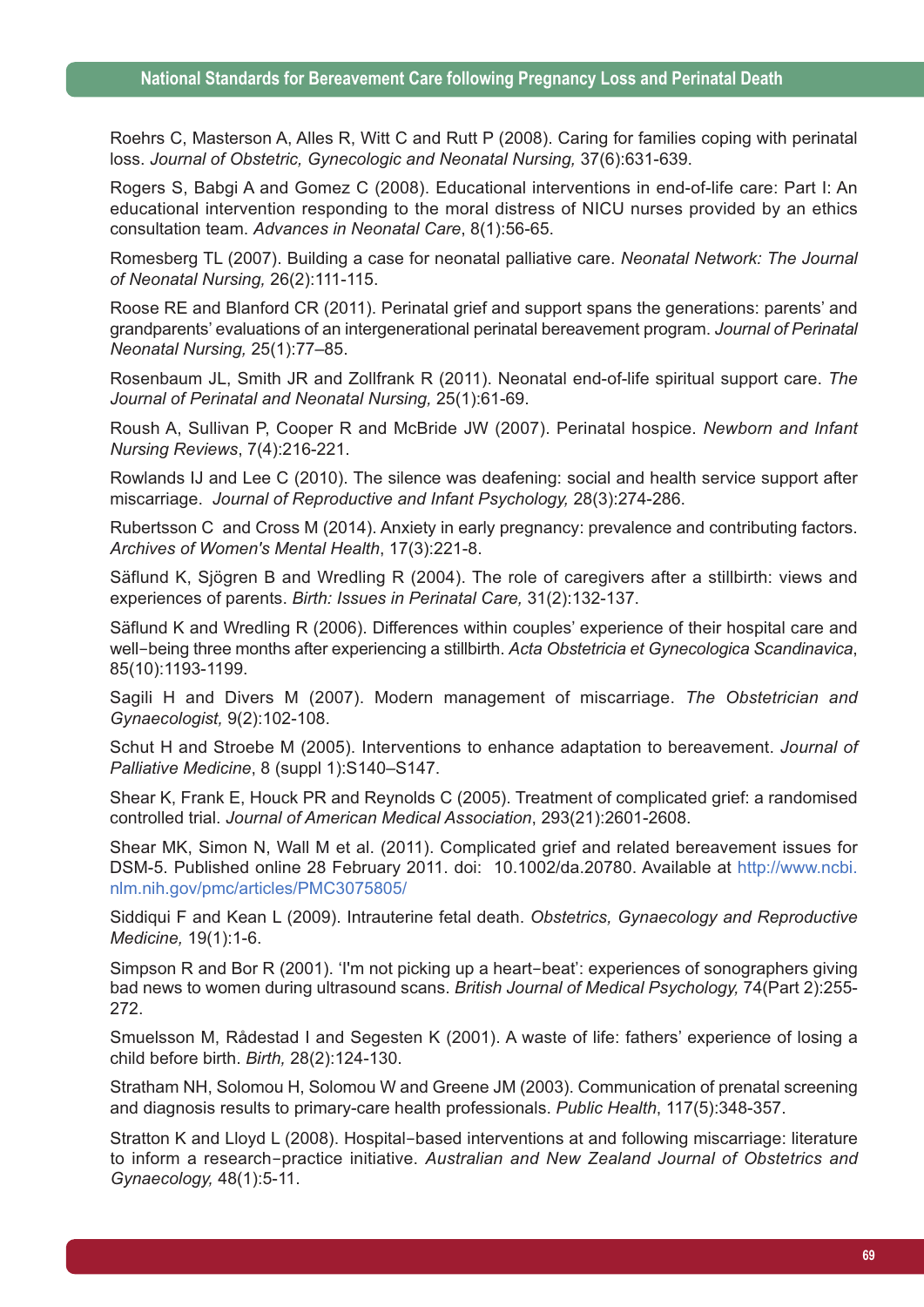Roehrs C, Masterson A, Alles R, Witt C and Rutt P (2008). Caring for families coping with perinatal loss. *Journal of Obstetric, Gynecologic and Neonatal Nursing,* 37(6):631-639.

Rogers S, Babgi A and Gomez C (2008). Educational interventions in end-of-life care: Part I: An educational intervention responding to the moral distress of NICU nurses provided by an ethics consultation team. *Advances in Neonatal Care*, 8(1):56-65.

Romesberg TL (2007). Building a case for neonatal palliative care. *Neonatal Network: The Journal of Neonatal Nursing,* 26(2):111-115.

Roose RE and Blanford CR (2011). Perinatal grief and support spans the generations: parents' and grandparents' evaluations of an intergenerational perinatal bereavement program. *Journal of Perinatal Neonatal Nursing,* 25(1):77–85.

Rosenbaum JL, Smith JR and Zollfrank R (2011). Neonatal end-of-life spiritual support care. *The Journal of Perinatal and Neonatal Nursing,* 25(1):61-69.

Roush A, Sullivan P, Cooper R and McBride JW (2007). Perinatal hospice. *Newborn and Infant Nursing Reviews*, 7(4):216-221.

Rowlands IJ and Lee C (2010). The silence was deafening: social and health service support after miscarriage. *Journal of Reproductive and Infant Psychology,* 28(3):274-286.

Rubertsson C and Cross M (2014). Anxiety in early pregnancy: prevalence and contributing factors. *Archives of Women's Mental Health*, 17(3):221-8.

Säflund K, Sjögren B and Wredling R (2004). The role of caregivers after a stillbirth: views and experiences of parents. *Birth: Issues in Perinatal Care,* 31(2):132-137.

Säflund K and Wredling R (2006). Differences within couples' experience of their hospital care and well-being three months after experiencing a stillbirth. *Acta Obstetricia et Gynecologica Scandinavica*, 85(10):1193-1199.

Sagili H and Divers M (2007). Modern management of miscarriage. *The Obstetrician and Gynaecologist,* 9(2):102-108.

Schut H and Stroebe M (2005). Interventions to enhance adaptation to bereavement. *Journal of Palliative Medicine*, 8 (suppl 1):S140–S147.

Shear K, Frank E, Houck PR and Reynolds C (2005). Treatment of complicated grief: a randomised controlled trial. *Journal of American Medical Association*, 293(21):2601-2608.

Shear MK, Simon N, Wall M et al. (2011). Complicated grief and related bereavement issues for DSM-5. Published online 28 February 2011. doi: 10.1002/da.20780. Available at http://www.ncbi.nlm.nih.gov/pmc/articles/PMC3075805/

Siddiqui F and Kean L (2009). Intrauterine fetal death. *Obstetrics, Gynaecology and Reproductive Medicine,* 19(1):1-6.

Simpson R and Bor R (2001). 'I'm not picking up a heart-beat': experiences of sonographers giving bad news to women during ultrasound scans. *British Journal of Medical Psychology,* 74(Part 2):255-272.

Smuelsson M, Rådestad I and Segesten K (2001). A waste of life: fathers' experience of losing a child before birth. *Birth,* 28(2):124-130.

Stratham NH, Solomou H, Solomou W and Greene JM (2003). Communication of prenatal screening and diagnosis results to primary-care health professionals. *Public Health*, 117(5):348-357.

Stratton K and Lloyd L (2008). Hospital-based interventions at and following miscarriage: literature to inform a research-practice initiative. *Australian and New Zealand Journal of Obstetrics and Gynaecology,* 48(1):5-11.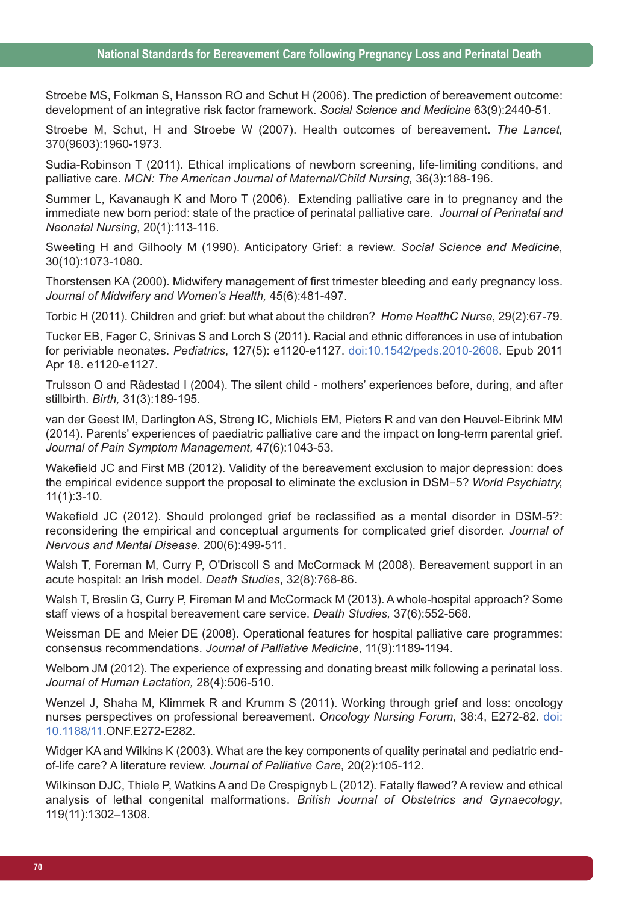Stroebe MS, Folkman S, Hansson RO and Schut H (2006). The prediction of bereavement outcome: development of an integrative risk factor framework. *Social Science and Medicine* 63(9):2440-51.

Stroebe M, Schut, H and Stroebe W (2007). Health outcomes of bereavement. *The Lancet,* 370(9603):1960-1973.

Sudia-Robinson T (2011). Ethical implications of newborn screening, life-limiting conditions, and palliative care. *MCN: The American Journal of Maternal/Child Nursing,* 36(3):188-196.

Summer L, Kavanaugh K and Moro T (2006). Extending palliative care in to pregnancy and the immediate new born period: state of the practice of perinatal palliative care. *Journal of Perinatal and Neonatal Nursing*, 20(1):113-116.

Sweeting H and Gilhooly M (1990). Anticipatory Grief: a review. *Social Science and Medicine,* 30(10):1073-1080.

Thorstensen KA (2000). Midwifery management of first trimester bleeding and early pregnancy loss. *Journal of Midwifery and Women's Health,* 45(6):481-497.

Torbic H (2011). Children and grief: but what about the children? *Home HealthC Nurse*, 29(2):67-79.

Tucker EB, Fager C, Srinivas S and Lorch S (2011). Racial and ethnic differences in use of intubation for periviable neonates. *Pediatrics*, 127(5): e1120-e1127. doi:10.1542/peds.2010-2608. Epub 2011 Apr 18. e1120-e1127.

Trulsson O and Rådestad I (2004). The silent child - mothers' experiences before, during, and after stillbirth. *Birth,* 31(3):189-195.

van der Geest IM, Darlington AS, Streng IC, Michiels EM, Pieters R and van den Heuvel-Eibrink MM (2014). Parents' experiences of paediatric palliative care and the impact on long-term parental grief. *Journal of Pain Symptom Management,* 47(6):1043-53.

Wakefield JC and First MB (2012). Validity of the bereavement exclusion to major depression: does the empirical evidence support the proposal to eliminate the exclusion in DSM−5? *World Psychiatry,* 11(1):3-10.

Wakefield JC (2012). Should prolonged grief be reclassified as a mental disorder in DSM-5?: reconsidering the empirical and conceptual arguments for complicated grief disorder. *Journal of Nervous and Mental Disease.* 200(6):499-511.

Walsh T, Foreman M, Curry P, O'Driscoll S and McCormack M (2008). Bereavement support in an acute hospital: an Irish model. *Death Studies*, 32(8):768-86.

Walsh T, Breslin G, Curry P, Fireman M and McCormack M (2013). A whole-hospital approach? Some staff views of a hospital bereavement care service. *Death Studies,* 37(6):552-568.

Weissman DE and Meier DE (2008). Operational features for hospital palliative care programmes: consensus recommendations. *Journal of Palliative Medicine*, 11(9):1189-1194.

Welborn JM (2012). The experience of expressing and donating breast milk following a perinatal loss. *Journal of Human Lactation,* 28(4):506-510.

Wenzel J, Shaha M, Klimmek R and Krumm S (2011). Working through grief and loss: oncology nurses perspectives on professional bereavement. *Oncology Nursing Forum,* 38:4, E272-82. doi: 10.1188/11.ONF.E272-E282.

Widger KA and Wilkins K (2003). What are the key components of quality perinatal and pediatric end-of-life care? A literature review. *Journal of Palliative Care*, 20(2):105-112.

Wilkinson DJC, Thiele P, Watkins A and De Crespignyb L (2012). Fatally flawed? A review and ethical analysis of lethal congenital malformations. *British Journal of Obstetrics and Gynaecology*, 119(11):1302–1308.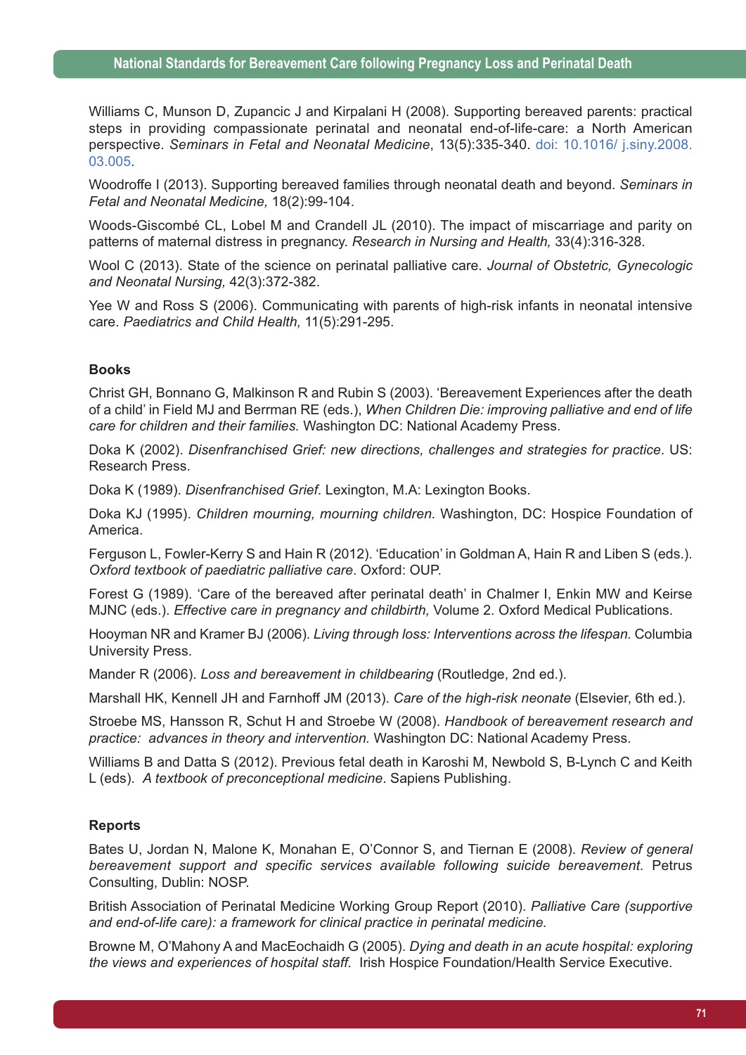Williams C, Munson D, Zupancic J and Kirpalani H (2008). Supporting bereaved parents: practical steps in providing compassionate perinatal and neonatal end-of-life-care: a North American perspective. *Seminars in Fetal and Neonatal Medicine*, 13(5):335-340. doi: 10.1016/ j.siny.2008. 03.005.

Woodroffe I (2013). Supporting bereaved families through neonatal death and beyond. *Seminars in Fetal and Neonatal Medicine,* 18(2):99-104.

Woods-Giscombé CL, Lobel M and Crandell JL (2010). The impact of miscarriage and parity on patterns of maternal distress in pregnancy. *Research in Nursing and Health,* 33(4):316-328.

Wool C (2013). State of the science on perinatal palliative care. *Journal of Obstetric, Gynecologic and Neonatal Nursing,* 42(3):372-382.

Yee W and Ross S (2006). Communicating with parents of high-risk infants in neonatal intensive care. *Paediatrics and Child Health,* 11(5):291-295.

**Books**

Christ GH, Bonnano G, Malkinson R and Rubin S (2003). 'Bereavement Experiences after the death of a child' in Field MJ and Berrman RE (eds.), *When Children Die: improving palliative and end of life care for children and their families.* Washington DC: National Academy Press.

Doka K (2002). *Disenfranchised Grief: new directions, challenges and strategies for practice*. US: Research Press.

Doka K (1989). *Disenfranchised Grief*. Lexington, M.A: Lexington Books.

Doka KJ (1995). *Children mourning, mourning children.* Washington, DC: Hospice Foundation of America.

Ferguson L, Fowler-Kerry S and Hain R (2012). 'Education' in Goldman A, Hain R and Liben S (eds.). *Oxford textbook of paediatric palliative care*. Oxford: OUP.

Forest G (1989). 'Care of the bereaved after perinatal death' in Chalmer I, Enkin MW and Keirse MJNC (eds.). *Effective care in pregnancy and childbirth,* Volume 2. Oxford Medical Publications.

Hooyman NR and Kramer BJ (2006). *Living through loss: Interventions across the lifespan.* Columbia University Press.

Mander R (2006). *Loss and bereavement in childbearing* (Routledge, 2nd ed.).

Marshall HK, Kennell JH and Farnhoff JM (2013). *Care of the high-risk neonate* (Elsevier, 6th ed.).

Stroebe MS, Hansson R, Schut H and Stroebe W (2008). *Handbook of bereavement research and practice: advances in theory and intervention.* Washington DC: National Academy Press.

Williams B and Datta S (2012). Previous fetal death in Karoshi M, Newbold S, B-Lynch C and Keith L (eds). *A textbook of preconceptional medicine*. Sapiens Publishing.

**Reports**

Bates U, Jordan N, Malone K, Monahan E, O'Connor S, and Tiernan E (2008). *Review of general bereavement support and specific services available following suicide bereavement*. Petrus Consulting, Dublin: NOSP.

British Association of Perinatal Medicine Working Group Report (2010). *Palliative Care (supportive and end-of-life care): a framework for clinical practice in perinatal medicine.*

Browne M, O'Mahony A and MacEochaidh G (2005). *Dying and death in an acute hospital: exploring the views and experiences of hospital staff.* Irish Hospice Foundation/Health Service Executive.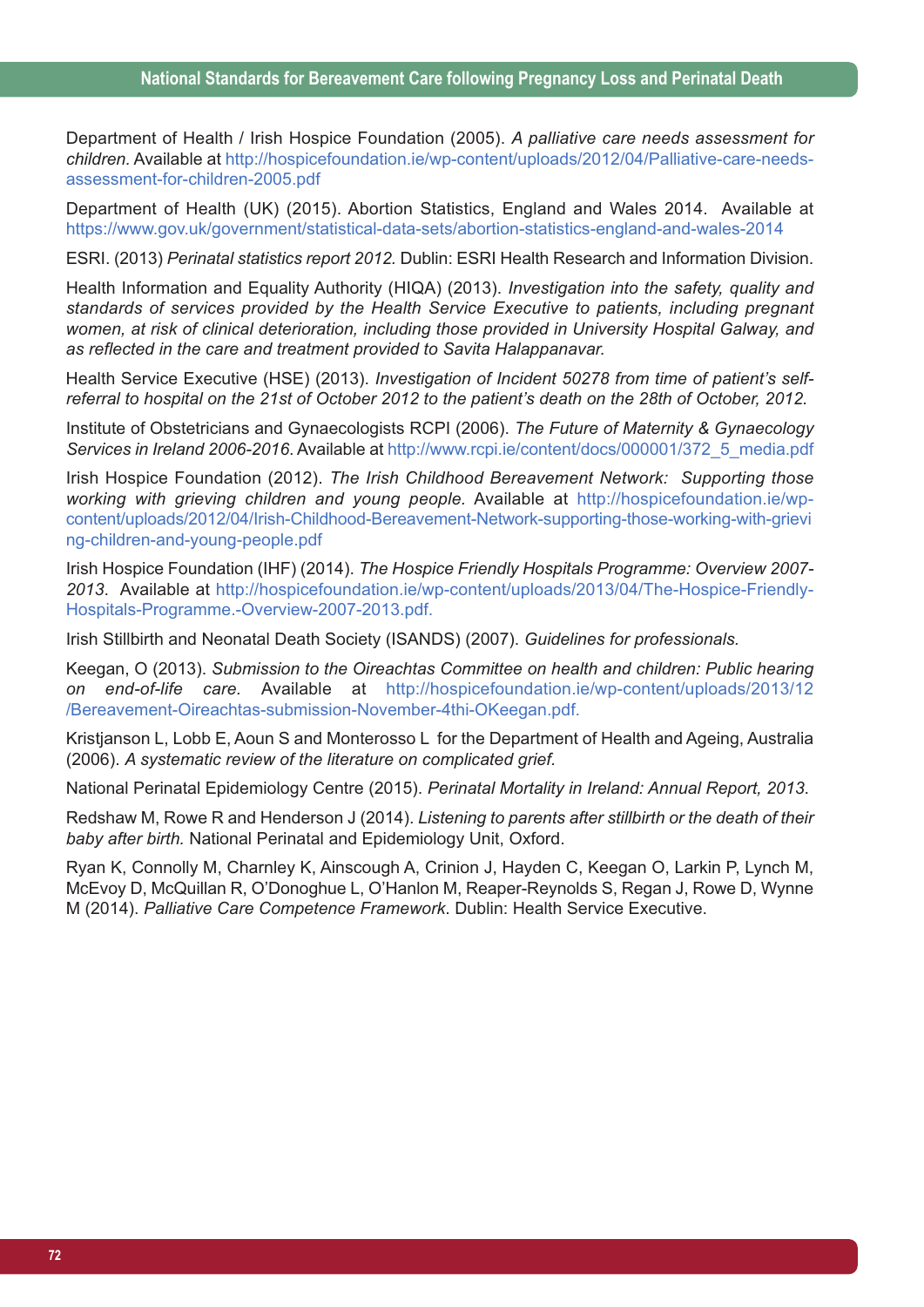Department of Health / Irish Hospice Foundation (2005). *A palliative care needs assessment for children.* Available at http://hospicefoundation.ie/wp-content/uploads/2012/04/Palliative-care-needs-assessment-for-children-2005.pdf

Department of Health (UK) (2015). Abortion Statistics, England and Wales 2014. Available at https://www.gov.uk/government/statistical-data-sets/abortion-statistics-england-and-wales-2014

ESRI. (2013) *Perinatal statistics report 2012.* Dublin: ESRI Health Research and Information Division.

Health Information and Equality Authority (HIQA) (2013). *Investigation into the safety, quality and standards of services provided by the Health Service Executive to patients, including pregnant women, at risk of clinical deterioration, including those provided in University Hospital Galway, and as reflected in the care and treatment provided to Savita Halappanavar.*

Health Service Executive (HSE) (2013). *Investigation of Incident 50278 from time of patient's self-referral to hospital on the 21st of October 2012 to the patient's death on the 28th of October, 2012.*

Institute of Obstetricians and Gynaecologists RCPI (2006). *The Future of Maternity & Gynaecology Services in Ireland 2006-2016.* Available at http://www.rcpi.ie/content/docs/000001/372_5_media.pdf

Irish Hospice Foundation (2012). *The Irish Childhood Bereavement Network: Supporting those working with grieving children and young people.* Available at http://hospicefoundation.ie/wp-content/uploads/2012/04/Irish-Childhood-Bereavement-Network-supporting-those-working-with-grieving-children-and-young-people.pdf

Irish Hospice Foundation (IHF) (2014). *The Hospice Friendly Hospitals Programme: Overview 2007-2013.* Available at http://hospicefoundation.ie/wp-content/uploads/2013/04/The-Hospice-Friendly-Hospitals-Programme.-Overview-2007-2013.pdf.

Irish Stillbirth and Neonatal Death Society (ISANDS) (2007). *Guidelines for professionals.*

Keegan, O (2013). *Submission to the Oireachtas Committee on health and children: Public hearing on end-of-life care.* Available at http://hospicefoundation.ie/wp-content/uploads/2013/12/Bereavement-Oireachtas-submission-November-4thi-OKeegan.pdf.

Kristjanson L, Lobb E, Aoun S and Monterosso L for the Department of Health and Ageing, Australia (2006). *A systematic review of the literature on complicated grief.*

National Perinatal Epidemiology Centre (2015). *Perinatal Mortality in Ireland: Annual Report, 2013.*

Redshaw M, Rowe R and Henderson J (2014). *Listening to parents after stillbirth or the death of their baby after birth.* National Perinatal and Epidemiology Unit, Oxford.

Ryan K, Connolly M, Charnley K, Ainscough A, Crinion J, Hayden C, Keegan O, Larkin P, Lynch M, McEvoy D, McQuillan R, O'Donoghue L, O'Hanlon M, Reaper-Reynolds S, Regan J, Rowe D, Wynne M (2014). *Palliative Care Competence Framework.* Dublin: Health Service Executive.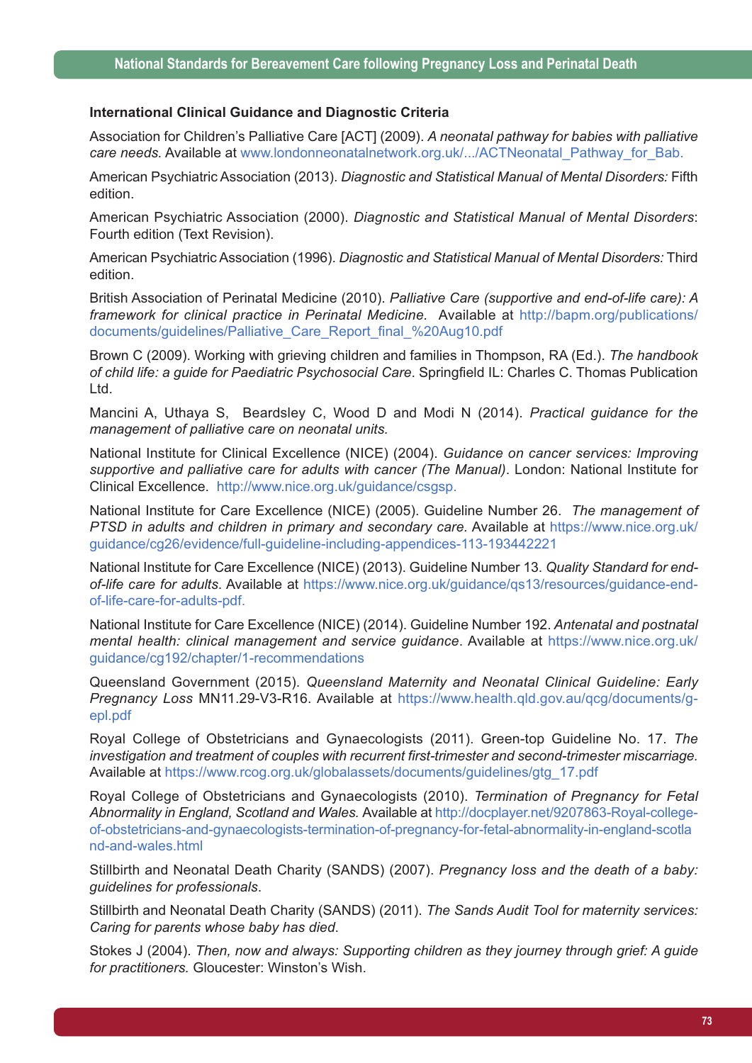**International Clinical Guidance and Diagnostic Criteria**

Association for Children's Palliative Care [ACT] (2009). *A neonatal pathway for babies with palliative care needs.* Available at www.londonneonatalnetwork.org.uk/.../ACTNeonatal_Pathway_for_Bab.

American Psychiatric Association (2013). *Diagnostic and Statistical Manual of Mental Disorders:* Fifth edition.

American Psychiatric Association (2000). *Diagnostic and Statistical Manual of Mental Disorders*: Fourth edition (Text Revision).

American Psychiatric Association (1996). *Diagnostic and Statistical Manual of Mental Disorders:* Third edition.

British Association of Perinatal Medicine (2010). *Palliative Care (supportive and end-of-life care): A framework for clinical practice in Perinatal Medicine.* Available at http://bapm.org/publications/documents/guidelines/Palliative_Care_Report_final_%20Aug10.pdf

Brown C (2009). Working with grieving children and families in Thompson, RA (Ed.). *The handbook of child life: a guide for Paediatric Psychosocial Care*. Springfield IL: Charles C. Thomas Publication Ltd.

Mancini A, Uthaya S, Beardsley C, Wood D and Modi N (2014). *Practical guidance for the management of palliative care on neonatal units.*

National Institute for Clinical Excellence (NICE) (2004). *Guidance on cancer services: Improving supportive and palliative care for adults with cancer (The Manual)*. London: National Institute for Clinical Excellence. http://www.nice.org.uk/guidance/csgsp.

National Institute for Care Excellence (NICE) (2005). Guideline Number 26. *The management of PTSD in adults and children in primary and secondary care.* Available at https://www.nice.org.uk/guidance/cg26/evidence/full-guideline-including-appendices-113-193442221

National Institute for Care Excellence (NICE) (2013). Guideline Number 13. *Quality Standard for end-of-life care for adults*. Available at https://www.nice.org.uk/guidance/qs13/resources/guidance-end-of-life-care-for-adults-pdf.

National Institute for Care Excellence (NICE) (2014). Guideline Number 192. *Antenatal and postnatal mental health: clinical management and service guidance*. Available at https://www.nice.org.uk/guidance/cg192/chapter/1-recommendations

Queensland Government (2015). *Queensland Maternity and Neonatal Clinical Guideline: Early Pregnancy Loss* MN11.29-V3-R16. Available at https://www.health.qld.gov.au/qcg/documents/g-epl.pdf

Royal College of Obstetricians and Gynaecologists (2011). Green-top Guideline No. 17. *The investigation and treatment of couples with recurrent first-trimester and second-trimester miscarriage.* Available at https://www.rcog.org.uk/globalassets/documents/guidelines/gtg_17.pdf

Royal College of Obstetricians and Gynaecologists (2010). *Termination of Pregnancy for Fetal Abnormality in England, Scotland and Wales.* Available at http://docplayer.net/9207863-Royal-college-of-obstetricians-and-gynaecologists-termination-of-pregnancy-for-fetal-abnormality-in-england-scotland-and-wales.html

Stillbirth and Neonatal Death Charity (SANDS) (2007). *Pregnancy loss and the death of a baby: guidelines for professionals*.

Stillbirth and Neonatal Death Charity (SANDS) (2011). *The Sands Audit Tool for maternity services: Caring for parents whose baby has died*.

Stokes J (2004). *Then, now and always: Supporting children as they journey through grief: A guide for practitioners.* Gloucester: Winston's Wish.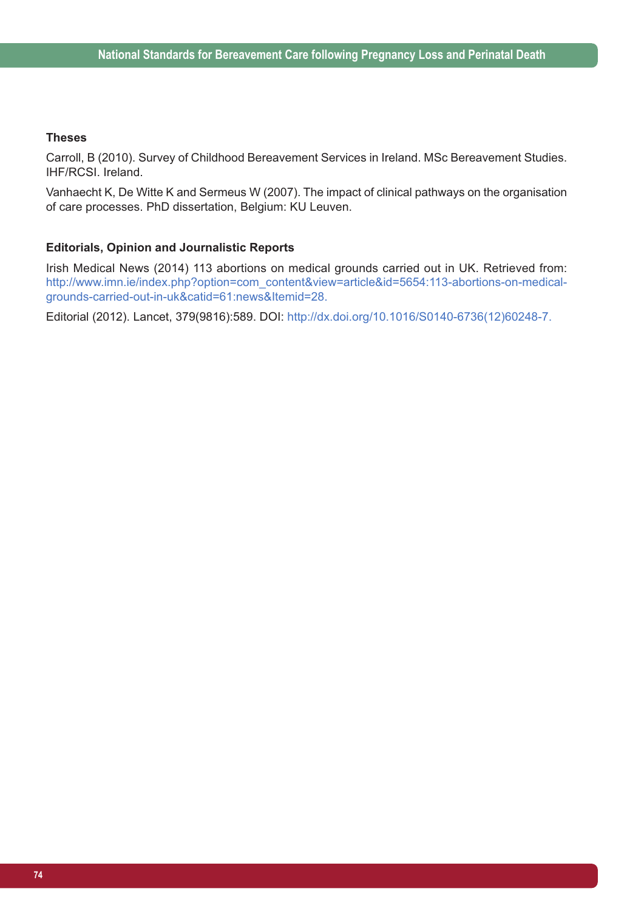### Theses

Carroll, B (2010). Survey of Childhood Bereavement Services in Ireland. MSc Bereavement Studies. IHF/RCSI. Ireland.

Vanhaecht K, De Witte K and Sermeus W (2007). The impact of clinical pathways on the organisation of care processes. PhD dissertation, Belgium: KU Leuven.

### Editorials, Opinion and Journalistic Reports

Irish Medical News (2014) 113 abortions on medical grounds carried out in UK. Retrieved from: http://www.imn.ie/index.php?option=com_content&view=article&id=5654:113-abortions-on-medical-grounds-carried-out-in-uk&catid=61:news&Itemid=28.

Editorial (2012). Lancet, 379(9816):589. DOI: http://dx.doi.org/10.1016/S0140-6736(12)60248-7.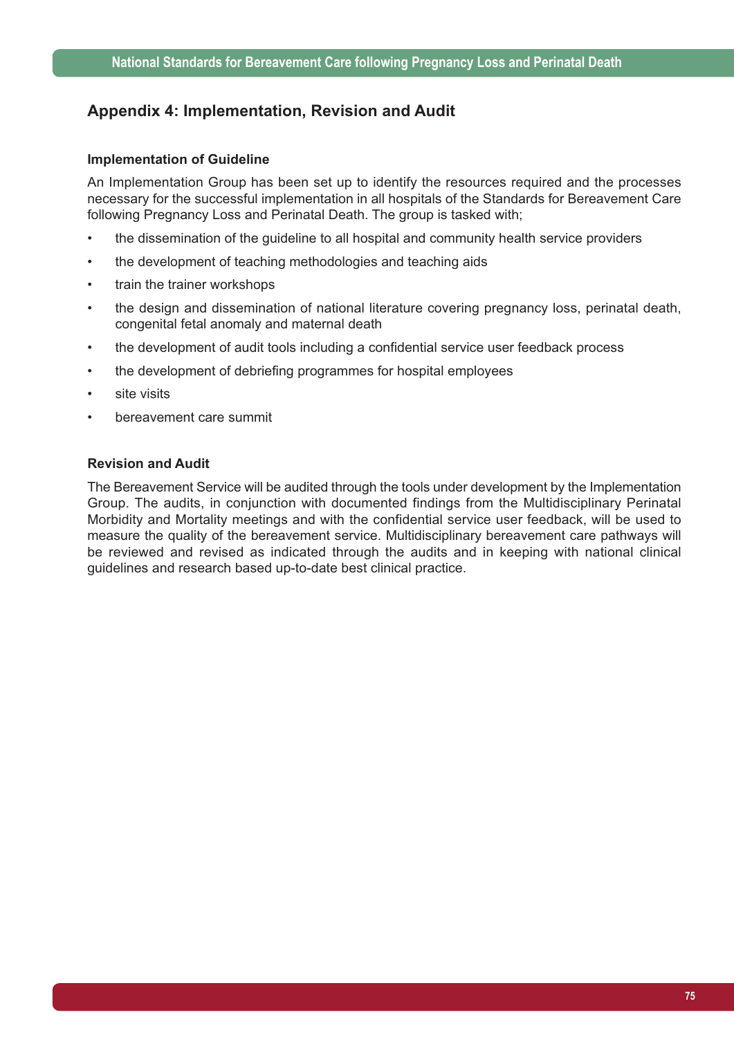## Appendix 4: Implementation, Revision and Audit

### Implementation of Guideline

An Implementation Group has been set up to identify the resources required and the processes necessary for the successful implementation in all hospitals of the Standards for Bereavement Care following Pregnancy Loss and Perinatal Death. The group is tasked with;

- the dissemination of the guideline to all hospital and community health service providers
- the development of teaching methodologies and teaching aids
- train the trainer workshops
- the design and dissemination of national literature covering pregnancy loss, perinatal death, congenital fetal anomaly and maternal death
- the development of audit tools including a confidential service user feedback process
- the development of debriefing programmes for hospital employees
- site visits
- bereavement care summit

### Revision and Audit

The Bereavement Service will be audited through the tools under development by the Implementation Group. The audits, in conjunction with documented findings from the Multidisciplinary Perinatal Morbidity and Mortality meetings and with the confidential service user feedback, will be used to measure the quality of the bereavement service. Multidisciplinary bereavement care pathways will be reviewed and revised as indicated through the audits and in keeping with national clinical guidelines and research based up-to-date best clinical practice.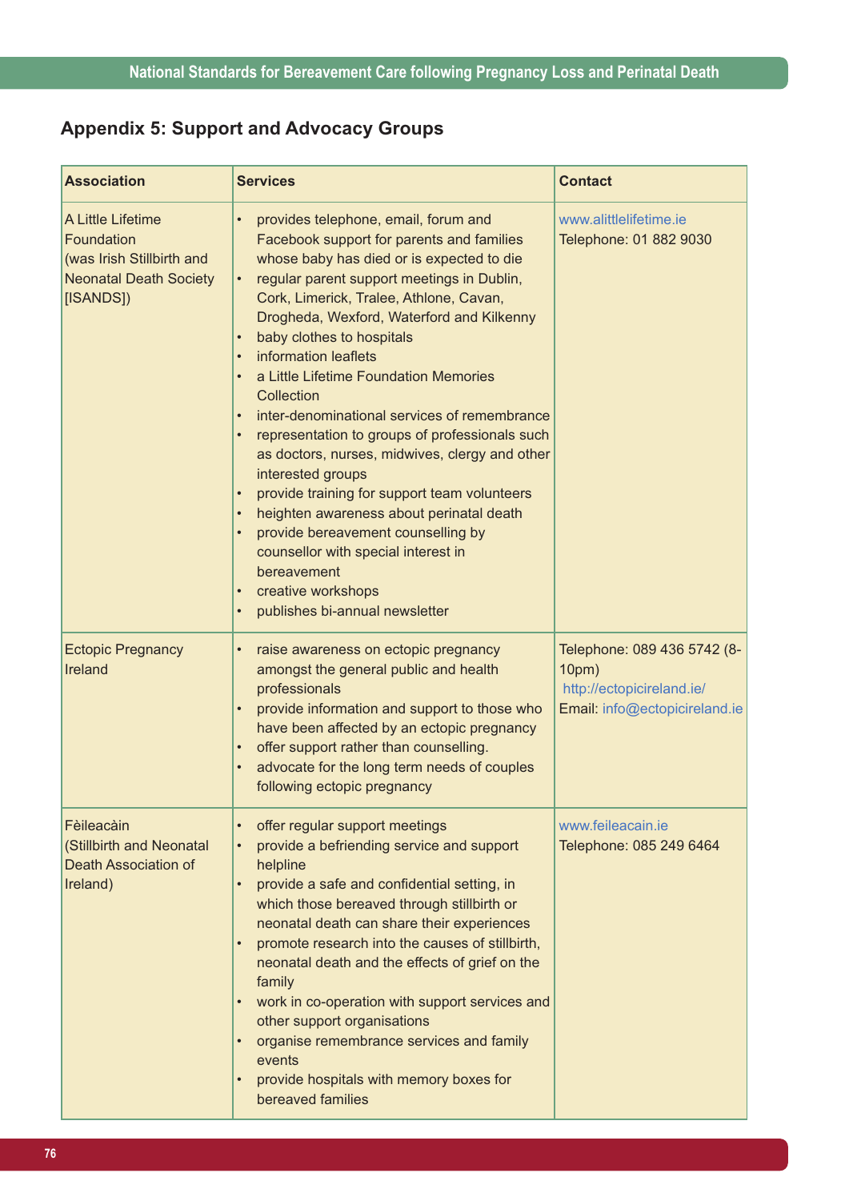## Appendix 5: Support and Advocacy Groups

| Association | Services | Contact |
|---|---|---|
| A Little Lifetime Foundation (was Irish Stillbirth and Neonatal Death Society [ISANDS]) | • provides telephone, email, forum and Facebook support for parents and families whose baby has died or is expected to die<br>• regular parent support meetings in Dublin, Cork, Limerick, Tralee, Athlone, Cavan, Drogheda, Wexford, Waterford and Kilkenny<br>• baby clothes to hospitals<br>• information leaflets<br>• a Little Lifetime Foundation Memories Collection<br>• inter-denominational services of remembrance<br>• representation to groups of professionals such as doctors, nurses, midwives, clergy and other interested groups<br>• provide training for support team volunteers<br>• heighten awareness about perinatal death<br>• provide bereavement counselling by counsellor with special interest in bereavement<br>• creative workshops<br>• publishes bi-annual newsletter | www.alittlelifetime.ie<br>Telephone: 01 882 9030 |
| Ectopic Pregnancy Ireland | • raise awareness on ectopic pregnancy amongst the general public and health professionals<br>• provide information and support to those who have been affected by an ectopic pregnancy<br>• offer support rather than counselling.<br>• advocate for the long term needs of couples following ectopic pregnancy | Telephone: 089 436 5742 (8-10pm)<br>http://ectopicireland.ie/<br>Email: info@ectopicireland.ie |
| Fèileacàin (Stillbirth and Neonatal Death Association of Ireland) | • offer regular support meetings<br>• provide a befriending service and support helpline<br>• provide a safe and confidential setting, in which those bereaved through stillbirth or neonatal death can share their experiences<br>• promote research into the causes of stillbirth, neonatal death and the effects of grief on the family<br>• work in co-operation with support services and other support organisations<br>• organise remembrance services and family events<br>• provide hospitals with memory boxes for bereaved families | www.feileacain.ie<br>Telephone: 085 249 6464 |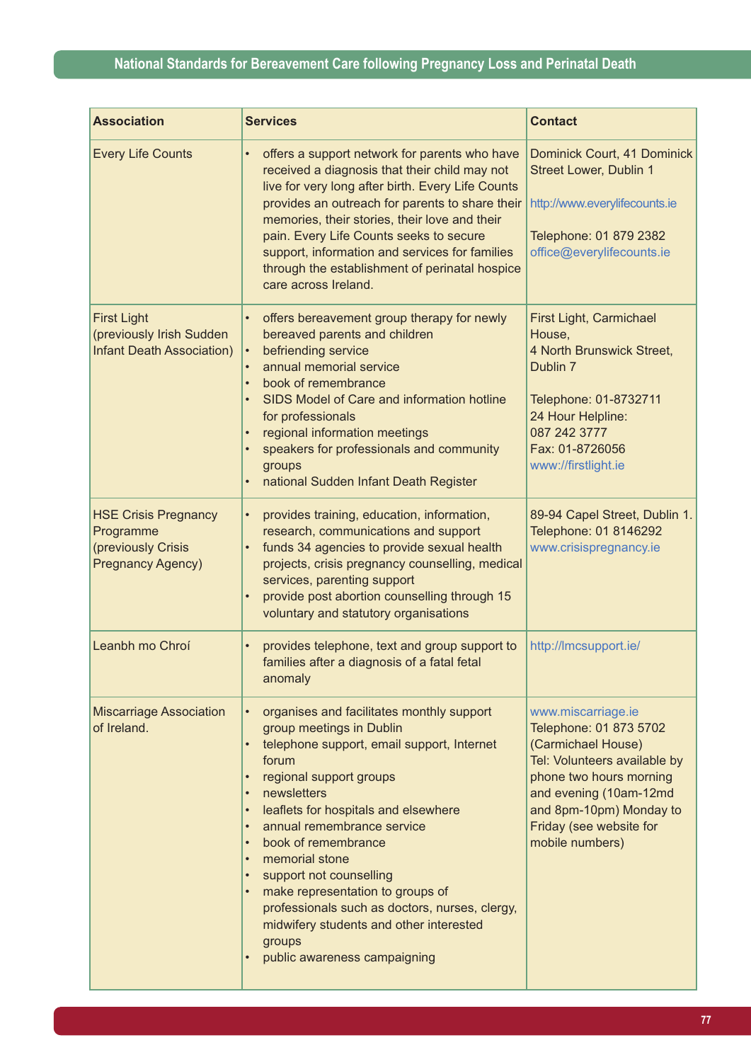| Association | Services | Contact |
|---|---|---|
| Every Life Counts | • offers a support network for parents who have received a diagnosis that their child may not live for very long after birth. Every Life Counts provides an outreach for parents to share their memories, their stories, their love and their pain. Every Life Counts seeks to secure support, information and services for families through the establishment of perinatal hospice care across Ireland. | Dominick Court, 41 Dominick Street Lower, Dublin 1<br><br>http://www.everylifecounts.ie<br><br>Telephone: 01 879 2382<br>office@everylifecounts.ie |
| First Light<br>(previously Irish Sudden Infant Death Association) | • offers bereavement group therapy for newly bereaved parents and children<br>• befriending service<br>• annual memorial service<br>• book of remembrance<br>• SIDS Model of Care and information hotline for professionals<br>• regional information meetings<br>• speakers for professionals and community groups<br>• national Sudden Infant Death Register | First Light, Carmichael House,<br>4 North Brunswick Street, Dublin 7<br><br>Telephone: 01-8732711<br>24 Hour Helpline:<br>087 242 3777<br>Fax: 01-8726056<br>www://firstlight.ie |
| HSE Crisis Pregnancy Programme<br>(previously Crisis Pregnancy Agency) | • provides training, education, information, research, communications and support<br>• funds 34 agencies to provide sexual health projects, crisis pregnancy counselling, medical services, parenting support<br>• provide post abortion counselling through 15 voluntary and statutory organisations | 89-94 Capel Street, Dublin 1.<br>Telephone: 01 8146292<br>www.crisispregnancy.ie |
| Leanbh mo Chroí | • provides telephone, text and group support to families after a diagnosis of a fatal fetal anomaly | http://lmcsupport.ie/ |
| Miscarriage Association of Ireland. | • organises and facilitates monthly support group meetings in Dublin<br>• telephone support, email support, Internet forum<br>• regional support groups<br>• newsletters<br>• leaflets for hospitals and elsewhere<br>• annual remembrance service<br>• book of remembrance<br>• memorial stone<br>• support not counselling<br>• make representation to groups of professionals such as doctors, nurses, clergy, midwifery students and other interested groups<br>• public awareness campaigning | www.miscarriage.ie<br>Telephone: 01 873 5702 (Carmichael House)<br>Tel: Volunteers available by phone two hours morning and evening (10am-12md and 8pm-10pm) Monday to Friday (see website for mobile numbers) |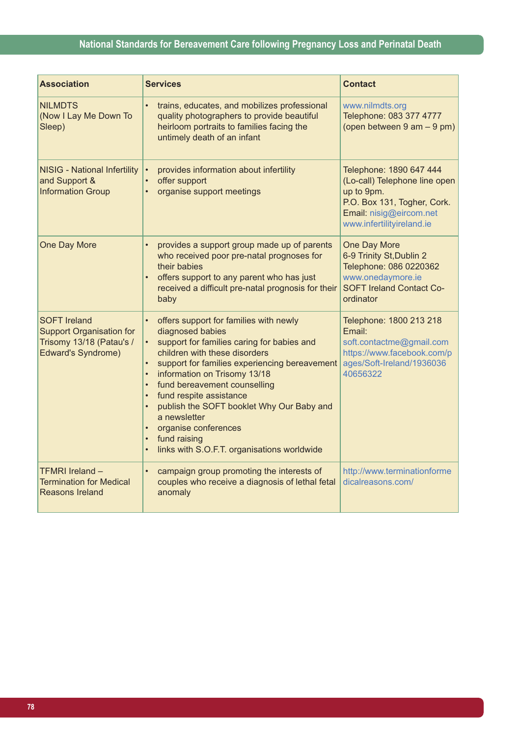| Association | Services | Contact |
|---|---|---|
| NILMDTS (Now I Lay Me Down To Sleep) | • trains, educates, and mobilizes professional quality photographers to provide beautiful heirloom portraits to families facing the untimely death of an infant | www.nilmdts.org<br>Telephone: 083 377 4777 (open between 9 am – 9 pm) |
| NISIG - National Infertility and Support & Information Group | • provides information about infertility<br>• offer support<br>• organise support meetings | Telephone: 1890 647 444 (Lo-call) Telephone line open up to 9pm.<br>P.O. Box 131, Togher, Cork.<br>Email: nisig@eircom.net<br>www.infertilityireland.ie |
| One Day More | • provides a support group made up of parents who received poor pre-natal prognoses for their babies<br>• offers support to any parent who has just received a difficult pre-natal prognosis for their baby | One Day More<br>6-9 Trinity St,Dublin 2<br>Telephone: 086 0220362<br>www.onedaymore.ie<br>SOFT Ireland Contact Co-ordinator |
| SOFT Ireland Support Organisation for Trisomy 13/18 (Patau's / Edward's Syndrome) | • offers support for families with newly diagnosed babies<br>• support for families caring for babies and children with these disorders<br>• support for families experiencing bereavement<br>• information on Trisomy 13/18<br>• fund bereavement counselling<br>• fund respite assistance<br>• publish the SOFT booklet Why Our Baby and a newsletter<br>• organise conferences<br>• fund raising<br>• links with S.O.F.T. organisations worldwide | Telephone: 1800 213 218<br>Email:<br>soft.contactme@gmail.com<br>https://www.facebook.com/pages/Soft-Ireland/193603640656322 |
| TFMRI Ireland – Termination for Medical Reasons Ireland | • campaign group promoting the interests of couples who receive a diagnosis of lethal fetal anomaly | http://www.terminationformedicalreasons.com/ |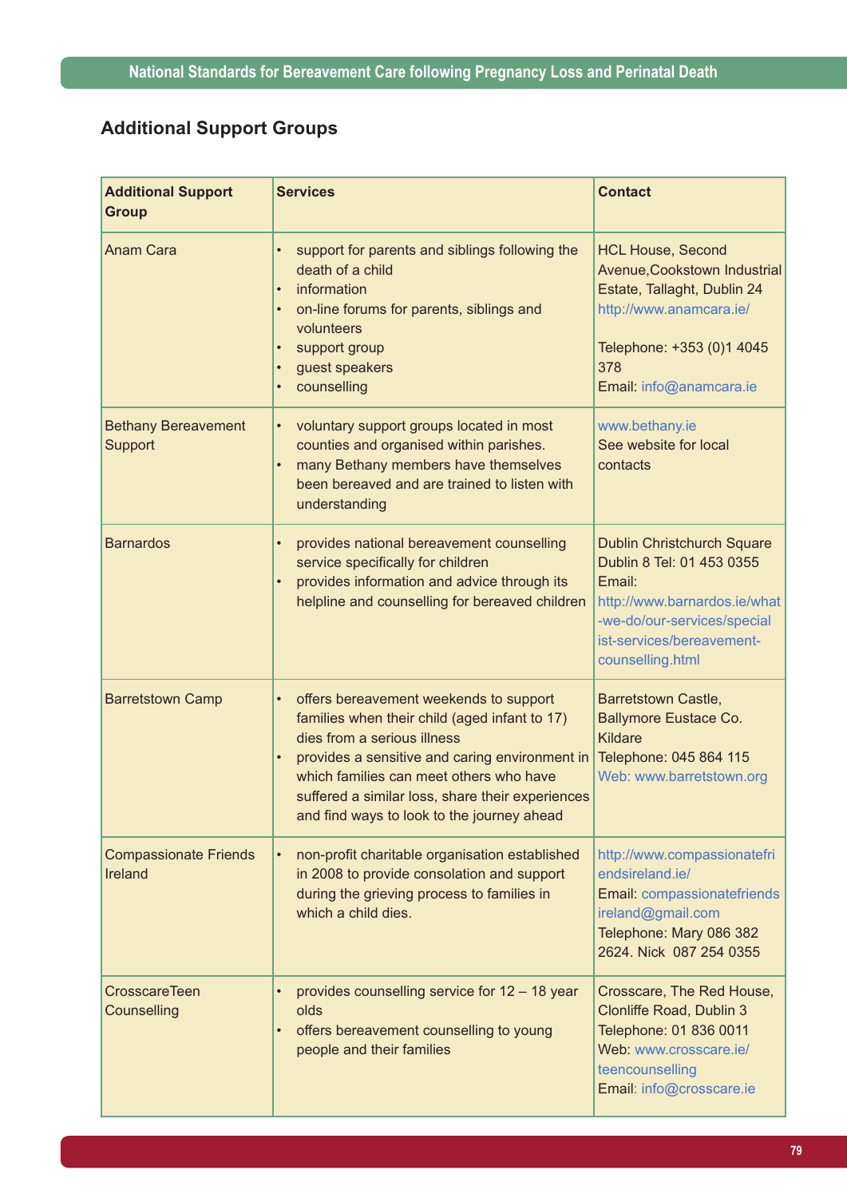## Additional Support Groups

| Additional Support Group | Services | Contact |
|---|---|---|
| Anam Cara | • support for parents and siblings following the death of a child<br>• information<br>• on-line forums for parents, siblings and volunteers<br>• support group<br>• guest speakers<br>• counselling | HCL House, Second Avenue,Cookstown Industrial Estate, Tallaght, Dublin 24<br>http://www.anamcara.ie/<br><br>Telephone: +353 (0)1 4045 378<br>Email: info@anamcara.ie |
| Bethany Bereavement Support | • voluntary support groups located in most counties and organised within parishes.<br>• many Bethany members have themselves been bereaved and are trained to listen with understanding | www.bethany.ie<br>See website for local contacts |
| Barnardos | • provides national bereavement counselling service specifically for children<br>• provides information and advice through its helpline and counselling for bereaved children | Dublin Christchurch Square Dublin 8 Tel: 01 453 0355<br>Email:<br>http://www.barnardos.ie/what-we-do/our-services/specialist-services/bereavement-counselling.html |
| Barretstown Camp | • offers bereavement weekends to support families when their child (aged infant to 17) dies from a serious illness<br>• provides a sensitive and caring environment in which families can meet others who have suffered a similar loss, share their experiences and find ways to look to the journey ahead | Barretstown Castle, Ballymore Eustace Co. Kildare<br>Telephone: 045 864 115<br>Web: www.barretstown.org |
| Compassionate Friends Ireland | • non-profit charitable organisation established in 2008 to provide consolation and support during the grieving process to families in which a child dies. | http://www.compassionatefriendsireland.ie/<br>Email: compassionatefriendsireland@gmail.com<br>Telephone: Mary 086 382 2624. Nick 087 254 0355 |
| CrosscareTeen Counselling | • provides counselling service for 12 – 18 year olds<br>• offers bereavement counselling to young people and their families | Crosscare, The Red House, Clonliffe Road, Dublin 3<br>Telephone: 01 836 0011<br>Web: www.crosscare.ie/teencounselling<br>Email: info@crosscare.ie |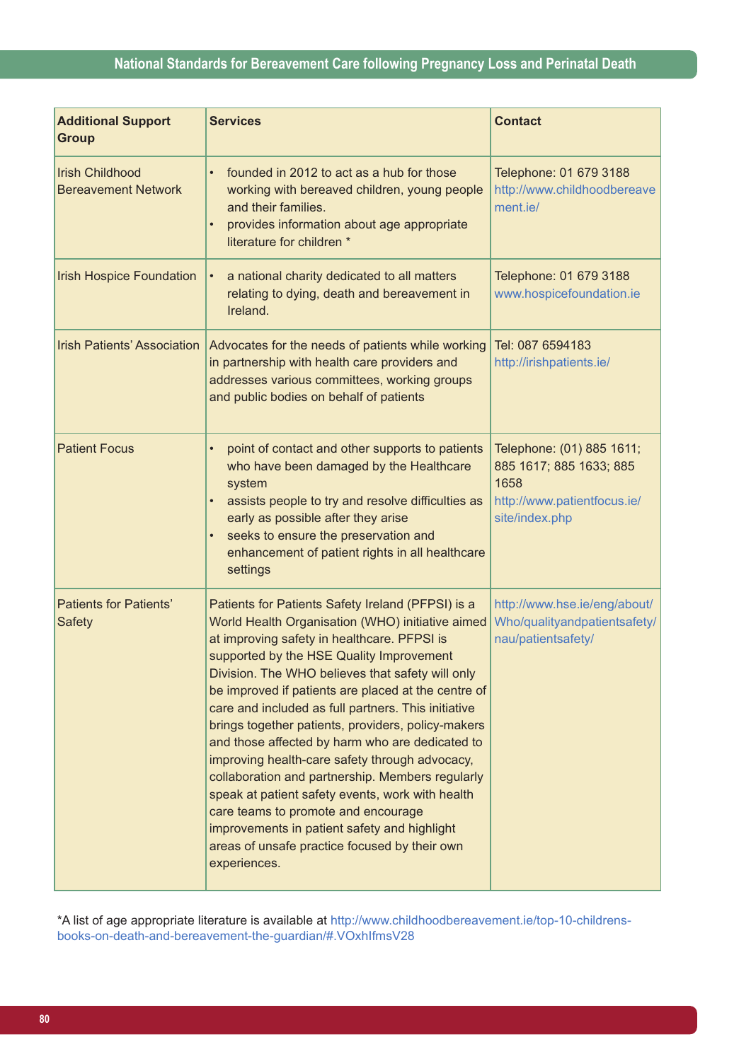| Additional Support Group | Services | Contact |
|---|---|---|
| Irish Childhood Bereavement Network | • founded in 2012 to act as a hub for those working with bereaved children, young people and their families.<br>• provides information about age appropriate literature for children * | Telephone: 01 679 3188<br>http://www.childhoodbereavement.ie/ |
| Irish Hospice Foundation | • a national charity dedicated to all matters relating to dying, death and bereavement in Ireland. | Telephone: 01 679 3188<br>www.hospicefoundation.ie |
| Irish Patients' Association | Advocates for the needs of patients while working in partnership with health care providers and addresses various committees, working groups and public bodies on behalf of patients | Tel: 087 6594183<br>http://irishpatients.ie/ |
| Patient Focus | • point of contact and other supports to patients who have been damaged by the Healthcare system<br>• assists people to try and resolve difficulties as early as possible after they arise<br>• seeks to ensure the preservation and enhancement of patient rights in all healthcare settings | Telephone: (01) 885 1611; 885 1617; 885 1633; 885 1658<br>http://www.patientfocus.ie/site/index.php |
| Patients for Patients' Safety | Patients for Patients Safety Ireland (PFPSI) is a World Health Organisation (WHO) initiative aimed at improving safety in healthcare. PFPSI is supported by the HSE Quality Improvement Division. The WHO believes that safety will only be improved if patients are placed at the centre of care and included as full partners. This initiative brings together patients, providers, policy-makers and those affected by harm who are dedicated to improving health-care safety through advocacy, collaboration and partnership. Members regularly speak at patient safety events, work with health care teams to promote and encourage improvements in patient safety and highlight areas of unsafe practice focused by their own experiences. | http://www.hse.ie/eng/about/Who/qualityandpatientsafety/nau/patientsafety/ |

*A list of age appropriate literature is available at http://www.childhoodbereavement.ie/top-10-childrens-books-on-death-and-bereavement-the-guardian/#.VOxhIfmsV28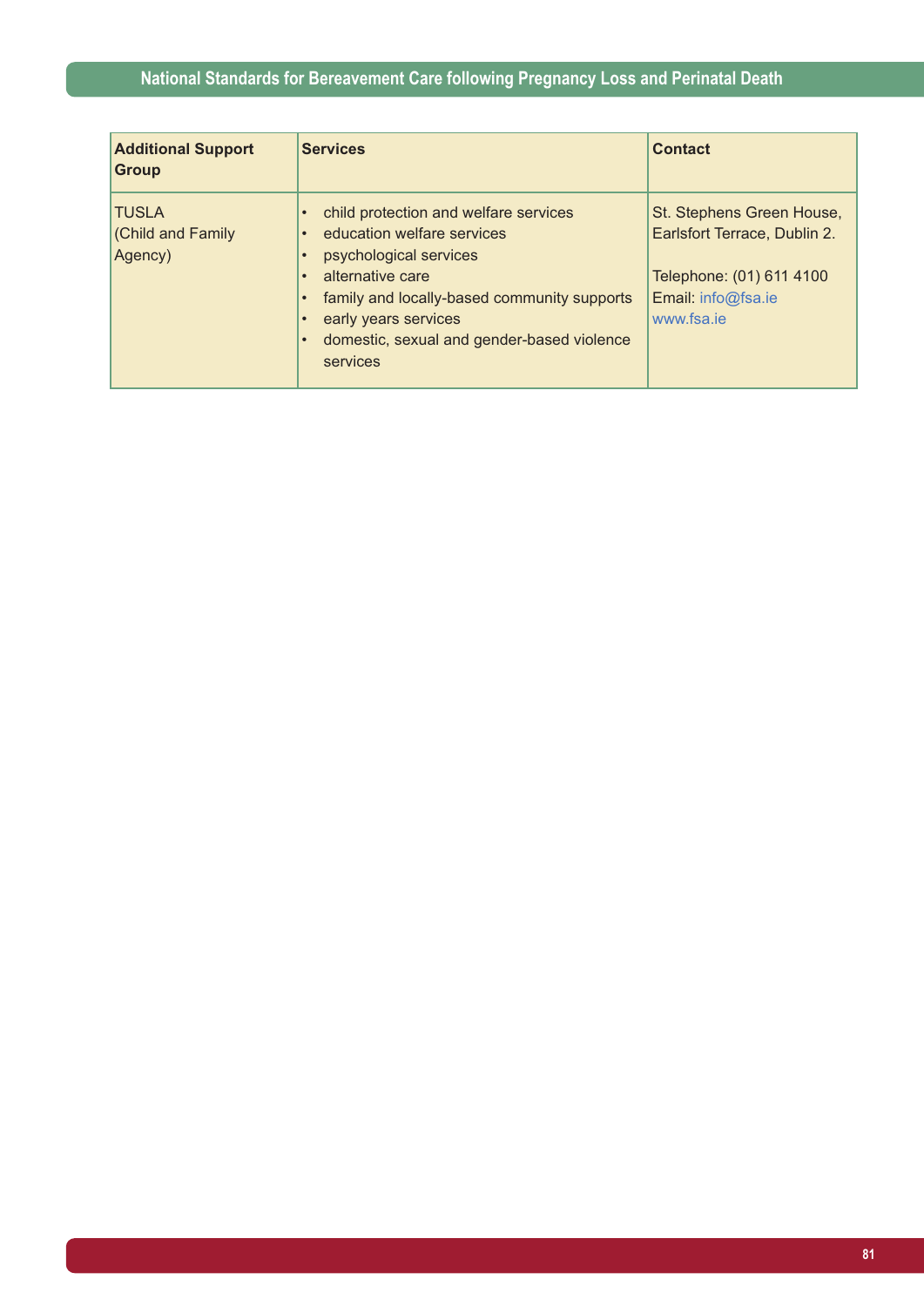| Additional Support Group | Services | Contact |
|---|---|---|
| TUSLA (Child and Family Agency) | • child protection and welfare services<br>• education welfare services<br>• psychological services<br>• alternative care<br>• family and locally-based community supports<br>• early years services<br>• domestic, sexual and gender-based violence services | St. Stephens Green House, Earlsfort Terrace, Dublin 2.<br><br>Telephone: (01) 611 4100<br>Email: info@fsa.ie<br>www.fsa.ie |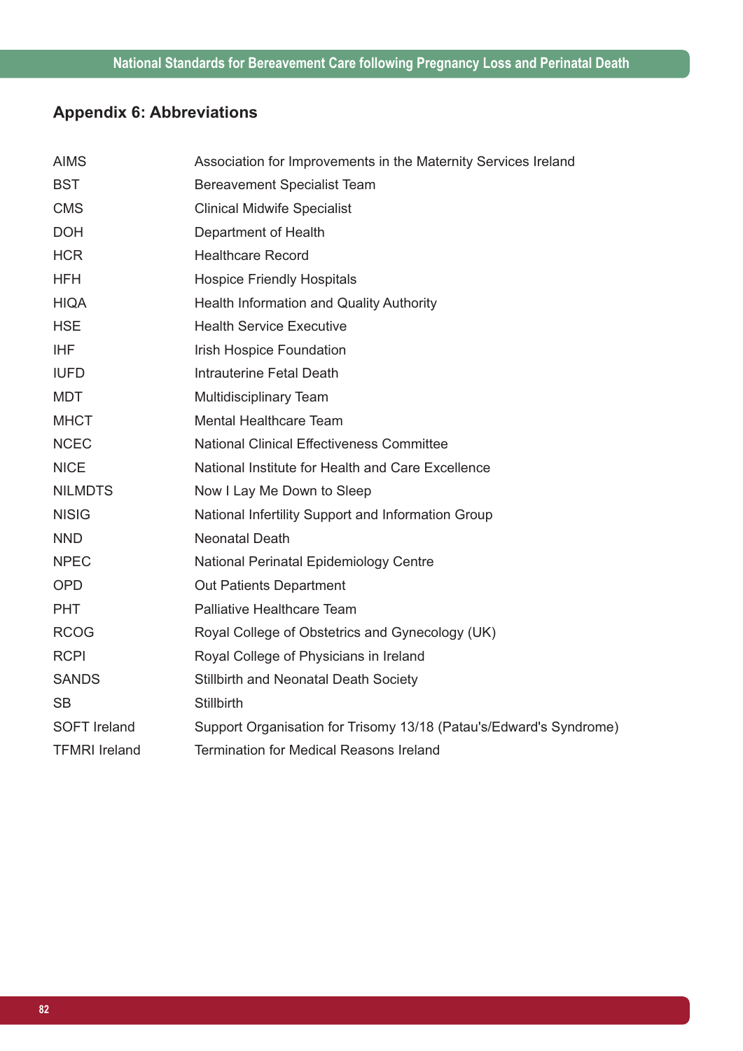## Appendix 6: Abbreviations

| | |
|---|---|
| AIMS | Association for Improvements in the Maternity Services Ireland |
| BST | Bereavement Specialist Team |
| CMS | Clinical Midwife Specialist |
| DOH | Department of Health |
| HCR | Healthcare Record |
| HFH | Hospice Friendly Hospitals |
| HIQA | Health Information and Quality Authority |
| HSE | Health Service Executive |
| IHF | Irish Hospice Foundation |
| IUFD | Intrauterine Fetal Death |
| MDT | Multidisciplinary Team |
| MHCT | Mental Healthcare Team |
| NCEC | National Clinical Effectiveness Committee |
| NICE | National Institute for Health and Care Excellence |
| NILMDTS | Now I Lay Me Down to Sleep |
| NISIG | National Infertility Support and Information Group |
| NND | Neonatal Death |
| NPEC | National Perinatal Epidemiology Centre |
| OPD | Out Patients Department |
| PHT | Palliative Healthcare Team |
| RCOG | Royal College of Obstetrics and Gynecology (UK) |
| RCPI | Royal College of Physicians in Ireland |
| SANDS | Stillbirth and Neonatal Death Society |
| SB | Stillbirth |
| SOFT Ireland | Support Organisation for Trisomy 13/18 (Patau's/Edward's Syndrome) |
| TFMRI Ireland | Termination for Medical Reasons Ireland |